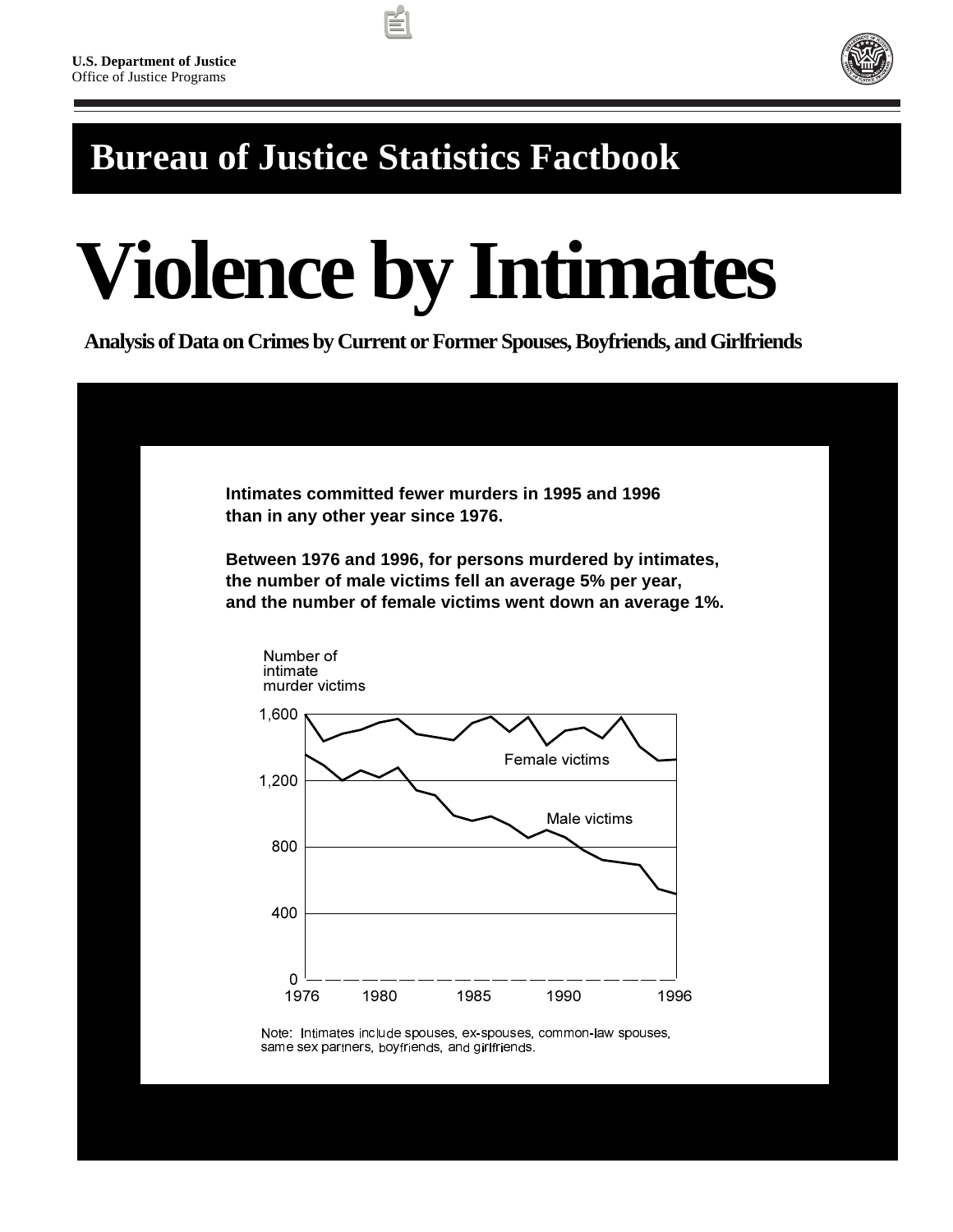**U.S. Department of Justice**
Office of Justice Programs

# Bureau of Justice Statistics Factbook

# Violence by Intimates

## Analysis of Data on Crimes by Current or Former Spouses, Boyfriends, and Girlfriends

**Intimates committed fewer murders in 1995 and 1996 than in any other year since 1976.**

**Between 1976 and 1996, for persons murdered by intimates, the number of male victims fell an average 5% per year, and the number of female victims went down an average 1%.**

Number of intimate murder victims

1,600

1,200

800

400

0

1976 1980 1985 1990 1996

Female victims

Male victims

Note: Intimates include spouses, ex-spouses, common-law spouses, same sex partners, boyfriends, and girlfriends.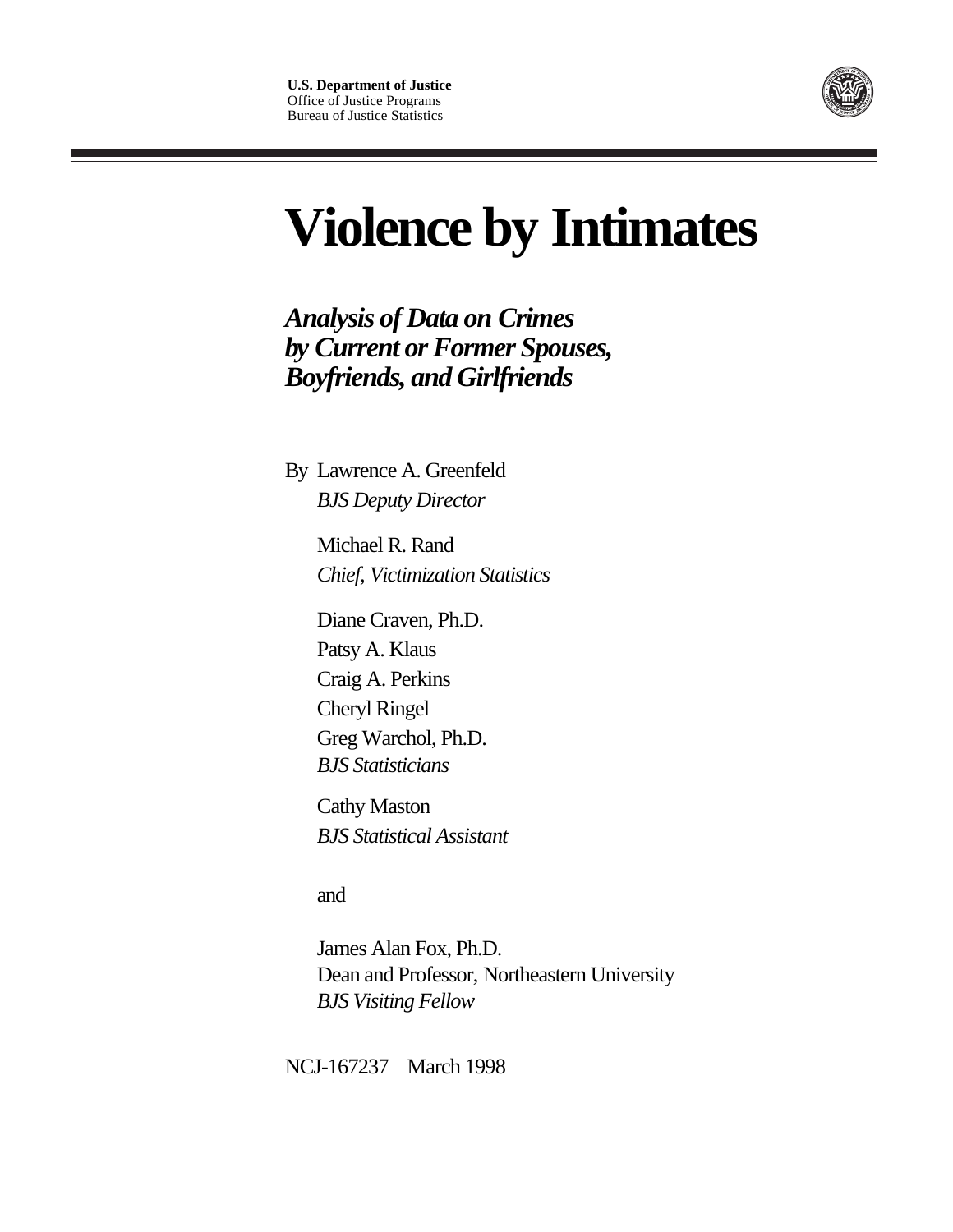**U.S. Department of Justice**
Office of Justice Programs
Bureau of Justice Statistics

# Violence by Intimates

## *Analysis of Data on Crimes by Current or Former Spouses, Boyfriends, and Girlfriends*

By Lawrence A. Greenfeld
*BJS Deputy Director*

Michael R. Rand
*Chief, Victimization Statistics*

Diane Craven, Ph.D.
Patsy A. Klaus
Craig A. Perkins
Cheryl Ringel
Greg Warchol, Ph.D.
*BJS Statisticians*

Cathy Maston
*BJS Statistical Assistant*

and

James Alan Fox, Ph.D.
Dean and Professor, Northeastern University
*BJS Visiting Fellow*

NCJ-167237 March 1998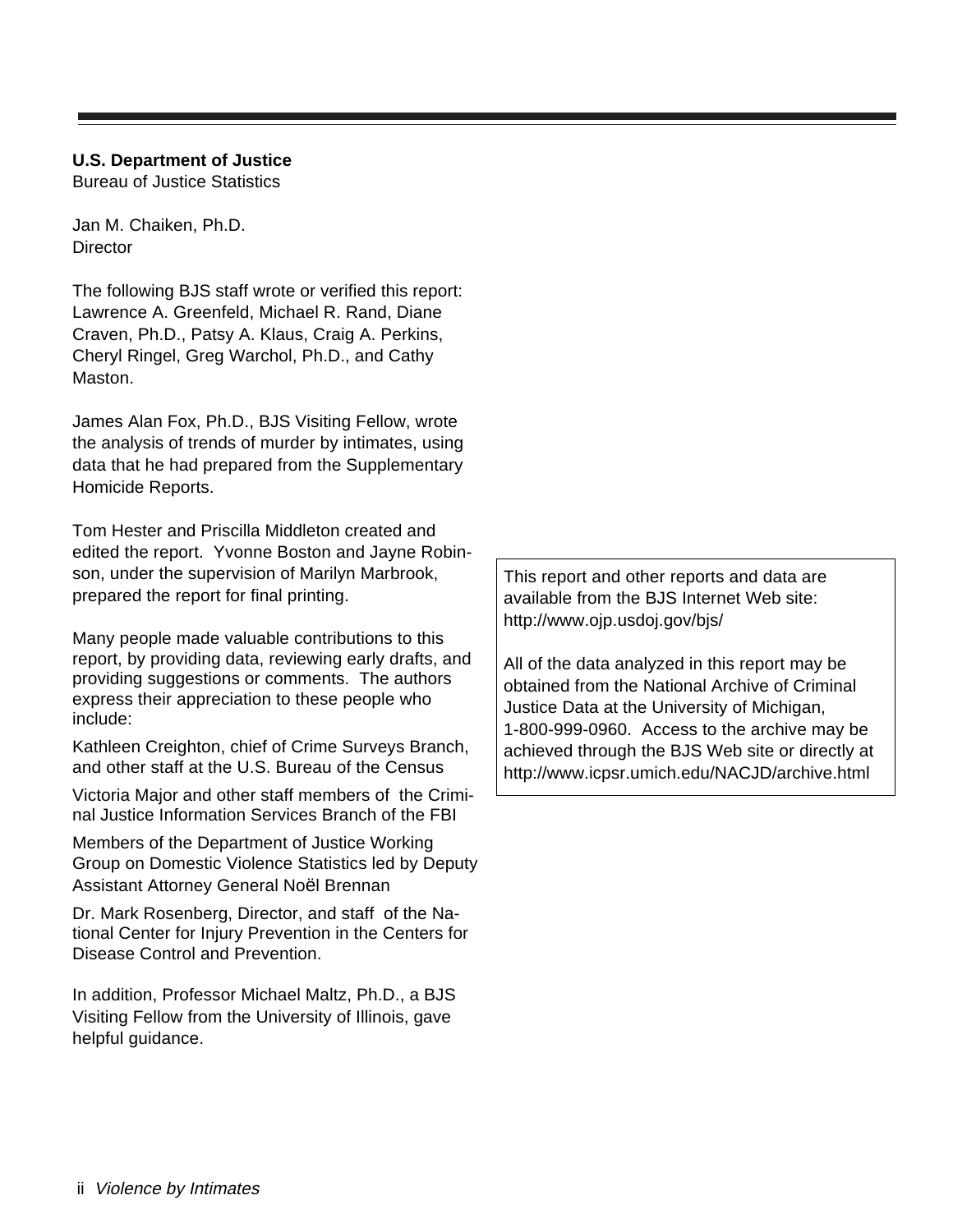**U.S. Department of Justice**
Bureau of Justice Statistics

Jan M. Chaiken, Ph.D.
Director

The following BJS staff wrote or verified this report: Lawrence A. Greenfeld, Michael R. Rand, Diane Craven, Ph.D., Patsy A. Klaus, Craig A. Perkins, Cheryl Ringel, Greg Warchol, Ph.D., and Cathy Maston.

James Alan Fox, Ph.D., BJS Visiting Fellow, wrote the analysis of trends of murder by intimates, using data that he had prepared from the Supplementary Homicide Reports.

Tom Hester and Priscilla Middleton created and edited the report. Yvonne Boston and Jayne Robinson, under the supervision of Marilyn Marbrook, prepared the report for final printing.

Many people made valuable contributions to this report, by providing data, reviewing early drafts, and providing suggestions or comments. The authors express their appreciation to these people who include:

Kathleen Creighton, chief of Crime Surveys Branch, and other staff at the U.S. Bureau of the Census

Victoria Major and other staff members of the Criminal Justice Information Services Branch of the FBI

Members of the Department of Justice Working Group on Domestic Violence Statistics led by Deputy Assistant Attorney General Noël Brennan

Dr. Mark Rosenberg, Director, and staff of the National Center for Injury Prevention in the Centers for Disease Control and Prevention.

In addition, Professor Michael Maltz, Ph.D., a BJS Visiting Fellow from the University of Illinois, gave helpful guidance.

This report and other reports and data are available from the BJS Internet Web site: http://www.ojp.usdoj.gov/bjs/

All of the data analyzed in this report may be obtained from the National Archive of Criminal Justice Data at the University of Michigan, 1-800-999-0960. Access to the archive may be achieved through the BJS Web site or directly at http://www.icpsr.umich.edu/NACJD/archive.html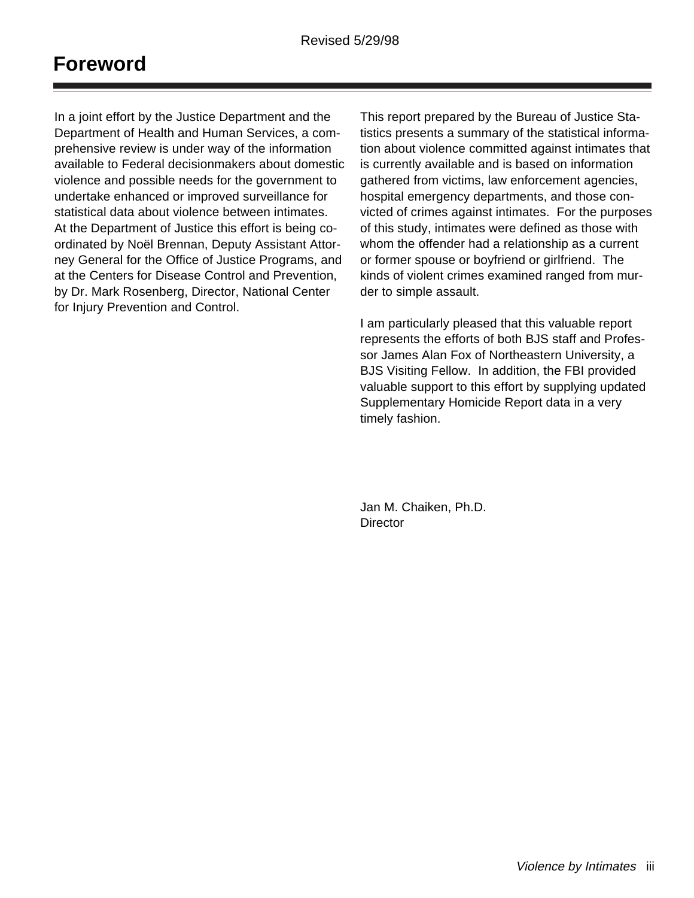Revised 5/29/98

# Foreword

In a joint effort by the Justice Department and the Department of Health and Human Services, a comprehensive review is under way of the information available to Federal decisionmakers about domestic violence and possible needs for the government to undertake enhanced or improved surveillance for statistical data about violence between intimates. At the Department of Justice this effort is being coordinated by Noël Brennan, Deputy Assistant Attorney General for the Office of Justice Programs, and at the Centers for Disease Control and Prevention, by Dr. Mark Rosenberg, Director, National Center for Injury Prevention and Control.

This report prepared by the Bureau of Justice Statistics presents a summary of the statistical information about violence committed against intimates that is currently available and is based on information gathered from victims, law enforcement agencies, hospital emergency departments, and those convicted of crimes against intimates. For the purposes of this study, intimates were defined as those with whom the offender had a relationship as a current or former spouse or boyfriend or girlfriend. The kinds of violent crimes examined ranged from murder to simple assault.

I am particularly pleased that this valuable report represents the efforts of both BJS staff and Professor James Alan Fox of Northeastern University, a BJS Visiting Fellow. In addition, the FBI provided valuable support to this effort by supplying updated Supplementary Homicide Report data in a very timely fashion.

Jan M. Chaiken, Ph.D.
Director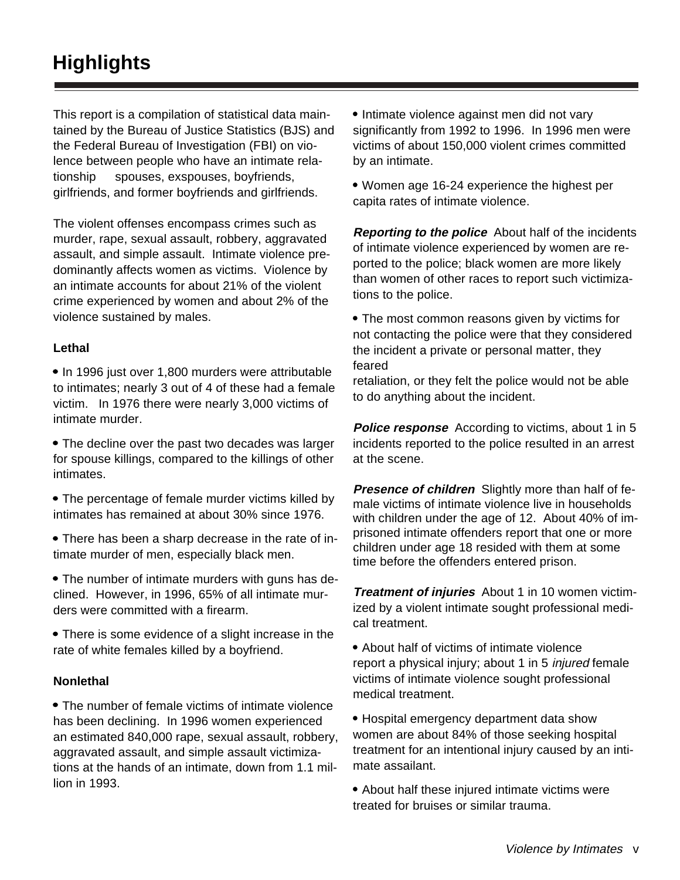# Highlights

This report is a compilation of statistical data maintained by the Bureau of Justice Statistics (BJS) and the Federal Bureau of Investigation (FBI) on violence between people who have an intimate relationship spouses, exspouses, boyfriends, girlfriends, and former boyfriends and girlfriends.

The violent offenses encompass crimes such as murder, rape, sexual assault, robbery, aggravated assault, and simple assault. Intimate violence predominantly affects women as victims. Violence by an intimate accounts for about 21% of the violent crime experienced by women and about 2% of the violence sustained by males.

### Lethal

- In 1996 just over 1,800 murders were attributable to intimates; nearly 3 out of 4 of these had a female victim. In 1976 there were nearly 3,000 victims of intimate murder.
- The decline over the past two decades was larger for spouse killings, compared to the killings of other intimates.
- The percentage of female murder victims killed by intimates has remained at about 30% since 1976.
- There has been a sharp decrease in the rate of intimate murder of men, especially black men.
- The number of intimate murders with guns has declined. However, in 1996, 65% of all intimate murders were committed with a firearm.
- There is some evidence of a slight increase in the rate of white females killed by a boyfriend.

### Nonlethal

- The number of female victims of intimate violence has been declining. In 1996 women experienced an estimated 840,000 rape, sexual assault, robbery, aggravated assault, and simple assault victimizations at the hands of an intimate, down from 1.1 million in 1993.
- Intimate violence against men did not vary significantly from 1992 to 1996. In 1996 men were victims of about 150,000 violent crimes committed by an intimate.
- Women age 16-24 experience the highest per capita rates of intimate violence.

***Reporting to the police*** About half of the incidents of intimate violence experienced by women are reported to the police; black women are more likely than women of other races to report such victimizations to the police.

- The most common reasons given by victims for not contacting the police were that they considered the incident a private or personal matter, they feared retaliation, or they felt the police would not be able to do anything about the incident.

***Police response*** According to victims, about 1 in 5 incidents reported to the police resulted in an arrest at the scene.

***Presence of children*** Slightly more than half of female victims of intimate violence live in households with children under the age of 12. About 40% of imprisoned intimate offenders report that one or more children under age 18 resided with them at some time before the offenders entered prison.

***Treatment of injuries*** About 1 in 10 women victimized by a violent intimate sought professional medical treatment.

- About half of victims of intimate violence report a physical injury; about 1 in 5 *injured* female victims of intimate violence sought professional medical treatment.
- Hospital emergency department data show women are about 84% of those seeking hospital treatment for an intentional injury caused by an intimate assailant.
- About half these injured intimate victims were treated for bruises or similar trauma.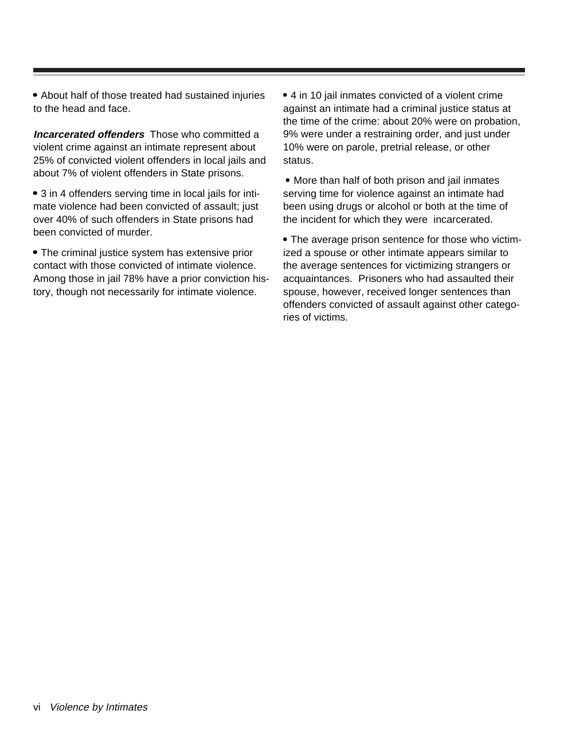- About half of those treated had sustained injuries to the head and face.

***Incarcerated offenders*** Those who committed a violent crime against an intimate represent about 25% of convicted violent offenders in local jails and about 7% of violent offenders in State prisons.

- 3 in 4 offenders serving time in local jails for intimate violence had been convicted of assault; just over 40% of such offenders in State prisons had been convicted of murder.

- The criminal justice system has extensive prior contact with those convicted of intimate violence. Among those in jail 78% have a prior conviction history, though not necessarily for intimate violence.

- 4 in 10 jail inmates convicted of a violent crime against an intimate had a criminal justice status at the time of the crime: about 20% were on probation, 9% were under a restraining order, and just under 10% were on parole, pretrial release, or other status.

- More than half of both prison and jail inmates serving time for violence against an intimate had been using drugs or alcohol or both at the time of the incident for which they were incarcerated.

- The average prison sentence for those who victimized a spouse or other intimate appears similar to the average sentences for victimizing strangers or acquaintances. Prisoners who had assaulted their spouse, however, received longer sentences than offenders convicted of assault against other categories of victims.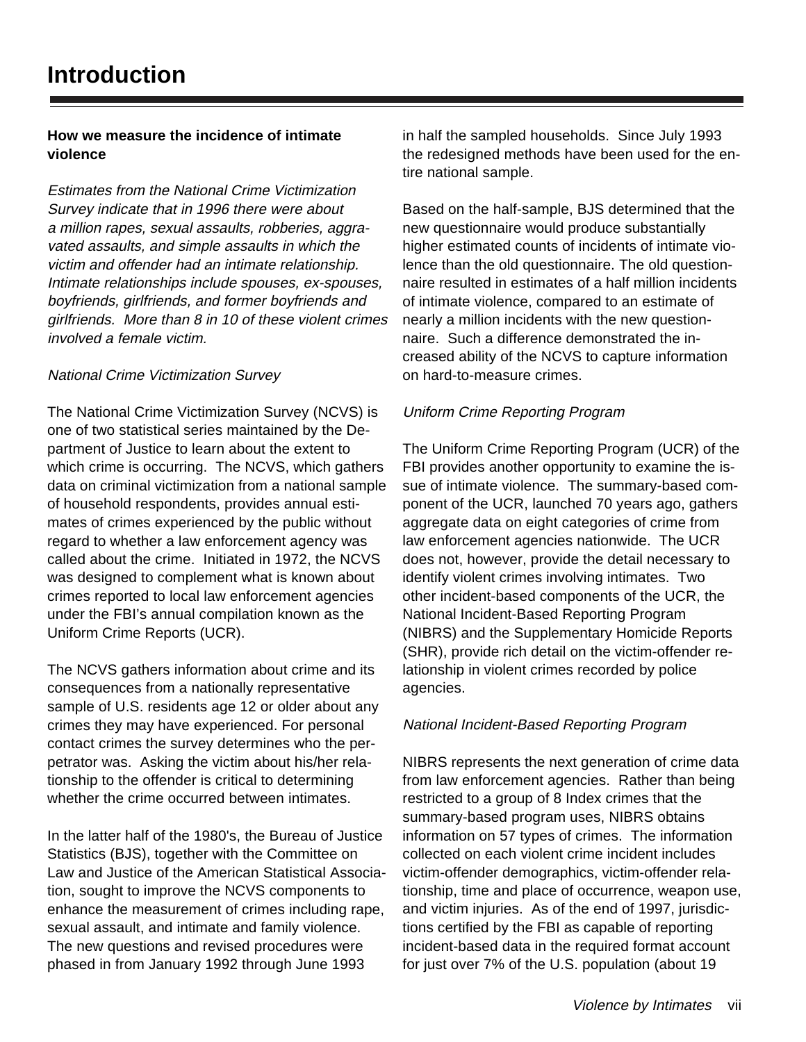# Introduction

**How we measure the incidence of intimate violence**

*Estimates from the National Crime Victimization Survey indicate that in 1996 there were about a million rapes, sexual assaults, robberies, aggravated assaults, and simple assaults in which the victim and offender had an intimate relationship. Intimate relationships include spouses, ex-spouses, boyfriends, girlfriends, and former boyfriends and girlfriends. More than 8 in 10 of these violent crimes involved a female victim.*

*National Crime Victimization Survey*

The National Crime Victimization Survey (NCVS) is one of two statistical series maintained by the Department of Justice to learn about the extent to which crime is occurring. The NCVS, which gathers data on criminal victimization from a national sample of household respondents, provides annual estimates of crimes experienced by the public without regard to whether a law enforcement agency was called about the crime. Initiated in 1972, the NCVS was designed to complement what is known about crimes reported to local law enforcement agencies under the FBI's annual compilation known as the Uniform Crime Reports (UCR).

The NCVS gathers information about crime and its consequences from a nationally representative sample of U.S. residents age 12 or older about any crimes they may have experienced. For personal contact crimes the survey determines who the perpetrator was. Asking the victim about his/her relationship to the offender is critical to determining whether the crime occurred between intimates.

In the latter half of the 1980's, the Bureau of Justice Statistics (BJS), together with the Committee on Law and Justice of the American Statistical Association, sought to improve the NCVS components to enhance the measurement of crimes including rape, sexual assault, and intimate and family violence. The new questions and revised procedures were phased in from January 1992 through June 1993 in half the sampled households. Since July 1993 the redesigned methods have been used for the entire national sample.

Based on the half-sample, BJS determined that the new questionnaire would produce substantially higher estimated counts of incidents of intimate violence than the old questionnaire. The old questionnaire resulted in estimates of a half million incidents of intimate violence, compared to an estimate of nearly a million incidents with the new questionnaire. Such a difference demonstrated the increased ability of the NCVS to capture information on hard-to-measure crimes.

*Uniform Crime Reporting Program*

The Uniform Crime Reporting Program (UCR) of the FBI provides another opportunity to examine the issue of intimate violence. The summary-based component of the UCR, launched 70 years ago, gathers aggregate data on eight categories of crime from law enforcement agencies nationwide. The UCR does not, however, provide the detail necessary to identify violent crimes involving intimates. Two other incident-based components of the UCR, the National Incident-Based Reporting Program (NIBRS) and the Supplementary Homicide Reports (SHR), provide rich detail on the victim-offender relationship in violent crimes recorded by police agencies.

*National Incident-Based Reporting Program*

NIBRS represents the next generation of crime data from law enforcement agencies. Rather than being restricted to a group of 8 Index crimes that the summary-based program uses, NIBRS obtains information on 57 types of crimes. The information collected on each violent crime incident includes victim-offender demographics, victim-offender relationship, time and place of occurrence, weapon use, and victim injuries. As of the end of 1997, jurisdictions certified by the FBI as capable of reporting incident-based data in the required format account for just over 7% of the U.S. population (about 19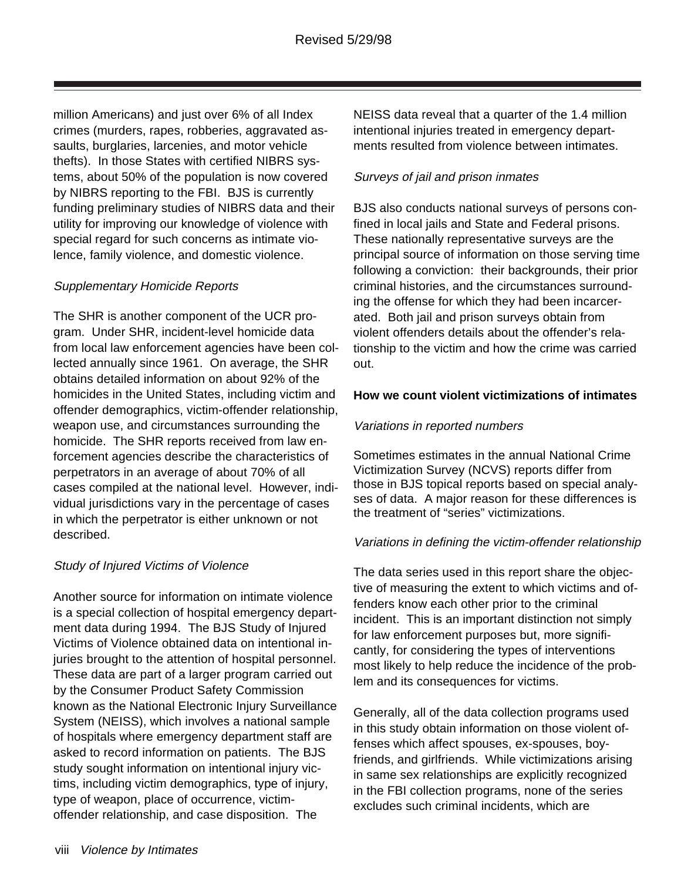million Americans) and just over 6% of all Index crimes (murders, rapes, robberies, aggravated assaults, burglaries, larcenies, and motor vehicle thefts). In those States with certified NIBRS systems, about 50% of the population is now covered by NIBRS reporting to the FBI. BJS is currently funding preliminary studies of NIBRS data and their utility for improving our knowledge of violence with special regard for such concerns as intimate violence, family violence, and domestic violence.

*Supplementary Homicide Reports*

The SHR is another component of the UCR program. Under SHR, incident-level homicide data from local law enforcement agencies have been collected annually since 1961. On average, the SHR obtains detailed information on about 92% of the homicides in the United States, including victim and offender demographics, victim-offender relationship, weapon use, and circumstances surrounding the homicide. The SHR reports received from law enforcement agencies describe the characteristics of perpetrators in an average of about 70% of all cases compiled at the national level. However, individual jurisdictions vary in the percentage of cases in which the perpetrator is either unknown or not described.

*Study of Injured Victims of Violence*

Another source for information on intimate violence is a special collection of hospital emergency department data during 1994. The BJS Study of Injured Victims of Violence obtained data on intentional injuries brought to the attention of hospital personnel. These data are part of a larger program carried out by the Consumer Product Safety Commission known as the National Electronic Injury Surveillance System (NEISS), which involves a national sample of hospitals where emergency department staff are asked to record information on patients. The BJS study sought information on intentional injury victims, including victim demographics, type of injury, type of weapon, place of occurrence, victim-offender relationship, and case disposition. The NEISS data reveal that a quarter of the 1.4 million intentional injuries treated in emergency departments resulted from violence between intimates.

*Surveys of jail and prison inmates*

BJS also conducts national surveys of persons confined in local jails and State and Federal prisons. These nationally representative surveys are the principal source of information on those serving time following a conviction: their backgrounds, their prior criminal histories, and the circumstances surrounding the offense for which they had been incarcerated. Both jail and prison surveys obtain from violent offenders details about the offender's relationship to the victim and how the crime was carried out.

**How we count violent victimizations of intimates**

*Variations in reported numbers*

Sometimes estimates in the annual National Crime Victimization Survey (NCVS) reports differ from those in BJS topical reports based on special analyses of data. A major reason for these differences is the treatment of "series" victimizations.

*Variations in defining the victim-offender relationship*

The data series used in this report share the objective of measuring the extent to which victims and offenders know each other prior to the criminal incident. This is an important distinction not simply for law enforcement purposes but, more significantly, for considering the types of interventions most likely to help reduce the incidence of the problem and its consequences for victims.

Generally, all of the data collection programs used in this study obtain information on those violent offenses which affect spouses, ex-spouses, boyfriends, and girlfriends. While victimizations arising in same sex relationships are explicitly recognized in the FBI collection programs, none of the series excludes such criminal incidents, which are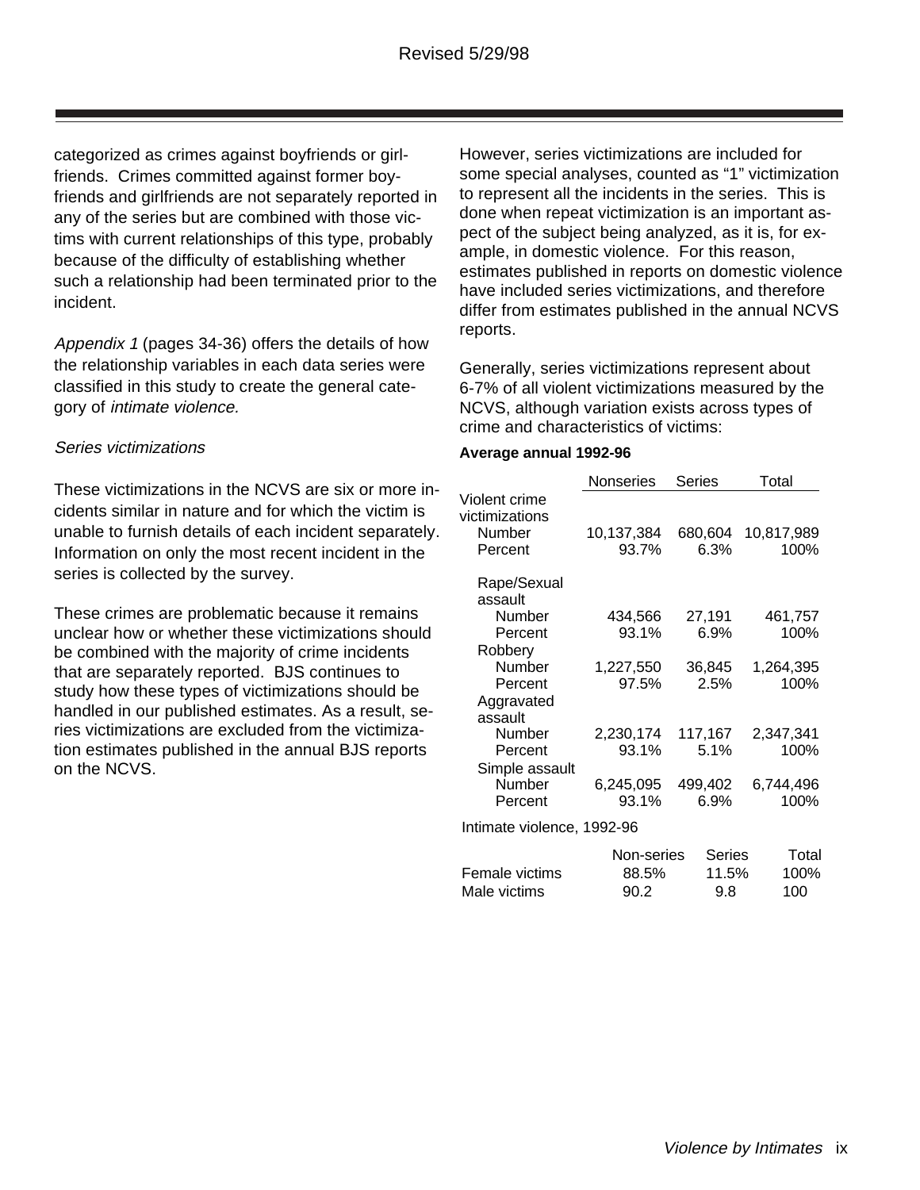Revised 5/29/98

categorized as crimes against boyfriends or girlfriends. Crimes committed against former boyfriends and girlfriends are not separately reported in any of the series but are combined with those victims with current relationships of this type, probably because of the difficulty of establishing whether such a relationship had been terminated prior to the incident.

*Appendix 1* (pages 34-36) offers the details of how the relationship variables in each data series were classified in this study to create the general category of *intimate violence*.

### *Series victimizations*

These victimizations in the NCVS are six or more incidents similar in nature and for which the victim is unable to furnish details of each incident separately. Information on only the most recent incident in the series is collected by the survey.

These crimes are problematic because it remains unclear how or whether these victimizations should be combined with the majority of crime incidents that are separately reported. BJS continues to study how these types of victimizations should be handled in our published estimates. As a result, series victimizations are excluded from the victimization estimates published in the annual BJS reports on the NCVS.

However, series victimizations are included for some special analyses, counted as "1" victimization to represent all the incidents in the series. This is done when repeat victimization is an important aspect of the subject being analyzed, as it is, for example, in domestic violence. For this reason, estimates published in reports on domestic violence have included series victimizations, and therefore differ from estimates published in the annual NCVS reports.

Generally, series victimizations represent about 6-7% of all violent victimizations measured by the NCVS, although variation exists across types of crime and characteristics of victims:

**Average annual 1992-96**

| | Nonseries | Series | Total |
|---|---|---|---|
| Violent crime victimizations | | | |
| Number | 10,137,384 | 680,604 | 10,817,989 |
| Percent | 93.7% | 6.3% | 100% |
| Rape/Sexual assault | | | |
| Number | 434,566 | 27,191 | 461,757 |
| Percent | 93.1% | 6.9% | 100% |
| Robbery | | | |
| Number | 1,227,550 | 36,845 | 1,264,395 |
| Percent | 97.5% | 2.5% | 100% |
| Aggravated assault | | | |
| Number | 2,230,174 | 117,167 | 2,347,341 |
| Percent | 93.1% | 5.1% | 100% |
| Simple assault | | | |
| Number | 6,245,095 | 499,402 | 6,744,496 |
| Percent | 93.1% | 6.9% | 100% |

Intimate violence, 1992-96

| | Non-series | Series | Total |
|---|---|---|---|
| Female victims | 88.5% | 11.5% | 100% |
| Male victims | 90.2 | 9.8 | 100 |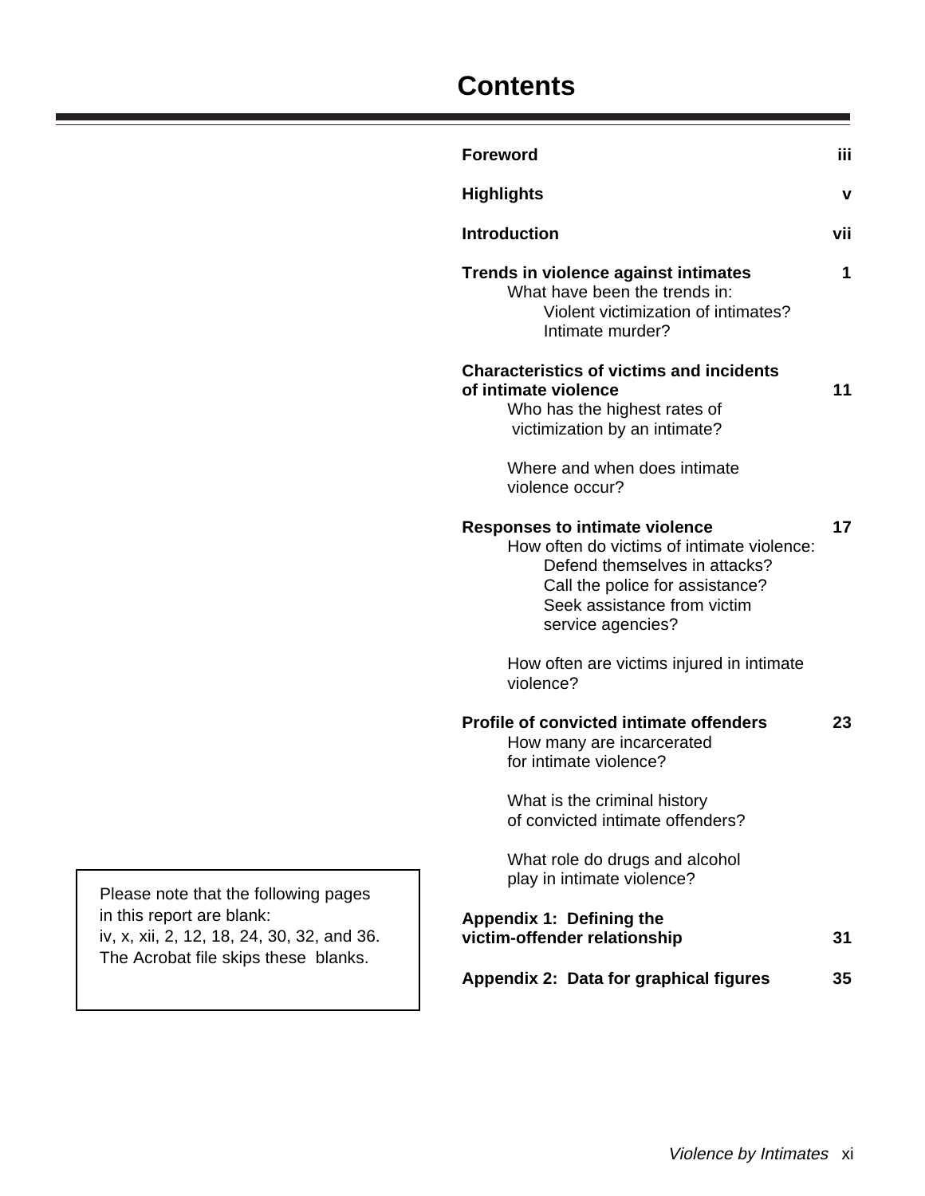# Contents

**Foreword** iii

**Highlights** v

**Introduction** vii

**Trends in violence against intimates** 1

- What have been the trends in:
  - Violent victimization of intimates?
  - Intimate murder?

**Characteristics of victims and incidents of intimate violence** 11

- Who has the highest rates of victimization by an intimate?
- Where and when does intimate violence occur?

**Responses to intimate violence** 17

- How often do victims of intimate violence:
  - Defend themselves in attacks?
  - Call the police for assistance?
  - Seek assistance from victim service agencies?
- How often are victims injured in intimate violence?

**Profile of convicted intimate offenders** 23

- How many are incarcerated for intimate violence?
- What is the criminal history of convicted intimate offenders?
- What role do drugs and alcohol play in intimate violence?

**Appendix 1: Defining the victim-offender relationship** 31

**Appendix 2: Data for graphical figures** 35

Please note that the following pages in this report are blank:
iv, x, xii, 2, 12, 18, 24, 30, 32, and 36.
The Acrobat file skips these blanks.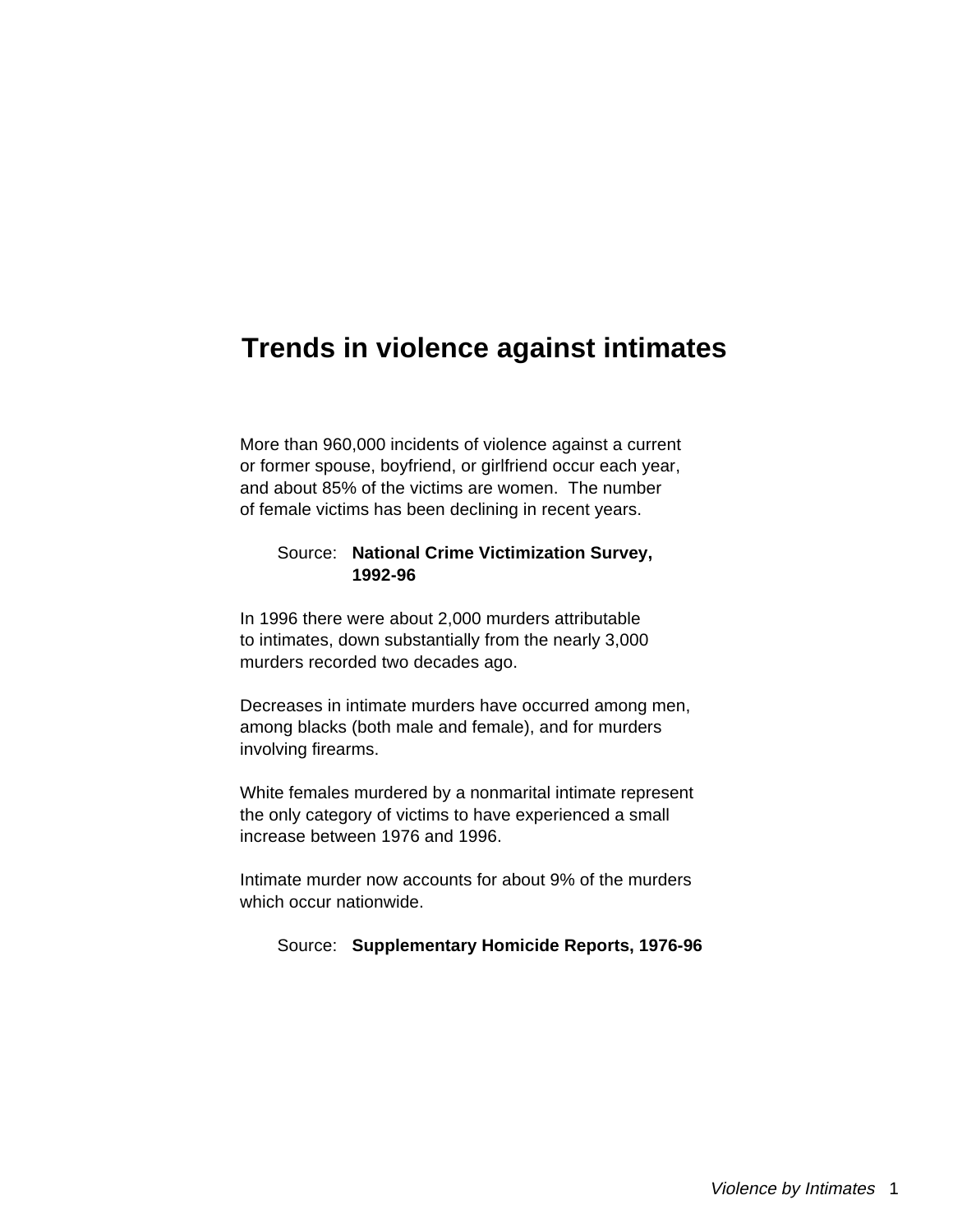# Trends in violence against intimates

More than 960,000 incidents of violence against a current or former spouse, boyfriend, or girlfriend occur each year, and about 85% of the victims are women. The number of female victims has been declining in recent years.

Source: **National Crime Victimization Survey, 1992-96**

In 1996 there were about 2,000 murders attributable to intimates, down substantially from the nearly 3,000 murders recorded two decades ago.

Decreases in intimate murders have occurred among men, among blacks (both male and female), and for murders involving firearms.

White females murdered by a nonmarital intimate represent the only category of victims to have experienced a small increase between 1976 and 1996.

Intimate murder now accounts for about 9% of the murders which occur nationwide.

Source: **Supplementary Homicide Reports, 1976-96**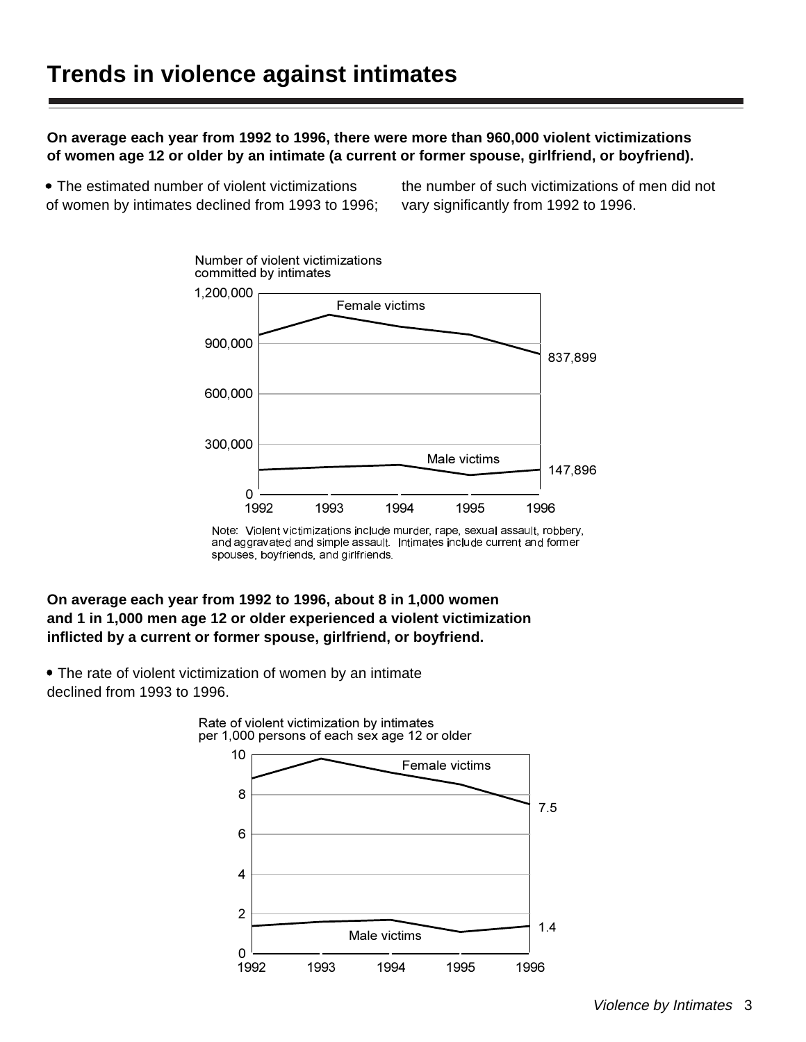# Trends in violence against intimates

**On average each year from 1992 to 1996, there were more than 960,000 violent victimizations of women age 12 or older by an intimate (a current or former spouse, girlfriend, or boyfriend).**

- The estimated number of violent victimizations of women by intimates declined from 1993 to 1996; the number of such victimizations of men did not vary significantly from 1992 to 1996.

Number of violent victimizations committed by intimates

Female victims: 837,899 (1996)

Male victims: 147,896 (1996)

Note: Violent victimizations include murder, rape, sexual assault, robbery, and aggravated and simple assault. Intimates include current and former spouses, boyfriends, and girlfriends.

**On average each year from 1992 to 1996, about 8 in 1,000 women and 1 in 1,000 men age 12 or older experienced a violent victimization inflicted by a current or former spouse, girlfriend, or boyfriend.**

- The rate of violent victimization of women by an intimate declined from 1993 to 1996.

Rate of violent victimization by intimates per 1,000 persons of each sex age 12 or older

Female victims: 7.5 (1996)

Male victims: 1.4 (1996)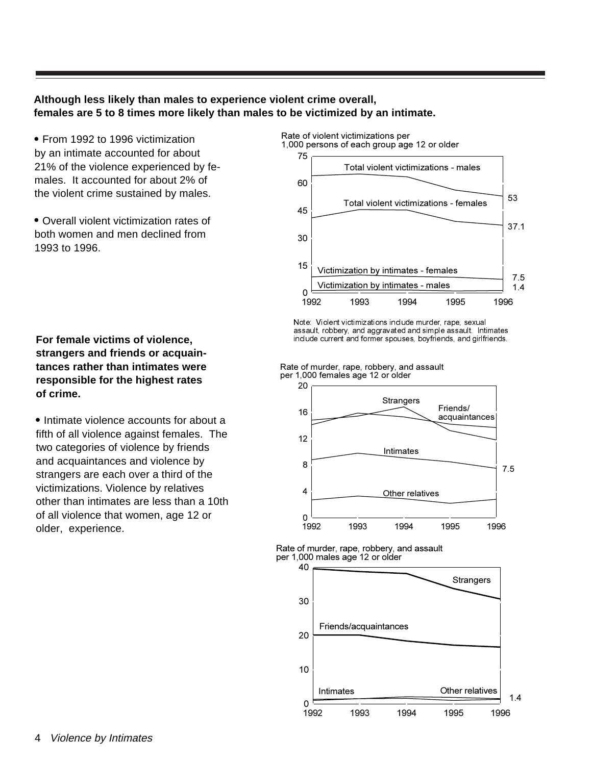**Although less likely than males to experience violent crime overall, females are 5 to 8 times more likely than males to be victimized by an intimate.**

- From 1992 to 1996 victimization by an intimate accounted for about 21% of the violence experienced by females. It accounted for about 2% of the violent crime sustained by males.

- Overall violent victimization rates of both women and men declined from 1993 to 1996.

Rate of violent victimizations per 1,000 persons of each group age 12 or older

| | 1996 |
|---|---|
| Total violent victimizations - males | 53 |
| Total violent victimizations - females | 37.1 |
| Victimization by intimates - females | 7.5 |
| Victimization by intimates - males | 1.4 |

Note: Violent victimizations include murder, rape, sexual assault, robbery, and aggravated and simple assault. Intimates include current and former spouses, boyfriends, and girlfriends.

**For female victims of violence, strangers and friends or acquaintances rather than intimates were responsible for the highest rates of crime.**

- Intimate violence accounts for about a fifth of all violence against females. The two categories of violence by friends and acquaintances and violence by strangers are each over a third of the victimizations. Violence by relatives other than intimates are less than a 10th of all violence that women, age 12 or older, experience.

Rate of murder, rape, robbery, and assault per 1,000 females age 12 or older

Strangers; Friends/acquaintances; Intimates (1996: 7.5); Other relatives

Rate of murder, rape, robbery, and assault per 1,000 males age 12 or older

Strangers; Friends/acquaintances; Intimates (1996: 1.4); Other relatives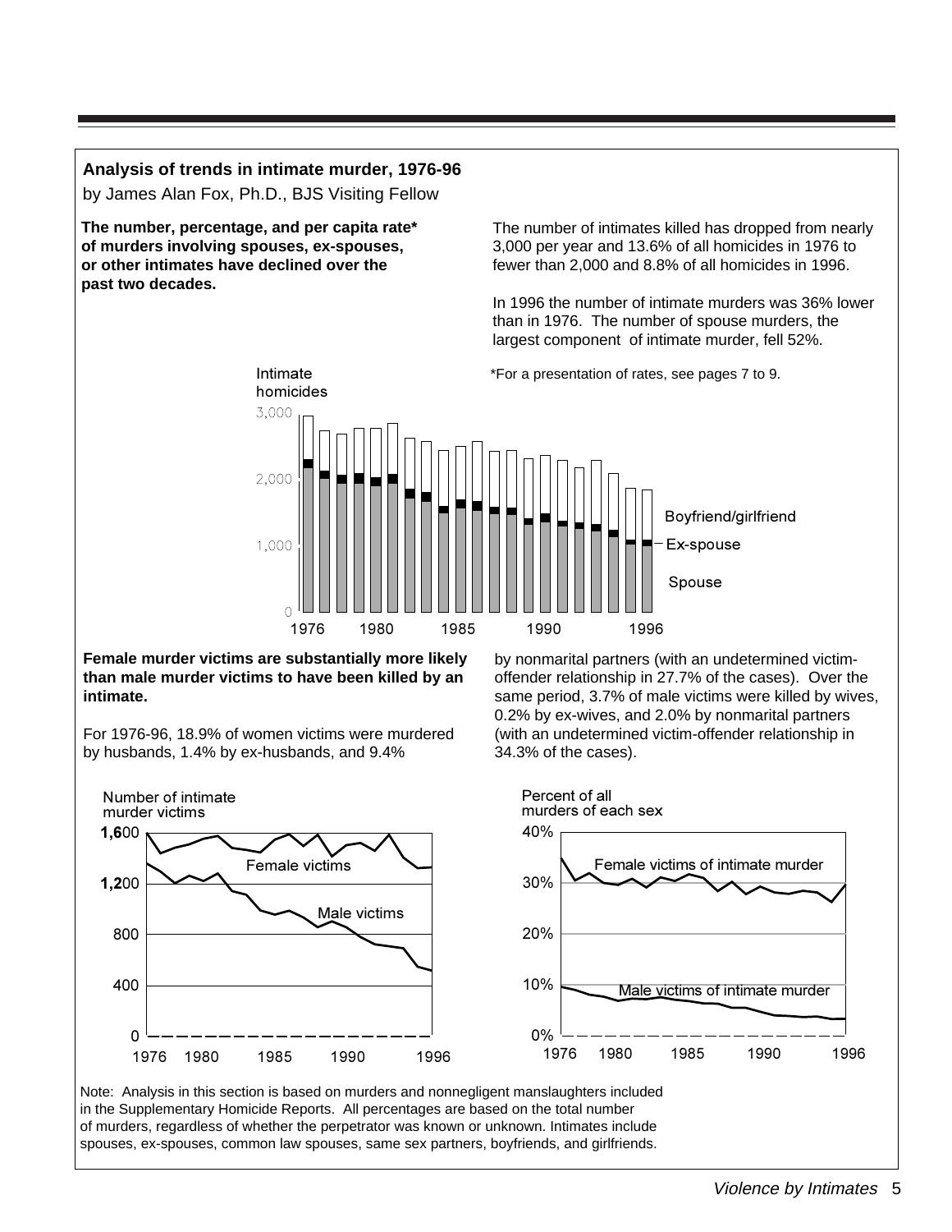## Analysis of trends in intimate murder, 1976-96

by James Alan Fox, Ph.D., BJS Visiting Fellow

**The number, percentage, and per capita rate* of murders involving spouses, ex-spouses, or other intimates have declined over the past two decades.**

The number of intimates killed has dropped from nearly 3,000 per year and 13.6% of all homicides in 1976 to fewer than 2,000 and 8.8% of all homicides in 1996.

In 1996 the number of intimate murders was 36% lower than in 1976. The number of spouse murders, the largest component of intimate murder, fell 52%.

*For a presentation of rates, see pages 7 to 9.

Intimate homicides

Boyfriend/girlfriend
Ex-spouse
Spouse

**Female murder victims are substantially more likely than male murder victims to have been killed by an intimate.**

For 1976-96, 18.9% of women victims were murdered by husbands, 1.4% by ex-husbands, and 9.4% by nonmarital partners (with an undetermined victim-offender relationship in 27.7% of the cases). Over the same period, 3.7% of male victims were killed by wives, 0.2% by ex-wives, and 2.0% by nonmarital partners (with an undetermined victim-offender relationship in 34.3% of the cases).

Number of intimate murder victims

Female victims
Male victims

Percent of all murders of each sex

Female victims of intimate murder
Male victims of intimate murder

Note: Analysis in this section is based on murders and nonnegligent manslaughters included in the Supplementary Homicide Reports. All percentages are based on the total number of murders, regardless of whether the perpetrator was known or unknown. Intimates include spouses, ex-spouses, common law spouses, same sex partners, boyfriends, and girlfriends.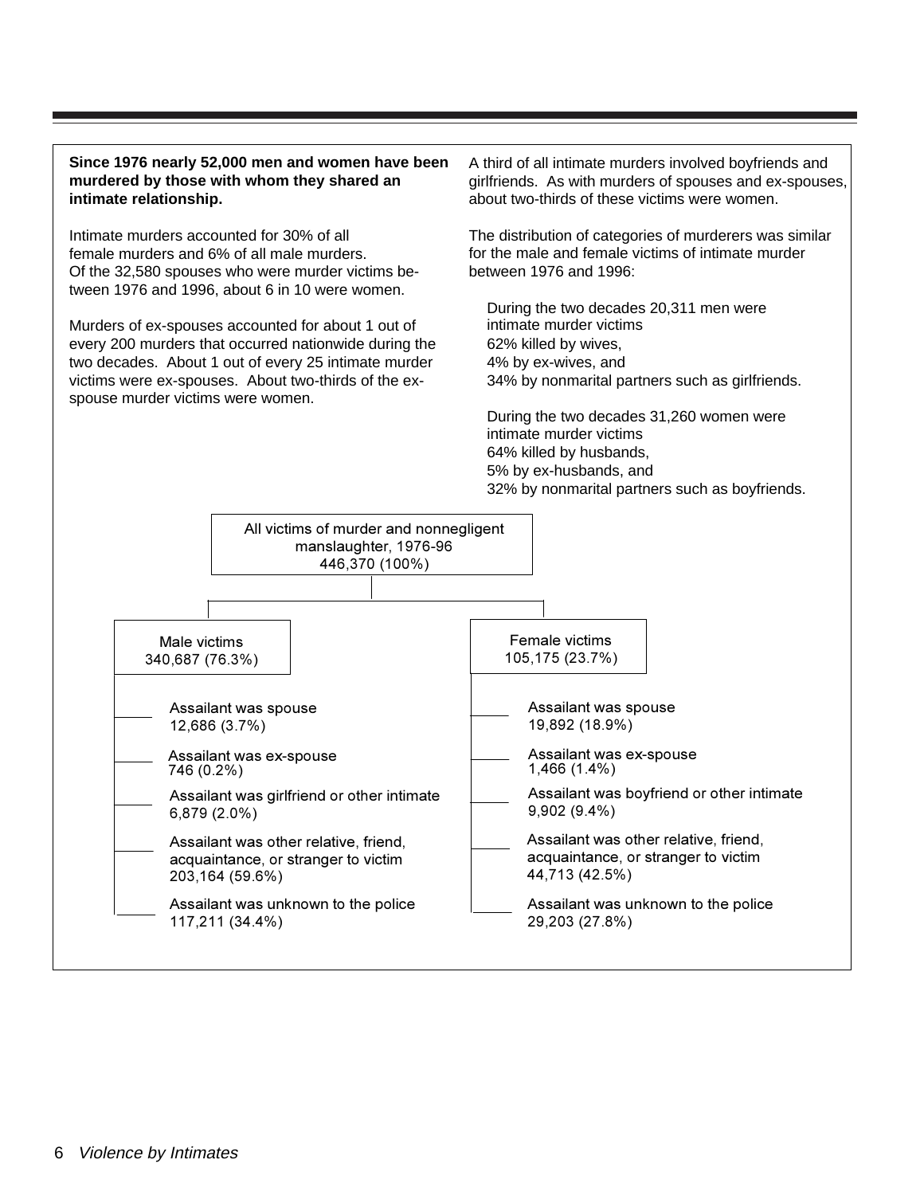**Since 1976 nearly 52,000 men and women have been murdered by those with whom they shared an intimate relationship.**

Intimate murders accounted for 30% of all female murders and 6% of all male murders. Of the 32,580 spouses who were murder victims between 1976 and 1996, about 6 in 10 were women.

Murders of ex-spouses accounted for about 1 out of every 200 murders that occurred nationwide during the two decades. About 1 out of every 25 intimate murder victims were ex-spouses. About two-thirds of the ex-spouse murder victims were women.

A third of all intimate murders involved boyfriends and girlfriends. As with murders of spouses and ex-spouses, about two-thirds of these victims were women.

The distribution of categories of murderers was similar for the male and female victims of intimate murder between 1976 and 1996:

During the two decades 20,311 men were intimate murder victims
62% killed by wives,
4% by ex-wives, and
34% by nonmarital partners such as girlfriends.

During the two decades 31,260 women were intimate murder victims
64% killed by husbands,
5% by ex-husbands, and
32% by nonmarital partners such as boyfriends.

All victims of murder and nonnegligent manslaughter, 1976-96
446,370 (100%)

| Male victims 340,687 (76.3%) | Female victims 105,175 (23.7%) |
|---|---|
| Assailant was spouse 12,686 (3.7%) | Assailant was spouse 19,892 (18.9%) |
| Assailant was ex-spouse 746 (0.2%) | Assailant was ex-spouse 1,466 (1.4%) |
| Assailant was girlfriend or other intimate 6,879 (2.0%) | Assailant was boyfriend or other intimate 9,902 (9.4%) |
| Assailant was other relative, friend, acquaintance, or stranger to victim 203,164 (59.6%) | Assailant was other relative, friend, acquaintance, or stranger to victim 44,713 (42.5%) |
| Assailant was unknown to the police 117,211 (34.4%) | Assailant was unknown to the police 29,203 (27.8%) |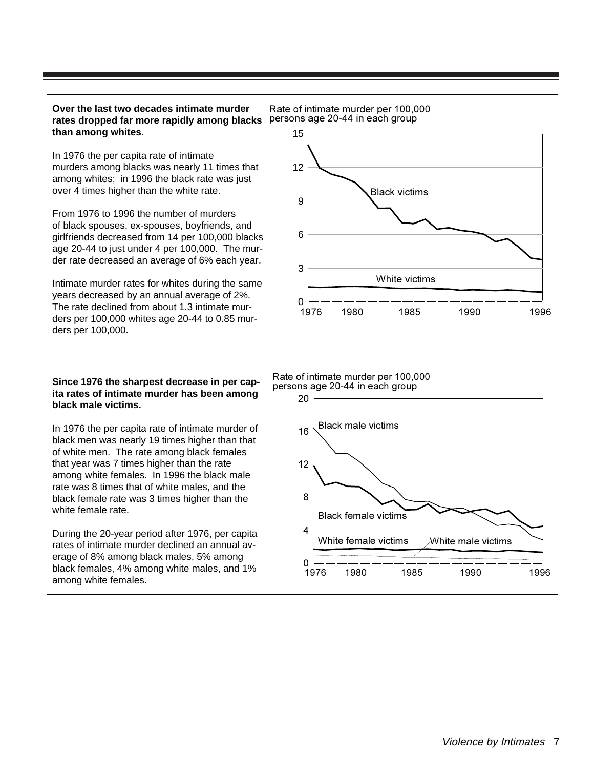**Over the last two decades intimate murder rates dropped far more rapidly among blacks than among whites.**

In 1976 the per capita rate of intimate murders among blacks was nearly 11 times that among whites; in 1996 the black rate was just over 4 times higher than the white rate.

From 1976 to 1996 the number of murders of black spouses, ex-spouses, boyfriends, and girlfriends decreased from 14 per 100,000 blacks age 20-44 to just under 4 per 100,000. The murder rate decreased an average of 6% each year.

Intimate murder rates for whites during the same years decreased by an annual average of 2%. The rate declined from about 1.3 intimate murders per 100,000 whites age 20-44 to 0.85 murders per 100,000.

Rate of intimate murder per 100,000 persons age 20-44 in each group

**Since 1976 the sharpest decrease in per capita rates of intimate murder has been among black male victims.**

In 1976 the per capita rate of intimate murder of black men was nearly 19 times higher than that of white men. The rate among black females that year was 7 times higher than the rate among white females. In 1996 the black male rate was 8 times that of white males, and the black female rate was 3 times higher than the white female rate.

During the 20-year period after 1976, per capita rates of intimate murder declined an annual average of 8% among black males, 5% among black females, 4% among white males, and 1% among white females.

Rate of intimate murder per 100,000 persons age 20-44 in each group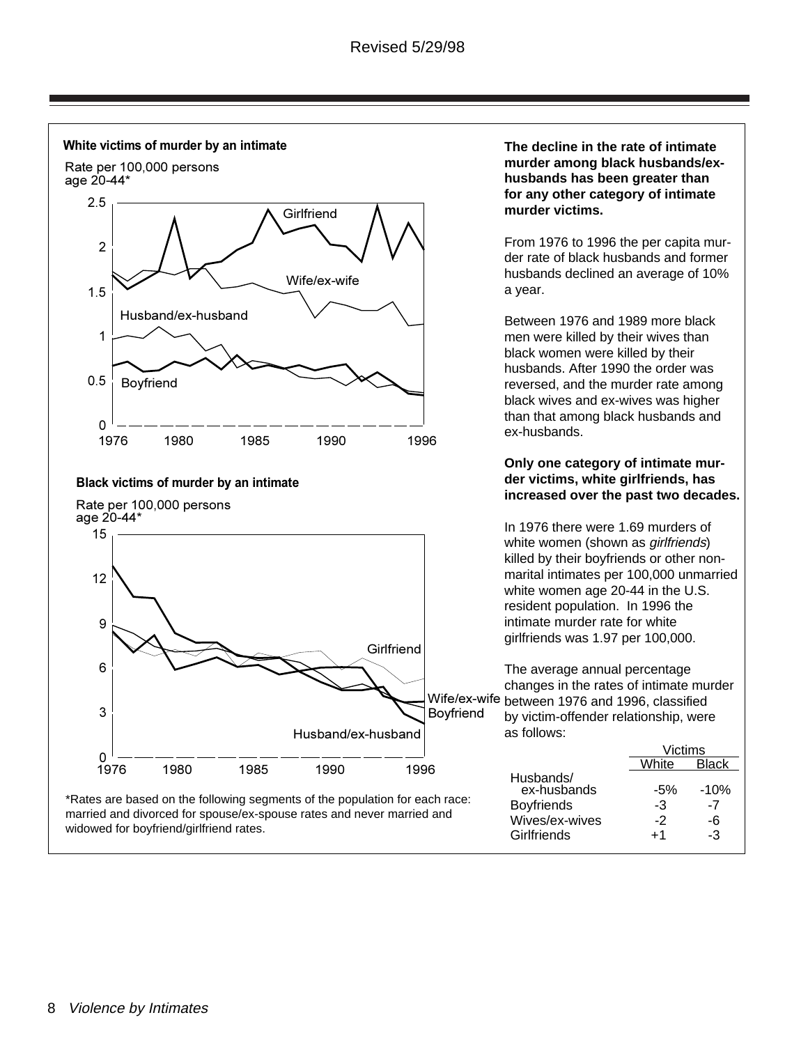Revised 5/29/98

**White victims of murder by an intimate**

Rate per 100,000 persons age 20-44*

**Black victims of murder by an intimate**

Rate per 100,000 persons age 20-44*

*Rates are based on the following segments of the population for each race: married and divorced for spouse/ex-spouse rates and never married and widowed for boyfriend/girlfriend rates.

**The decline in the rate of intimate murder among black husbands/ex-husbands has been greater than for any other category of intimate murder victims.**

From 1976 to 1996 the per capita murder rate of black husbands and former husbands declined an average of 10% a year.

Between 1976 and 1989 more black men were killed by their wives than black women were killed by their husbands. After 1990 the order was reversed, and the murder rate among black wives and ex-wives was higher than that among black husbands and ex-husbands.

**Only one category of intimate murder victims, white girlfriends, has increased over the past two decades.**

In 1976 there were 1.69 murders of white women (shown as *girlfriends*) killed by their boyfriends or other non-marital intimates per 100,000 unmarried white women age 20-44 in the U.S. resident population. In 1996 the intimate murder rate for white girlfriends was 1.97 per 100,000.

The average annual percentage changes in the rates of intimate murder between 1976 and 1996, classified by victim-offender relationship, were as follows:

| | Victims | |
|---|---|---|
| | White | Black |
| Husbands/ ex-husbands | -5% | -10% |
| Boyfriends | -3 | -7 |
| Wives/ex-wives | -2 | -6 |
| Girlfriends | +1 | -3 |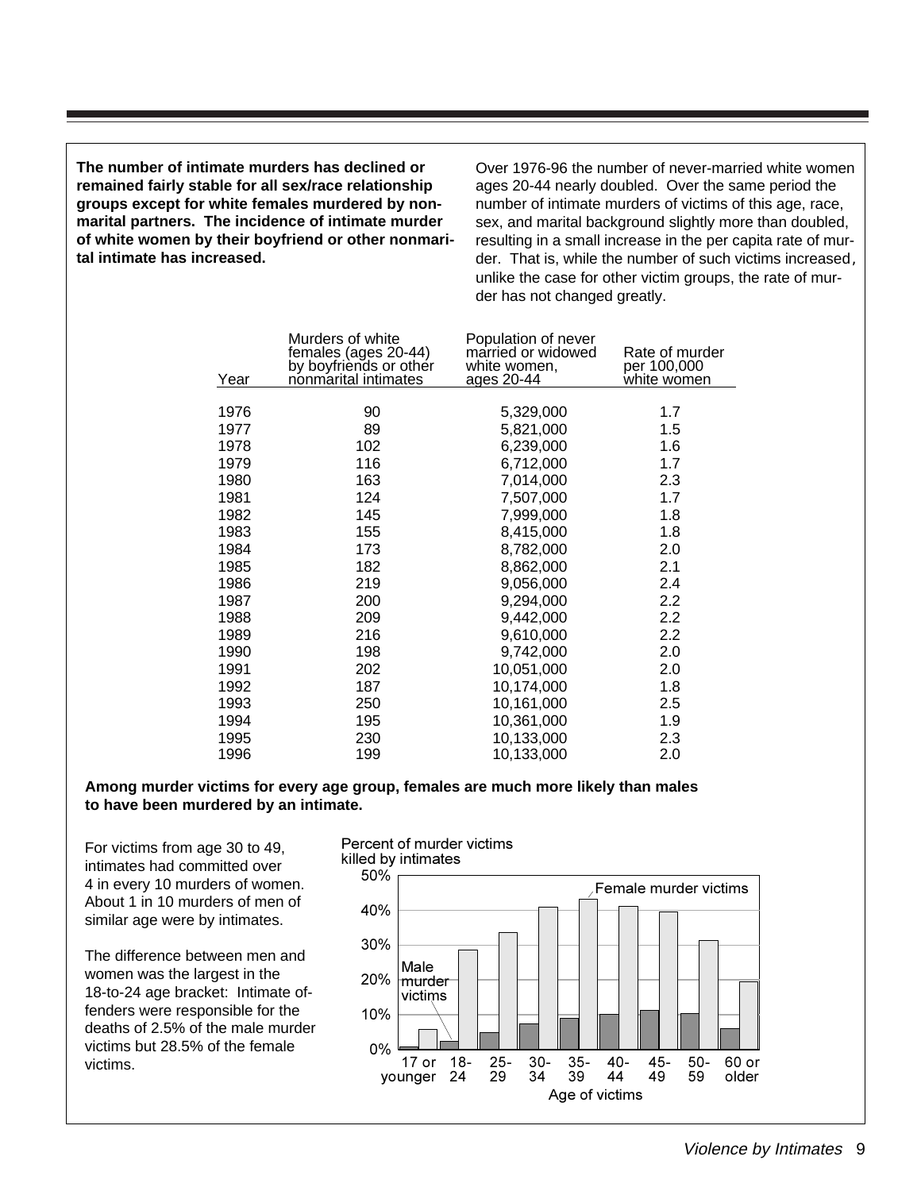**The number of intimate murders has declined or remained fairly stable for all sex/race relationship groups except for white females murdered by nonmarital partners. The incidence of intimate murder of white women by their boyfriend or other nonmarital intimate has increased.**

Over 1976-96 the number of never-married white women ages 20-44 nearly doubled. Over the same period the number of intimate murders of victims of this age, race, sex, and marital background slightly more than doubled, resulting in a small increase in the per capita rate of murder. That is, while the number of such victims increased, unlike the case for other victim groups, the rate of murder has not changed greatly.

| Year | Murders of white females (ages 20-44) by boyfriends or other nonmarital intimates | Population of never married or widowed white women, ages 20-44 | Rate of murder per 100,000 white women |
|---|---|---|---|
| 1976 | 90 | 5,329,000 | 1.7 |
| 1977 | 89 | 5,821,000 | 1.5 |
| 1978 | 102 | 6,239,000 | 1.6 |
| 1979 | 116 | 6,712,000 | 1.7 |
| 1980 | 163 | 7,014,000 | 2.3 |
| 1981 | 124 | 7,507,000 | 1.7 |
| 1982 | 145 | 7,999,000 | 1.8 |
| 1983 | 155 | 8,415,000 | 1.8 |
| 1984 | 173 | 8,782,000 | 2.0 |
| 1985 | 182 | 8,862,000 | 2.1 |
| 1986 | 219 | 9,056,000 | 2.4 |
| 1987 | 200 | 9,294,000 | 2.2 |
| 1988 | 209 | 9,442,000 | 2.2 |
| 1989 | 216 | 9,610,000 | 2.2 |
| 1990 | 198 | 9,742,000 | 2.0 |
| 1991 | 202 | 10,051,000 | 2.0 |
| 1992 | 187 | 10,174,000 | 1.8 |
| 1993 | 250 | 10,161,000 | 2.5 |
| 1994 | 195 | 10,361,000 | 1.9 |
| 1995 | 230 | 10,133,000 | 2.3 |
| 1996 | 199 | 10,133,000 | 2.0 |

**Among murder victims for every age group, females are much more likely than males to have been murdered by an intimate.**

For victims from age 30 to 49, intimates had committed over 4 in every 10 murders of women. About 1 in 10 murders of men of similar age were by intimates.

The difference between men and women was the largest in the 18-to-24 age bracket: Intimate offenders were responsible for the deaths of 2.5% of the male murder victims but 28.5% of the female victims.

Percent of murder victims killed by intimates

Age of victims: 17 or younger, 18-24, 25-29, 30-34, 35-39, 40-44, 45-49, 50-59, 60 or older

Male murder victims; Female murder victims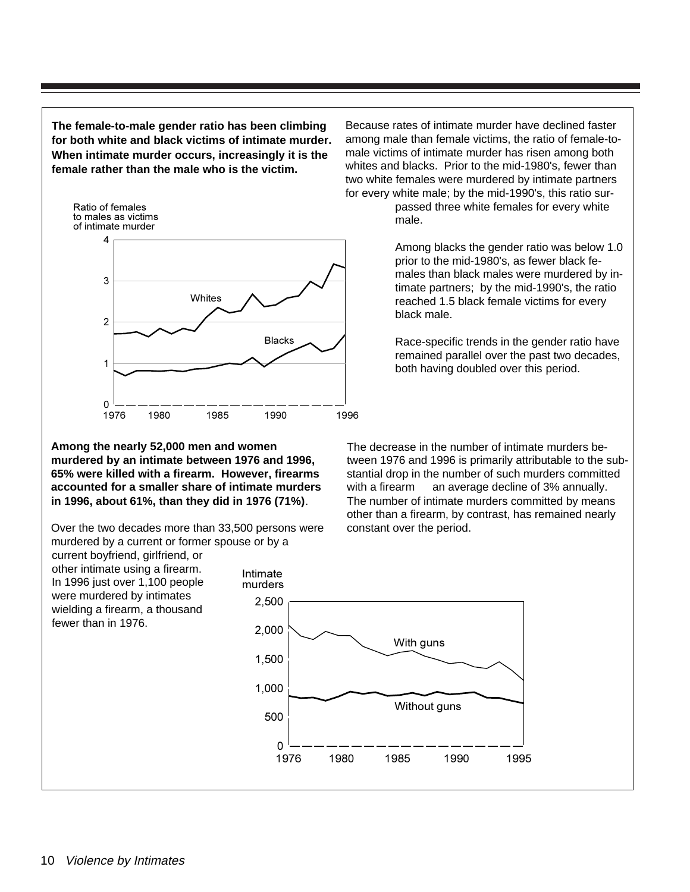**The female-to-male gender ratio has been climbing for both white and black victims of intimate murder. When intimate murder occurs, increasingly it is the female rather than the male who is the victim.**

Ratio of females to males as victims of intimate murder

Whites

Blacks

Because rates of intimate murder have declined faster among male than female victims, the ratio of female-to-male victims of intimate murder has risen among both whites and blacks. Prior to the mid-1980's, fewer than two white females were murdered by intimate partners for every white male; by the mid-1990's, this ratio surpassed three white females for every white male.

Among blacks the gender ratio was below 1.0 prior to the mid-1980's, as fewer black females than black males were murdered by intimate partners; by the mid-1990's, the ratio reached 1.5 black female victims for every black male.

Race-specific trends in the gender ratio have remained parallel over the past two decades, both having doubled over this period.

**Among the nearly 52,000 men and women murdered by an intimate between 1976 and 1996, 65% were killed with a firearm. However, firearms accounted for a smaller share of intimate murders in 1996, about 61%, than they did in 1976 (71%)**.

Over the two decades more than 33,500 persons were murdered by a current or former spouse or by a current boyfriend, girlfriend, or other intimate using a firearm. In 1996 just over 1,100 people were murdered by intimates wielding a firearm, a thousand fewer than in 1976.

The decrease in the number of intimate murders between 1976 and 1996 is primarily attributable to the substantial drop in the number of such murders committed with a firearm — an average decline of 3% annually. The number of intimate murders committed by means other than a firearm, by contrast, has remained nearly constant over the period.

Intimate murders

With guns

Without guns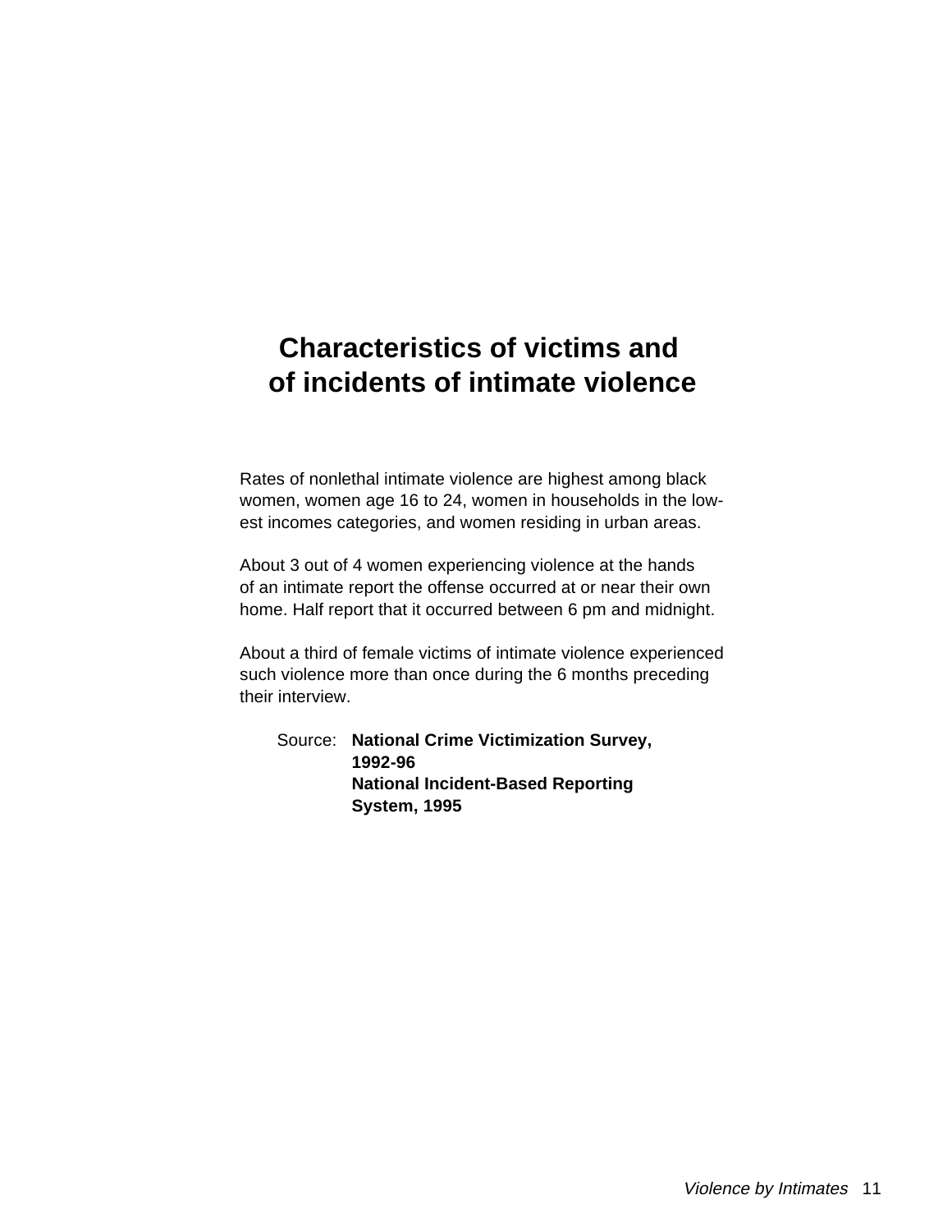# Characteristics of victims and of incidents of intimate violence

Rates of nonlethal intimate violence are highest among black women, women age 16 to 24, women in households in the lowest incomes categories, and women residing in urban areas.

About 3 out of 4 women experiencing violence at the hands of an intimate report the offense occurred at or near their own home. Half report that it occurred between 6 pm and midnight.

About a third of female victims of intimate violence experienced such violence more than once during the 6 months preceding their interview.

Source: **National Crime Victimization Survey, 1992-96**
**National Incident-Based Reporting System, 1995**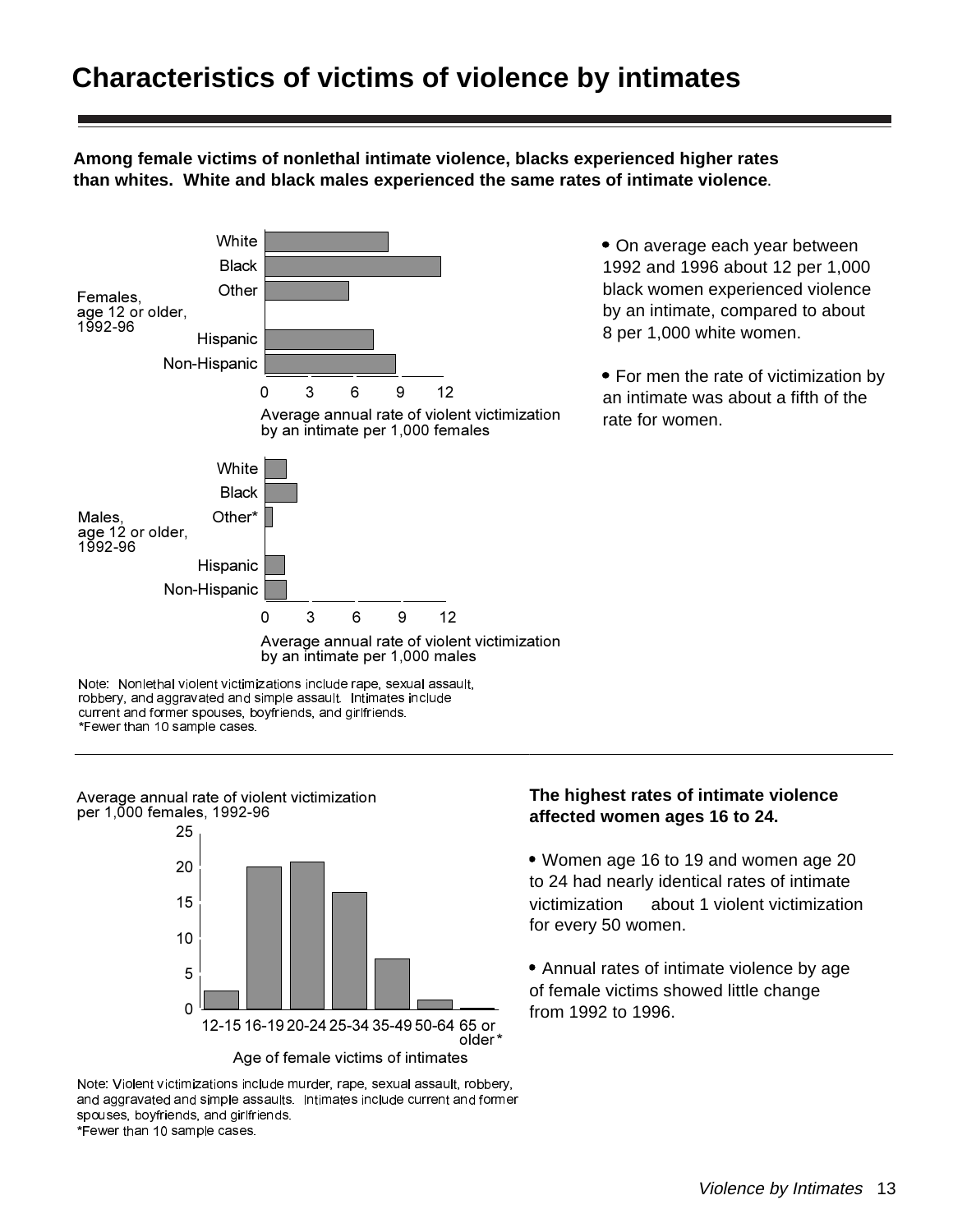# Characteristics of victims of violence by intimates

**Among female victims of nonlethal intimate violence, blacks experienced higher rates than whites. White and black males experienced the same rates of intimate violence.**

Females, age 12 or older, 1992-96

White
Black
Other

Hispanic
Non-Hispanic

0 3 6 9 12

Average annual rate of violent victimization by an intimate per 1,000 females

Males, age 12 or older, 1992-96

White
Black
Other*

Hispanic
Non-Hispanic

0 3 6 9 12

Average annual rate of violent victimization by an intimate per 1,000 males

Note: Nonlethal violent victimizations include rape, sexual assault, robbery, and aggravated and simple assault. Intimates include current and former spouses, boyfriends, and girlfriends.
*Fewer than 10 sample cases.

- On average each year between 1992 and 1996 about 12 per 1,000 black women experienced violence by an intimate, compared to about 8 per 1,000 white women.

- For men the rate of victimization by an intimate was about a fifth of the rate for women.

---

Average annual rate of violent victimization per 1,000 females, 1992-96

25
20
15
10
5
0

12-15 16-19 20-24 25-34 35-49 50-64 65 or older*

Age of female victims of intimates

Note: Violent victimizations include murder, rape, sexual assault, robbery, and aggravated and simple assaults. Intimates include current and former spouses, boyfriends, and girlfriends.
*Fewer than 10 sample cases.

**The highest rates of intimate violence affected women ages 16 to 24.**

- Women age 16 to 19 and women age 20 to 24 had nearly identical rates of intimate victimization about 1 violent victimization for every 50 women.

- Annual rates of intimate violence by age of female victims showed little change from 1992 to 1996.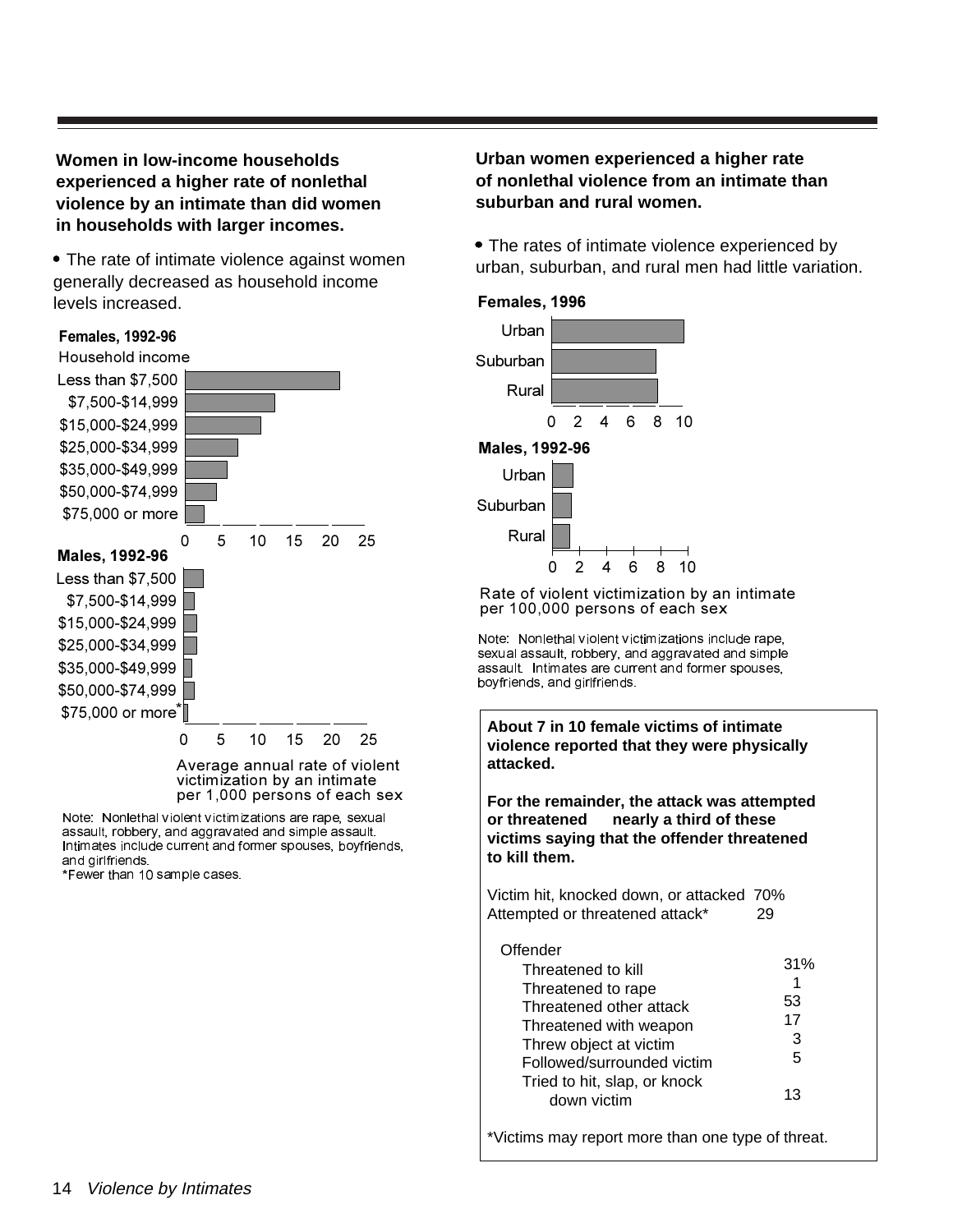**Women in low-income households experienced a higher rate of nonlethal violence by an intimate than did women in households with larger incomes.**

- The rate of intimate violence against women generally decreased as household income levels increased.

**Females, 1992-96**

Household income

Less than $7,500
$7,500-$14,999
$15,000-$24,999
$25,000-$34,999
$35,000-$49,999
$50,000-$74,999
$75,000 or more

0 5 10 15 20 25

**Males, 1992-96**

Less than $7,500
$7,500-$14,999
$15,000-$24,999
$25,000-$34,999
$35,000-$49,999
$50,000-$74,999
$75,000 or more*

0 5 10 15 20 25

Average annual rate of violent victimization by an intimate per 1,000 persons of each sex

Note: Nonlethal violent victimizations are rape, sexual assault, robbery, and aggravated and simple assault. Intimates include current and former spouses, boyfriends, and girlfriends.
*Fewer than 10 sample cases.

**Urban women experienced a higher rate of nonlethal violence from an intimate than suburban and rural women.**

- The rates of intimate violence experienced by urban, suburban, and rural men had little variation.

**Females, 1996**

Urban
Suburban
Rural

0 2 4 6 8 10

**Males, 1992-96**

Urban
Suburban
Rural

0 2 4 6 8 10

Rate of violent victimization by an intimate per 100,000 persons of each sex

Note: Nonlethal violent victimizations include rape, sexual assault, robbery, and aggravated and simple assault. Intimates are current and former spouses, boyfriends, and girlfriends.

**About 7 in 10 female victims of intimate violence reported that they were physically attacked.**

**For the remainder, the attack was attempted or threatened — nearly a third of these victims saying that the offender threatened to kill them.**

| | |
|---|---|
| Victim hit, knocked down, or attacked | 70% |
| Attempted or threatened attack* | 29 |
| Offender | |
| Threatened to kill | 31% |
| Threatened to rape | 1 |
| Threatened other attack | 53 |
| Threatened with weapon | 17 |
| Threw object at victim | 3 |
| Followed/surrounded victim | 5 |
| Tried to hit, slap, or knock down victim | 13 |

*Victims may report more than one type of threat.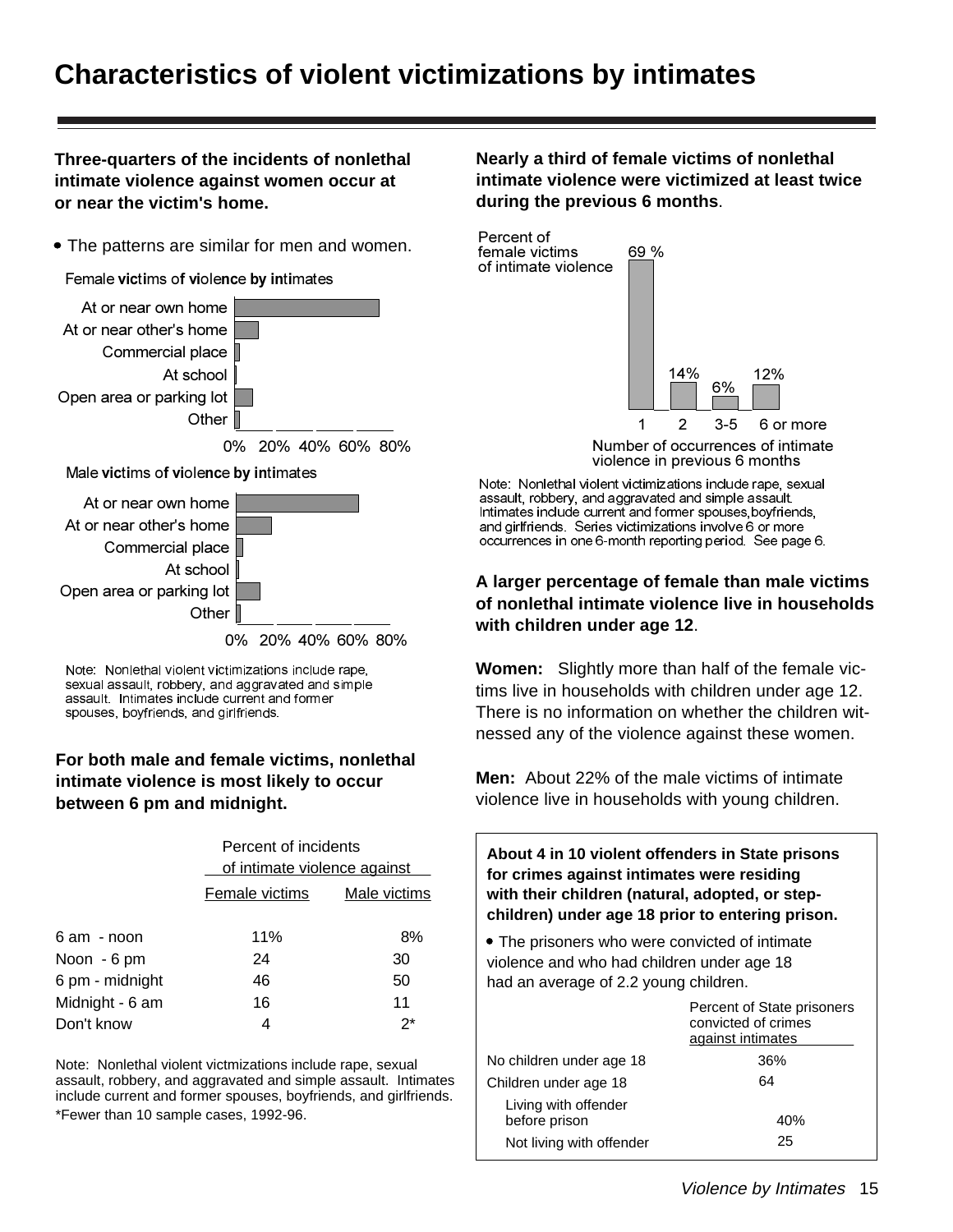# Characteristics of violent victimizations by intimates

**Three-quarters of the incidents of nonlethal intimate violence against women occur at or near the victim's home.**

- The patterns are similar for men and women.

Female victims of violence by intimates

At or near own home
At or near other's home
Commercial place
At school
Open area or parking lot
Other

0% 20% 40% 60% 80%

Male victims of violence by intimates

At or near own home
At or near other's home
Commercial place
At school
Open area or parking lot
Other

0% 20% 40% 60% 80%

Note: Nonlethal violent victimizations include rape, sexual assault, robbery, and aggravated and simple assault. Intimates include current and former spouses, boyfriends, and girlfriends.

**For both male and female victims, nonlethal intimate violence is most likely to occur between 6 pm and midnight.**

| | Percent of incidents of intimate violence against | |
|---|---|---|
| | Female victims | Male victims |
| 6 am - noon | 11% | 8% |
| Noon - 6 pm | 24 | 30 |
| 6 pm - midnight | 46 | 50 |
| Midnight - 6 am | 16 | 11 |
| Don't know | 4 | 2* |

Note: Nonlethal violent victmizations include rape, sexual assault, robbery, and aggravated and simple assault. Intimates include current and former spouses, boyfriends, and girlfriends.
*Fewer than 10 sample cases, 1992-96.

**Nearly a third of female victims of nonlethal intimate violence were victimized at least twice during the previous 6 months**.

Percent of female victims of intimate violence

| Number of occurrences of intimate violence in previous 6 months | Percent |
|---|---|
| 1 | 69 % |
| 2 | 14% |
| 3-5 | 6% |
| 6 or more | 12% |

Note: Nonlethal violent victimizations include rape, sexual assault, robbery, and aggravated and simple assault. Intimates include current and former spouses, boyfriends, and girlfriends. Series victimizations involve 6 or more occurrences in one 6-month reporting period. See page 6.

**A larger percentage of female than male victims of nonlethal intimate violence live in households with children under age 12**.

**Women:** Slightly more than half of the female victims live in households with children under age 12. There is no information on whether the children witnessed any of the violence against these women.

**Men:** About 22% of the male victims of intimate violence live in households with young children.

**About 4 in 10 violent offenders in State prisons for crimes against intimates were residing with their children (natural, adopted, or step-children) under age 18 prior to entering prison.**

- The prisoners who were convicted of intimate violence and who had children under age 18 had an average of 2.2 young children.

| | Percent of State prisoners convicted of crimes against intimates |
|---|---|
| No children under age 18 | 36% |
| Children under age 18 | 64 |
| Living with offender before prison | 40% |
| Not living with offender | 25 |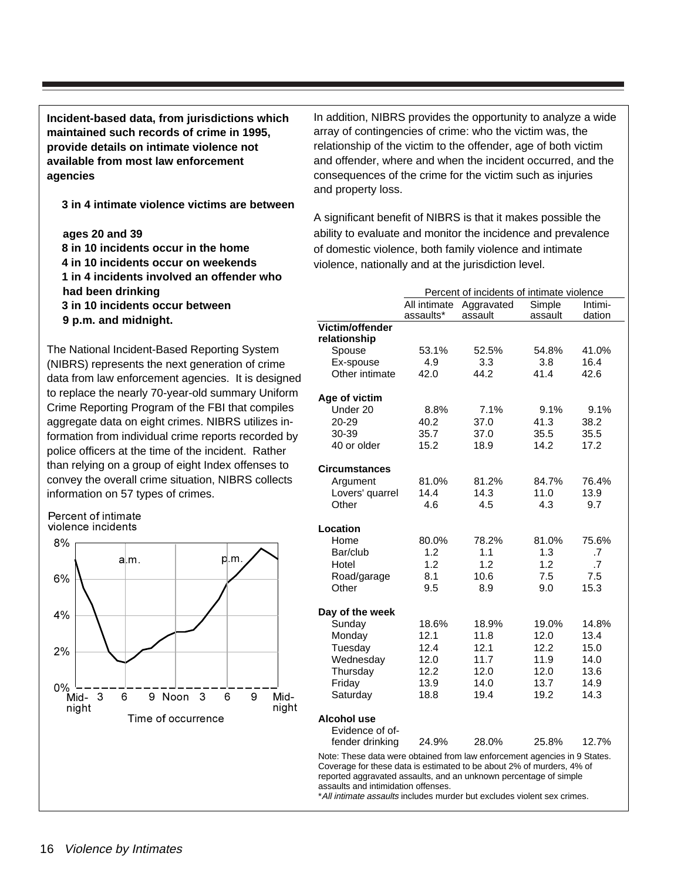**Incident-based data, from jurisdictions which maintained such records of crime in 1995, provide details on intimate violence not available from most law enforcement agencies**

**3 in 4 intimate violence victims are between ages 20 and 39**
**8 in 10 incidents occur in the home**
**4 in 10 incidents occur on weekends**
**1 in 4 incidents involved an offender who had been drinking**
**3 in 10 incidents occur between 9 p.m. and midnight.**

The National Incident-Based Reporting System (NIBRS) represents the next generation of crime data from law enforcement agencies. It is designed to replace the nearly 70-year-old summary Uniform Crime Reporting Program of the FBI that compiles aggregate data on eight crimes. NIBRS utilizes information from individual crime reports recorded by police officers at the time of the incident. Rather than relying on a group of eight Index offenses to convey the overall crime situation, NIBRS collects information on 57 types of crimes.

Percent of intimate violence incidents

Time of occurrence

In addition, NIBRS provides the opportunity to analyze a wide array of contingencies of crime: who the victim was, the relationship of the victim to the offender, age of both victim and offender, where and when the incident occurred, and the consequences of the crime for the victim such as injuries and property loss.

A significant benefit of NIBRS is that it makes possible the ability to evaluate and monitor the incidence and prevalence of domestic violence, both family violence and intimate violence, nationally and at the jurisdiction level.

| | Percent of incidents of intimate violence | | | |
|---|---|---|---|---|
| | All intimate assaults* | Aggravated assault | Simple assault | Intimi-dation |
| **Victim/offender relationship** | | | | |
| Spouse | 53.1% | 52.5% | 54.8% | 41.0% |
| Ex-spouse | 4.9 | 3.3 | 3.8 | 16.4 |
| Other intimate | 42.0 | 44.2 | 41.4 | 42.6 |
| **Age of victim** | | | | |
| Under 20 | 8.8% | 7.1% | 9.1% | 9.1% |
| 20-29 | 40.2 | 37.0 | 41.3 | 38.2 |
| 30-39 | 35.7 | 37.0 | 35.5 | 35.5 |
| 40 or older | 15.2 | 18.9 | 14.2 | 17.2 |
| **Circumstances** | | | | |
| Argument | 81.0% | 81.2% | 84.7% | 76.4% |
| Lovers' quarrel | 14.4 | 14.3 | 11.0 | 13.9 |
| Other | 4.6 | 4.5 | 4.3 | 9.7 |
| **Location** | | | | |
| Home | 80.0% | 78.2% | 81.0% | 75.6% |
| Bar/club | 1.2 | 1.1 | 1.3 | .7 |
| Hotel | 1.2 | 1.2 | 1.2 | .7 |
| Road/garage | 8.1 | 10.6 | 7.5 | 7.5 |
| Other | 9.5 | 8.9 | 9.0 | 15.3 |
| **Day of the week** | | | | |
| Sunday | 18.6% | 18.9% | 19.0% | 14.8% |
| Monday | 12.1 | 11.8 | 12.0 | 13.4 |
| Tuesday | 12.4 | 12.1 | 12.2 | 15.0 |
| Wednesday | 12.0 | 11.7 | 11.9 | 14.0 |
| Thursday | 12.2 | 12.0 | 12.0 | 13.6 |
| Friday | 13.9 | 14.0 | 13.7 | 14.9 |
| Saturday | 18.8 | 19.4 | 19.2 | 14.3 |
| **Alcohol use** | | | | |
| Evidence of offender drinking | 24.9% | 28.0% | 25.8% | 12.7% |

Note: These data were obtained from law enforcement agencies in 9 States. Coverage for these data is estimated to be about 2% of murders, 4% of reported aggravated assaults, and an unknown percentage of simple assaults and intimidation offenses.
\**All intimate assaults* includes murder but excludes violent sex crimes.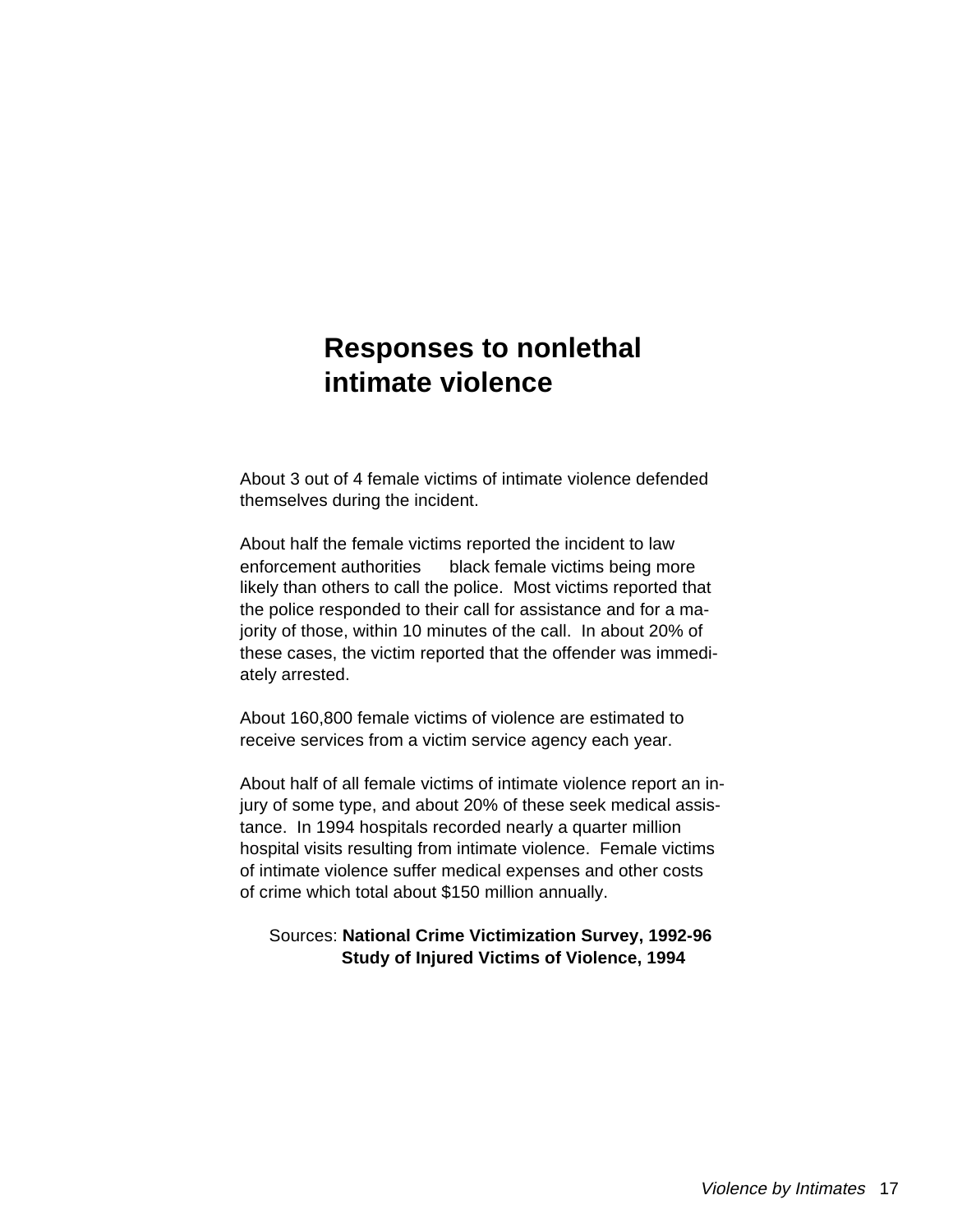# Responses to nonlethal intimate violence

About 3 out of 4 female victims of intimate violence defended themselves during the incident.

About half the female victims reported the incident to law enforcement authorities — black female victims being more likely than others to call the police. Most victims reported that the police responded to their call for assistance and for a majority of those, within 10 minutes of the call. In about 20% of these cases, the victim reported that the offender was immediately arrested.

About 160,800 female victims of violence are estimated to receive services from a victim service agency each year.

About half of all female victims of intimate violence report an injury of some type, and about 20% of these seek medical assistance. In 1994 hospitals recorded nearly a quarter million hospital visits resulting from intimate violence. Female victims of intimate violence suffer medical expenses and other costs of crime which total about $150 million annually.

Sources: **National Crime Victimization Survey, 1992-96**
**Study of Injured Victims of Violence, 1994**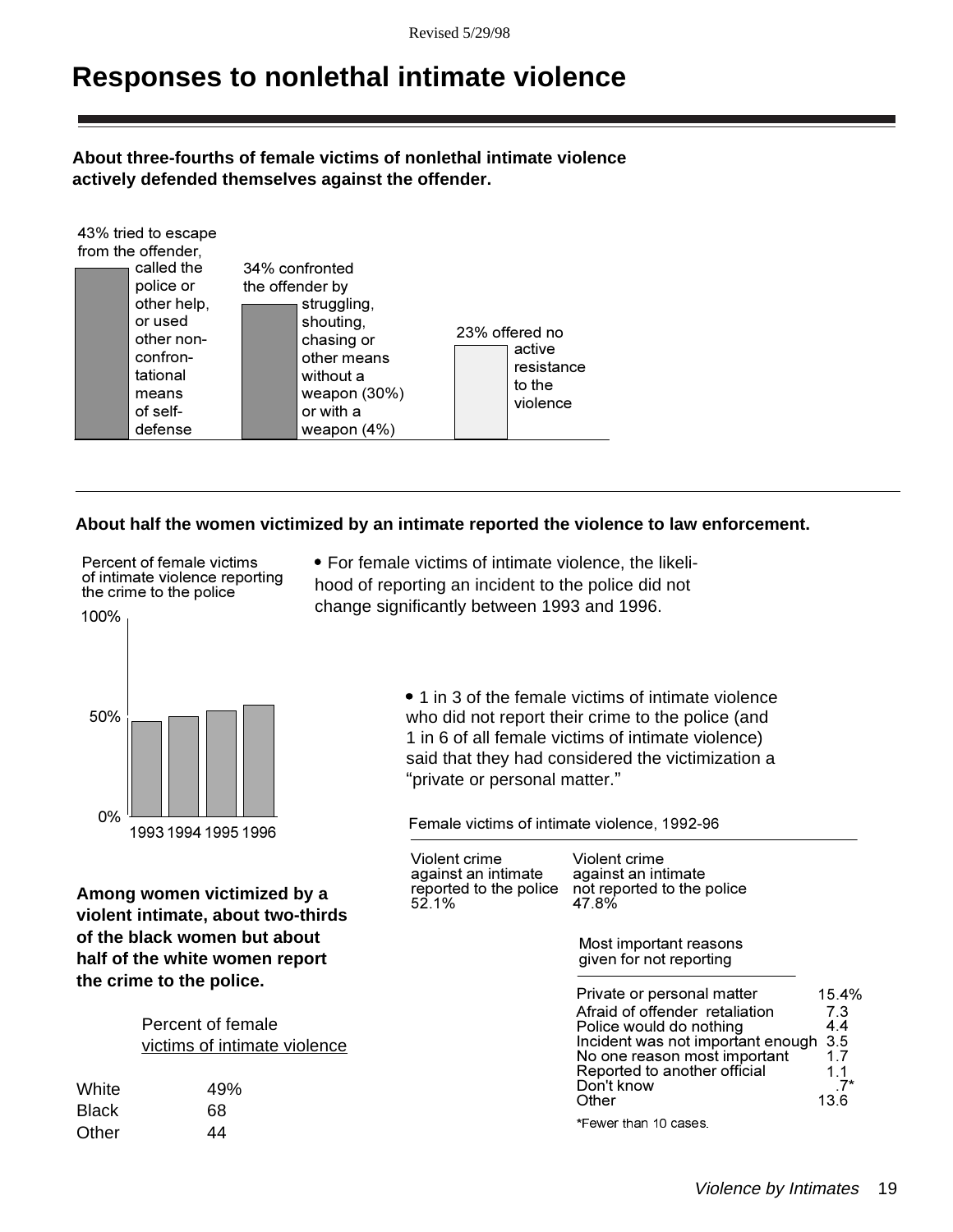Revised 5/29/98

# Responses to nonlethal intimate violence

**About three-fourths of female victims of nonlethal intimate violence actively defended themselves against the offender.**

43% tried to escape from the offender, called the police or other help, or used other non-confrontational means of self-defense

34% confronted the offender by struggling, shouting, chasing or other means without a weapon (30%) or with a weapon (4%)

23% offered no active resistance to the violence

**About half the women victimized by an intimate reported the violence to law enforcement.**

Percent of female victims of intimate violence reporting the crime to the police

100%

50%

0%

1993 1994 1995 1996

- For female victims of intimate violence, the likelihood of reporting an incident to the police did not change significantly between 1993 and 1996.

- 1 in 3 of the female victims of intimate violence who did not report their crime to the police (and 1 in 6 of all female victims of intimate violence) said that they had considered the victimization a "private or personal matter."

Female victims of intimate violence, 1992-96

| Violent crime against an intimate reported to the police | Violent crime against an intimate not reported to the police |
|---|---|
| 52.1% | 47.8% |

Most important reasons given for not reporting

| Reason | Percent |
|---|---|
| Private or personal matter | 15.4% |
| Afraid of offender retaliation | 7.3 |
| Police would do nothing | 4.4 |
| Incident was not important enough | 3.5 |
| No one reason most important | 1.7 |
| Reported to another official | 1.1 |
| Don't know | .7* |
| Other | 13.6 |

*Fewer than 10 cases.

**Among women victimized by a violent intimate, about two-thirds of the black women but about half of the white women report the crime to the police.**

| | Percent of female victims of intimate violence |
|---|---|
| White | 49% |
| Black | 68 |
| Other | 44 |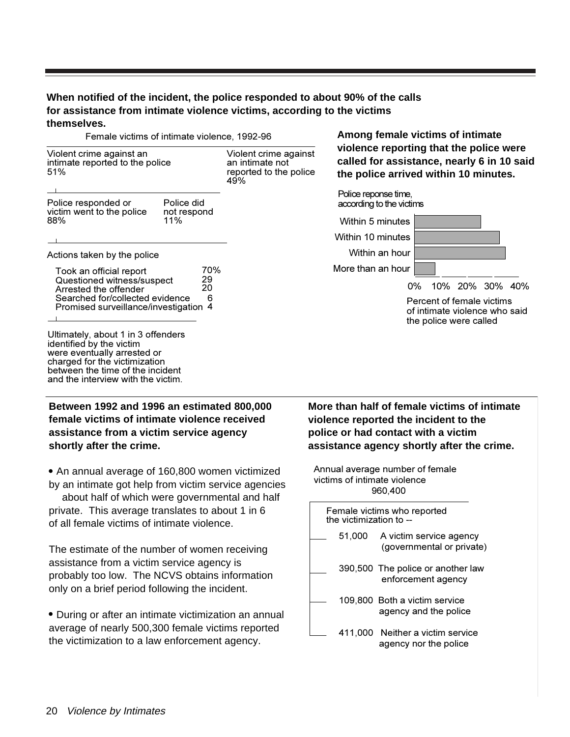**When notified of the incident, the police responded to about 90% of the calls for assistance from intimate violence victims, according to the victims themselves.**

Female victims of intimate violence, 1992-96

Violent crime against an intimate reported to the police 51%

Violent crime against an intimate not reported to the police 49%

Police responded or victim went to the police 88%

Police did not respond 11%

Actions taken by the police

| Action | Percent |
|---|---|
| Took an official report | 70% |
| Questioned witness/suspect | 29 |
| Arrested the offender | 20 |
| Searched for/collected evidence | 6 |
| Promised surveillance/investigation | 4 |

Ultimately, about 1 in 3 offenders identified by the victim were eventually arrested or charged for the victimization between the time of the incident and the interview with the victim.

**Among female victims of intimate violence reporting that the police were called for assistance, nearly 6 in 10 said the police arrived within 10 minutes.**

Police reponse time, according to the victims

Within 5 minutes

Within 10 minutes

Within an hour

More than an hour

0% 10% 20% 30% 40%

Percent of female victims of intimate violence who said the police were called

**Between 1992 and 1996 an estimated 800,000 female victims of intimate violence received assistance from a victim service agency shortly after the crime.**

- An annual average of 160,800 women victimized by an intimate got help from victim service agencies about half of which were governmental and half private. This average translates to about 1 in 6 of all female victims of intimate violence.

The estimate of the number of women receiving assistance from a victim service agency is probably too low. The NCVS obtains information only on a brief period following the incident.

- During or after an intimate victimization an annual average of nearly 500,300 female victims reported the victimization to a law enforcement agency.

**More than half of female victims of intimate violence reported the incident to the police or had contact with a victim assistance agency shortly after the crime.**

Annual average number of female victims of intimate violence 960,400

Female victims who reported the victimization to --

| Number | Reported to |
|---|---|
| 51,000 | A victim service agency (governmental or private) |
| 390,500 | The police or another law enforcement agency |
| 109,800 | Both a victim service agency and the police |
| 411,000 | Neither a victim service agency nor the police |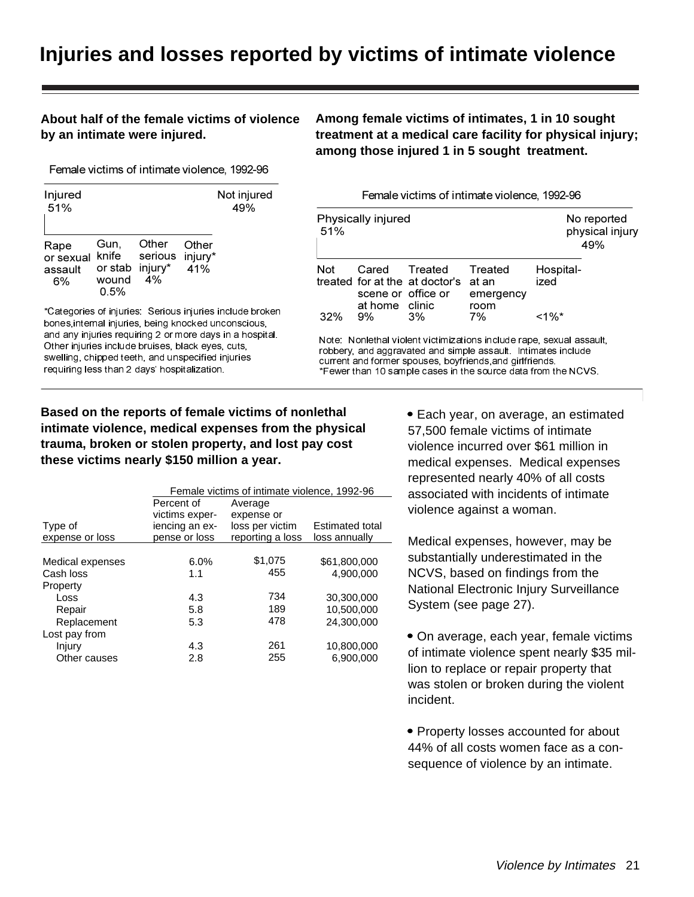# Injuries and losses reported by victims of intimate violence

**About half of the female victims of violence by an intimate were injured.**

Female victims of intimate violence, 1992-96

| Injured 51% | | | | Not injured 49% |
|---|---|---|---|---|
| Rape or sexual assault 6% | Gun, knife or stab wound 0.5% | Other serious injury* 4% | Other injury* 41% | |

*Categories of injuries: Serious injuries include broken bones, internal injuries, being knocked unconscious, and any injuries requiring 2 or more days in a hospital. Other injuries include bruises, black eyes, cuts, swelling, chipped teeth, and unspecified injuries requiring less than 2 days' hospitalization.

**Among female victims of intimates, 1 in 10 sought treatment at a medical care facility for physical injury; among those injured 1 in 5 sought treatment.**

Female victims of intimate violence, 1992-96

| Physically injured 51% | | | | | No reported physical injury 49% |
|---|---|---|---|---|---|
| Not treated | Cared for at the scene or at home | Treated at doctor's office or clinic | Treated at an emergency room | Hospital-ized | |
| 32% | 9% | 3% | 7% | <1%* | |

Note: Nonlethal violent victimizations include rape, sexual assault, robbery, and aggravated and simple assault. Intimates include current and former spouses, boyfriends, and girlfriends.
*Fewer than 10 sample cases in the source data from the NCVS.

**Based on the reports of female victims of nonlethal intimate violence, medical expenses from the physical trauma, broken or stolen property, and lost pay cost these victims nearly $150 million a year.**

| | Female victims of intimate violence, 1992-96 | | |
|---|---|---|---|
| Type of expense or loss | Percent of victims experiencing an expense or loss | Average expense or loss per victim reporting a loss | Estimated total loss annually |
| Medical expenses | 6.0% | $1,075 | $61,800,000 |
| Cash loss | 1.1 | 455 | 4,900,000 |
| Property | | | |
| Loss | 4.3 | 734 | 30,300,000 |
| Repair | 5.8 | 189 | 10,500,000 |
| Replacement | 5.3 | 478 | 24,300,000 |
| Lost pay from | | | |
| Injury | 4.3 | 261 | 10,800,000 |
| Other causes | 2.8 | 255 | 6,900,000 |

- Each year, on average, an estimated 57,500 female victims of intimate violence incurred over $61 million in medical expenses. Medical expenses represented nearly 40% of all costs associated with incidents of intimate violence against a woman.

Medical expenses, however, may be substantially underestimated in the NCVS, based on findings from the National Electronic Injury Surveillance System (see page 27).

- On average, each year, female victims of intimate violence spent nearly $35 million to replace or repair property that was stolen or broken during the violent incident.

- Property losses accounted for about 44% of all costs women face as a consequence of violence by an intimate.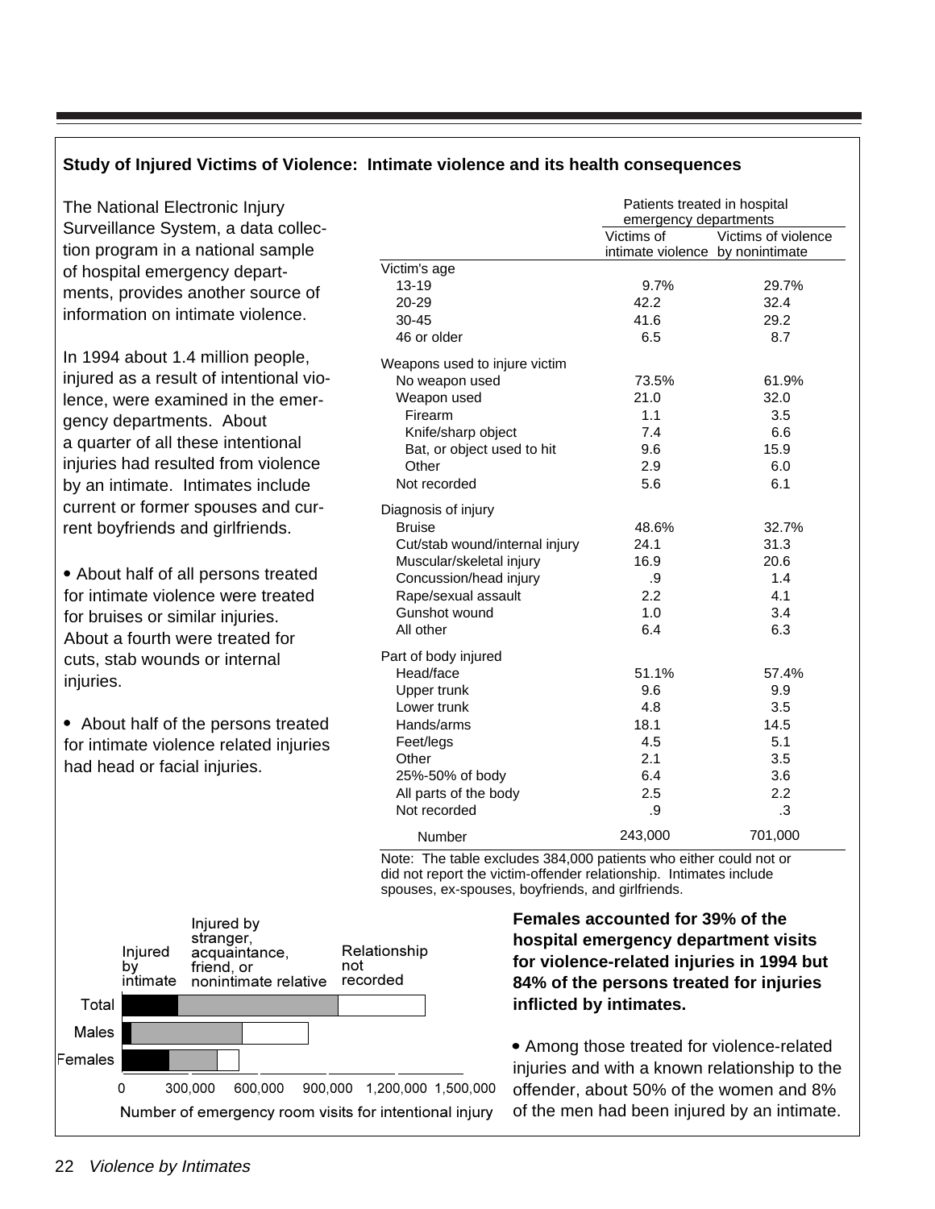**Study of Injured Victims of Violence: Intimate violence and its health consequences**

The National Electronic Injury Surveillance System, a data collection program in a national sample of hospital emergency departments, provides another source of information on intimate violence.

In 1994 about 1.4 million people, injured as a result of intentional violence, were examined in the emergency departments. About a quarter of all these intentional injuries had resulted from violence by an intimate. Intimates include current or former spouses and current boyfriends and girlfriends.

- About half of all persons treated for intimate violence were treated for bruises or similar injuries. About a fourth were treated for cuts, stab wounds or internal injuries.

- About half of the persons treated for intimate violence related injuries had head or facial injuries.

| | Patients treated in hospital emergency departments | |
|---|---|---|
| | Victims of intimate violence | Victims of violence by nonintimate |
| **Victim's age** | | |
| 13-19 | 9.7% | 29.7% |
| 20-29 | 42.2 | 32.4 |
| 30-45 | 41.6 | 29.2 |
| 46 or older | 6.5 | 8.7 |
| **Weapons used to injure victim** | | |
| No weapon used | 73.5% | 61.9% |
| Weapon used | 21.0 | 32.0 |
| Firearm | 1.1 | 3.5 |
| Knife/sharp object | 7.4 | 6.6 |
| Bat, or object used to hit | 9.6 | 15.9 |
| Other | 2.9 | 6.0 |
| Not recorded | 5.6 | 6.1 |
| **Diagnosis of injury** | | |
| Bruise | 48.6% | 32.7% |
| Cut/stab wound/internal injury | 24.1 | 31.3 |
| Muscular/skeletal injury | 16.9 | 20.6 |
| Concussion/head injury | .9 | 1.4 |
| Rape/sexual assault | 2.2 | 4.1 |
| Gunshot wound | 1.0 | 3.4 |
| All other | 6.4 | 6.3 |
| **Part of body injured** | | |
| Head/face | 51.1% | 57.4% |
| Upper trunk | 9.6 | 9.9 |
| Lower trunk | 4.8 | 3.5 |
| Hands/arms | 18.1 | 14.5 |
| Feet/legs | 4.5 | 5.1 |
| Other | 2.1 | 3.5 |
| 25%-50% of body | 6.4 | 3.6 |
| All parts of the body | 2.5 | 2.2 |
| Not recorded | .9 | .3 |
| Number | 243,000 | 701,000 |

Note: The table excludes 384,000 patients who either could not or did not report the victim-offender relationship. Intimates include spouses, ex-spouses, boyfriends, and girlfriends.

Injured by intimate | Injured by stranger, acquaintance, friend, or nonintimate relative | Relationship not recorded

Total, Males, Females

0 | 300,000 | 600,000 | 900,000 | 1,200,000 | 1,500,000

Number of emergency room visits for intentional injury

**Females accounted for 39% of the hospital emergency department visits for violence-related injuries in 1994 but 84% of the persons treated for injuries inflicted by intimates.**

- Among those treated for violence-related injuries and with a known relationship to the offender, about 50% of the women and 8% of the men had been injured by an intimate.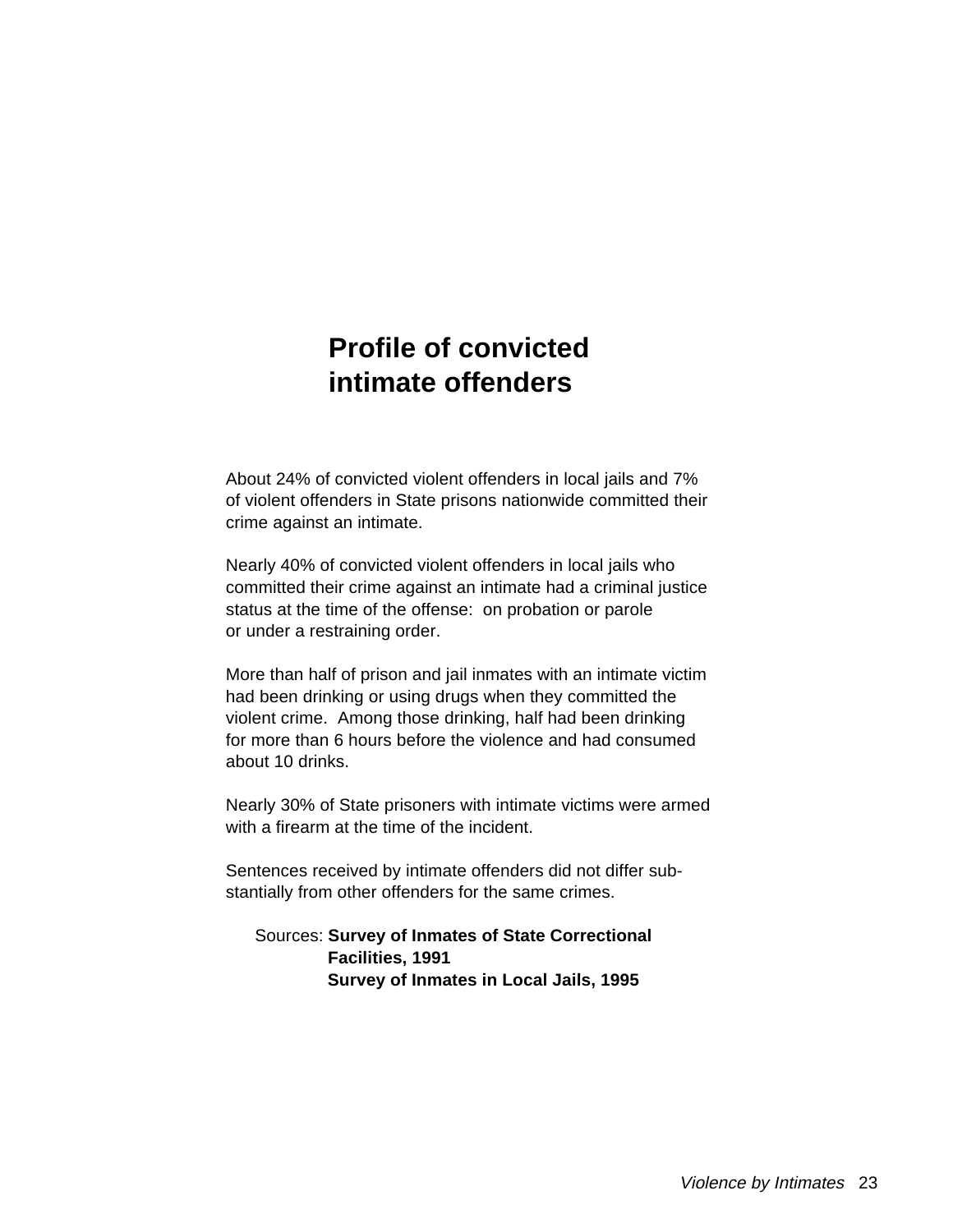# Profile of convicted intimate offenders

About 24% of convicted violent offenders in local jails and 7% of violent offenders in State prisons nationwide committed their crime against an intimate.

Nearly 40% of convicted violent offenders in local jails who committed their crime against an intimate had a criminal justice status at the time of the offense: on probation or parole or under a restraining order.

More than half of prison and jail inmates with an intimate victim had been drinking or using drugs when they committed the violent crime. Among those drinking, half had been drinking for more than 6 hours before the violence and had consumed about 10 drinks.

Nearly 30% of State prisoners with intimate victims were armed with a firearm at the time of the incident.

Sentences received by intimate offenders did not differ substantially from other offenders for the same crimes.

Sources: **Survey of Inmates of State Correctional Facilities, 1991**
**Survey of Inmates in Local Jails, 1995**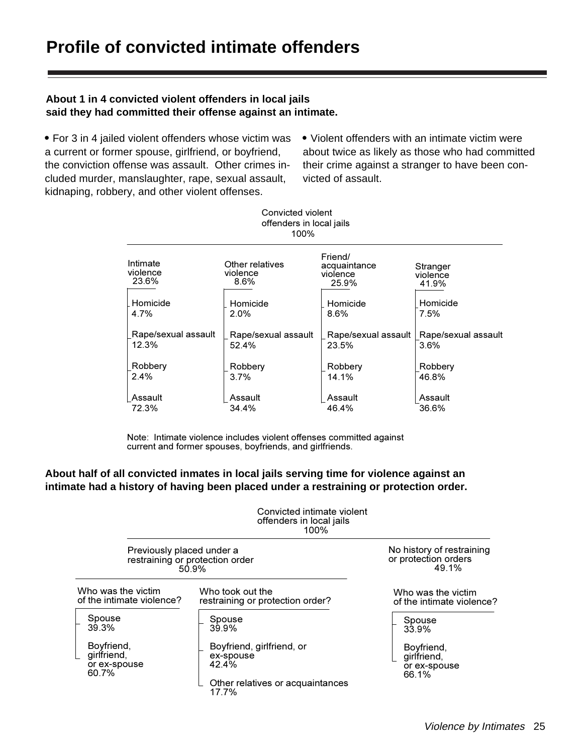# Profile of convicted intimate offenders

**About 1 in 4 convicted violent offenders in local jails said they had committed their offense against an intimate.**

- For 3 in 4 jailed violent offenders whose victim was a current or former spouse, girlfriend, or boyfriend, the conviction offense was assault. Other crimes included murder, manslaughter, rape, sexual assault, kidnaping, robbery, and other violent offenses.

- Violent offenders with an intimate victim were about twice as likely as those who had committed their crime against a stranger to have been convicted of assault.

Convicted violent offenders in local jails 100%

| | Intimate violence 23.6% | Other relatives violence 8.6% | Friend/acquaintance violence 25.9% | Stranger violence 41.9% |
|---|---|---|---|---|
| Homicide | 4.7% | 2.0% | 8.6% | 7.5% |
| Rape/sexual assault | 12.3% | 52.4% | 23.5% | 3.6% |
| Robbery | 2.4% | 3.7% | 14.1% | 46.8% |
| Assault | 72.3% | 34.4% | 46.4% | 36.6% |

Note: Intimate violence includes violent offenses committed against current and former spouses, boyfriends, and girlfriends.

**About half of all convicted inmates in local jails serving time for violence against an intimate had a history of having been placed under a restraining or protection order.**

Convicted intimate violent offenders in local jails 100%

- Previously placed under a restraining or protection order 50.9%
  - Who was the victim of the intimate violence?
    - Spouse 39.3%
    - Boyfriend, girlfriend, or ex-spouse 60.7%
  - Who took out the restraining or protection order?
    - Spouse 39.9%
    - Boyfriend, girlfriend, or ex-spouse 42.4%
    - Other relatives or acquaintances 17.7%
- No history of restraining or protection orders 49.1%
  - Who was the victim of the intimate violence?
    - Spouse 33.9%
    - Boyfriend, girlfriend, or ex-spouse 66.1%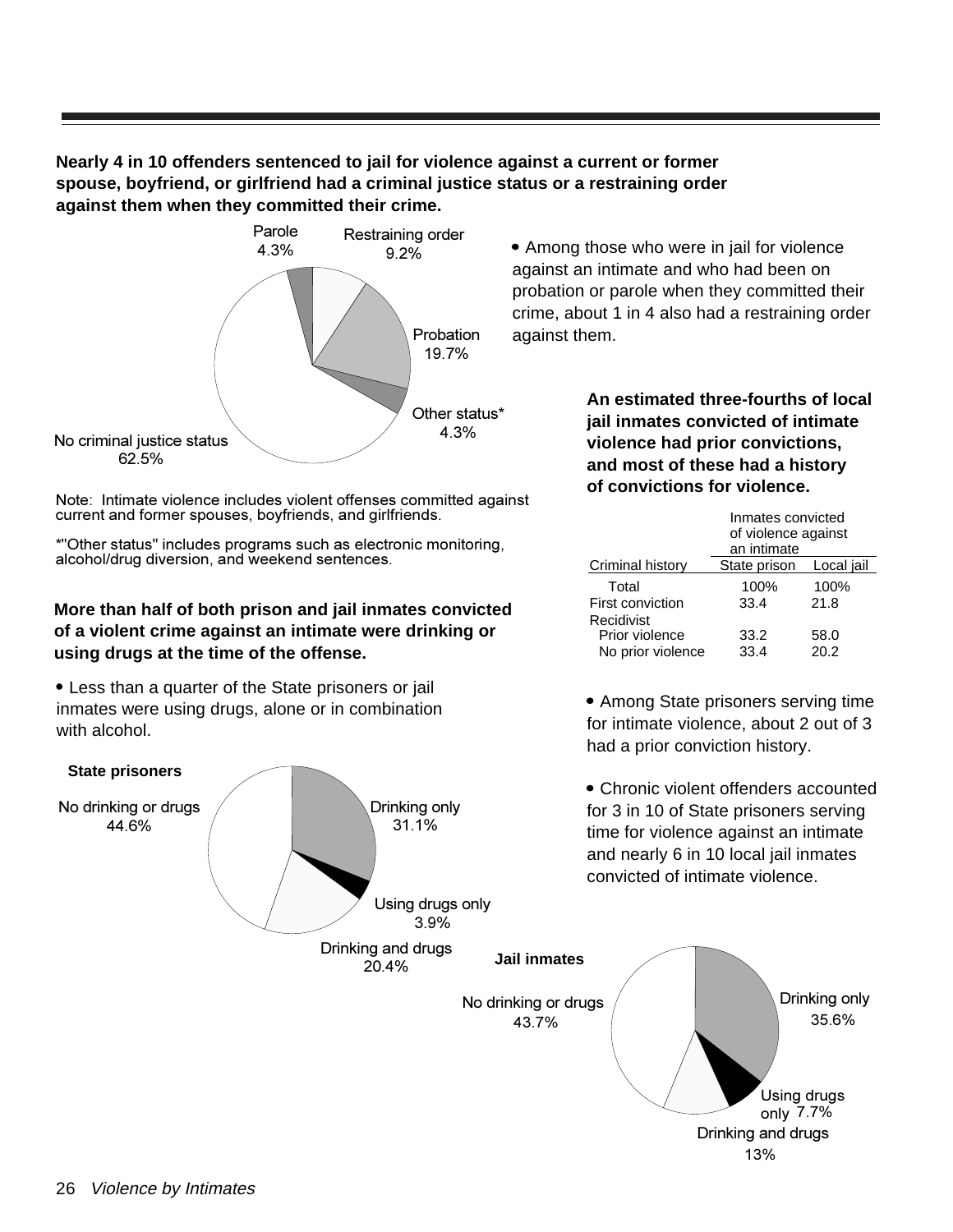**Nearly 4 in 10 offenders sentenced to jail for violence against a current or former spouse, boyfriend, or girlfriend had a criminal justice status or a restraining order against them when they committed their crime.**

Parole 4.3%
Restraining order 9.2%
Probation 19.7%
Other status* 4.3%
No criminal justice status 62.5%

Note: Intimate violence includes violent offenses committed against current and former spouses, boyfriends, and girlfriends.

*"Other status" includes programs such as electronic monitoring, alcohol/drug diversion, and weekend sentences.

- Among those who were in jail for violence against an intimate and who had been on probation or parole when they committed their crime, about 1 in 4 also had a restraining order against them.

**More than half of both prison and jail inmates convicted of a violent crime against an intimate were drinking or using drugs at the time of the offense.**

- Less than a quarter of the State prisoners or jail inmates were using drugs, alone or in combination with alcohol.

**State prisoners**

No drinking or drugs 44.6%
Drinking only 31.1%
Using drugs only 3.9%
Drinking and drugs 20.4%

**Jail inmates**

No drinking or drugs 43.7%
Drinking only 35.6%
Using drugs only 7.7%
Drinking and drugs 13%

**An estimated three-fourths of local jail inmates convicted of intimate violence had prior convictions, and most of these had a history of convictions for violence.**

| | Inmates convicted of violence against an intimate | |
|---|---|---|
| Criminal history | State prison | Local jail |
| Total | 100% | 100% |
| First conviction | 33.4 | 21.8 |
| Recidivist | | |
| Prior violence | 33.2 | 58.0 |
| No prior violence | 33.4 | 20.2 |

- Among State prisoners serving time for intimate violence, about 2 out of 3 had a prior conviction history.

- Chronic violent offenders accounted for 3 in 10 of State prisoners serving time for violence against an intimate and nearly 6 in 10 local jail inmates convicted of intimate violence.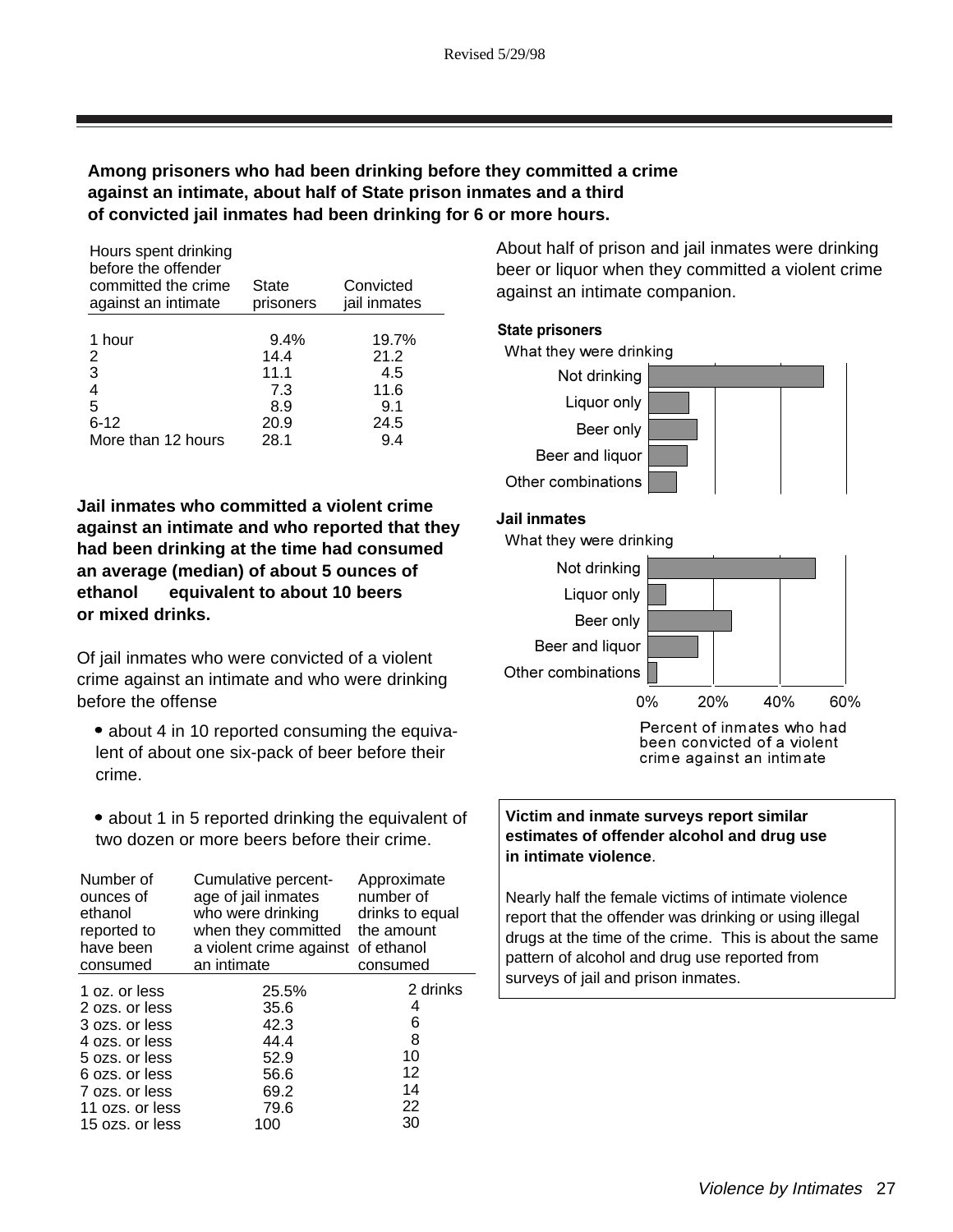Revised 5/29/98

**Among prisoners who had been drinking before they committed a crime against an intimate, about half of State prison inmates and a third of convicted jail inmates had been drinking for 6 or more hours.**

| Hours spent drinking before the offender committed the crime against an intimate | State prisoners | Convicted jail inmates |
|---|---|---|
| 1 hour | 9.4% | 19.7% |
| 2 | 14.4 | 21.2 |
| 3 | 11.1 | 4.5 |
| 4 | 7.3 | 11.6 |
| 5 | 8.9 | 9.1 |
| 6-12 | 20.9 | 24.5 |
| More than 12 hours | 28.1 | 9.4 |

**Jail inmates who committed a violent crime against an intimate and who reported that they had been drinking at the time had consumed an average (median) of about 5 ounces of ethanol equivalent to about 10 beers or mixed drinks.**

Of jail inmates who were convicted of a violent crime against an intimate and who were drinking before the offense

- about 4 in 10 reported consuming the equivalent of about one six-pack of beer before their crime.
- about 1 in 5 reported drinking the equivalent of two dozen or more beers before their crime.

| Number of ounces of ethanol reported to have been consumed | Cumulative percentage of jail inmates who were drinking when they committed a violent crime against an intimate | Approximate number of drinks to equal the amount of ethanol consumed |
|---|---|---|
| 1 oz. or less | 25.5% | 2 drinks |
| 2 ozs. or less | 35.6 | 4 |
| 3 ozs. or less | 42.3 | 6 |
| 4 ozs. or less | 44.4 | 8 |
| 5 ozs. or less | 52.9 | 10 |
| 6 ozs. or less | 56.6 | 12 |
| 7 ozs. or less | 69.2 | 14 |
| 11 ozs. or less | 79.6 | 22 |
| 15 ozs. or less | 100 | 30 |

About half of prison and jail inmates were drinking beer or liquor when they committed a violent crime against an intimate companion.

**State prisoners**

What they were drinking

Not drinking
Liquor only
Beer only
Beer and liquor
Other combinations

**Jail inmates**

What they were drinking

Not drinking
Liquor only
Beer only
Beer and liquor
Other combinations

0% 20% 40% 60%

Percent of inmates who had been convicted of a violent crime against an intimate

**Victim and inmate surveys report similar estimates of offender alcohol and drug use in intimate violence**.

Nearly half the female victims of intimate violence report that the offender was drinking or using illegal drugs at the time of the crime. This is about the same pattern of alcohol and drug use reported from surveys of jail and prison inmates.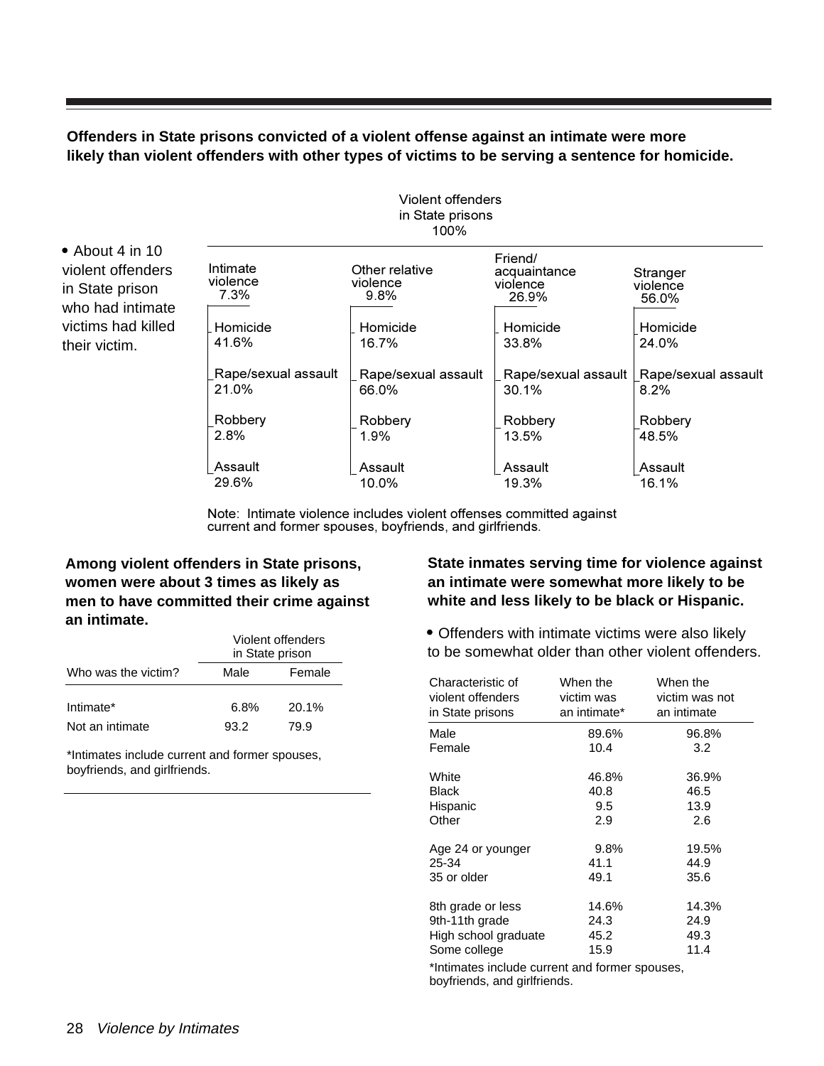**Offenders in State prisons convicted of a violent offense against an intimate were more likely than violent offenders with other types of victims to be serving a sentence for homicide.**

- About 4 in 10 violent offenders in State prison who had intimate victims had killed their victim.

Violent offenders in State prisons 100%

| | Intimate violence 7.3% | Other relative violence 9.8% | Friend/acquaintance violence 26.9% | Stranger violence 56.0% |
|---|---|---|---|---|
| Homicide | 41.6% | 16.7% | 33.8% | 24.0% |
| Rape/sexual assault | 21.0% | 66.0% | 30.1% | 8.2% |
| Robbery | 2.8% | 1.9% | 13.5% | 48.5% |
| Assault | 29.6% | 10.0% | 19.3% | 16.1% |

Note: Intimate violence includes violent offenses committed against current and former spouses, boyfriends, and girlfriends.

**Among violent offenders in State prisons, women were about 3 times as likely as men to have committed their crime against an intimate.**

| | Violent offenders in State prison | |
|---|---|---|
| Who was the victim? | Male | Female |
| Intimate* | 6.8% | 20.1% |
| Not an intimate | 93.2 | 79.9 |

*Intimates include current and former spouses, boyfriends, and girlfriends.

**State inmates serving time for violence against an intimate were somewhat more likely to be white and less likely to be black or Hispanic.**

- Offenders with intimate victims were also likely to be somewhat older than other violent offenders.

| Characteristic of violent offenders in State prisons | When the victim was an intimate* | When the victim was not an intimate |
|---|---|---|
| Male | 89.6% | 96.8% |
| Female | 10.4 | 3.2 |
| White | 46.8% | 36.9% |
| Black | 40.8 | 46.5 |
| Hispanic | 9.5 | 13.9 |
| Other | 2.9 | 2.6 |
| Age 24 or younger | 9.8% | 19.5% |
| 25-34 | 41.1 | 44.9 |
| 35 or older | 49.1 | 35.6 |
| 8th grade or less | 14.6% | 14.3% |
| 9th-11th grade | 24.3 | 24.9 |
| High school graduate | 45.2 | 49.3 |
| Some college | 15.9 | 11.4 |

*Intimates include current and former spouses, boyfriends, and girlfriends.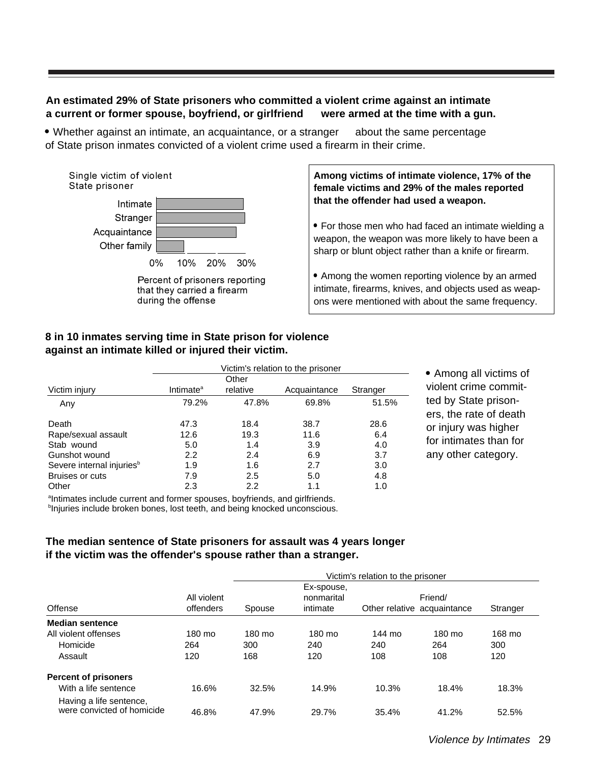**An estimated 29% of State prisoners who committed a violent crime against an intimate a current or former spouse, boyfriend, or girlfriend were armed at the time with a gun.**

- Whether against an intimate, an acquaintance, or a stranger about the same percentage of State prison inmates convicted of a violent crime used a firearm in their crime.

Single victim of violent State prisoner

| | Percent of prisoners reporting that they carried a firearm during the offense |
|---|---|
| Intimate | ~29% |
| Stranger | ~30% |
| Acquaintance | ~27% |
| Other family | ~9% |

**Among victims of intimate violence, 17% of the female victims and 29% of the males reported that the offender had used a weapon.**

- For those men who had faced an intimate wielding a weapon, the weapon was more likely to have been a sharp or blunt object rather than a knife or firearm.
- Among the women reporting violence by an armed intimate, firearms, knives, and objects used as weapons were mentioned with about the same frequency.

**8 in 10 inmates serving time in State prison for violence against an intimate killed or injured their victim.**

| | Victim's relation to the prisoner | | | |
|---|---|---|---|---|
| Victim injury | Intimate[a] | Other relative | Acquaintance | Stranger |
| Any | 79.2% | 47.8% | 69.8% | 51.5% |
| Death | 47.3 | 18.4 | 38.7 | 28.6 |
| Rape/sexual assault | 12.6 | 19.3 | 11.6 | 6.4 |
| Stab wound | 5.0 | 1.4 | 3.9 | 4.0 |
| Gunshot wound | 2.2 | 2.4 | 6.9 | 3.7 |
| Severe internal injuries[b] | 1.9 | 1.6 | 2.7 | 3.0 |
| Bruises or cuts | 7.9 | 2.5 | 5.0 | 4.8 |
| Other | 2.3 | 2.2 | 1.1 | 1.0 |

[a]Intimates include current and former spouses, boyfriends, and girlfriends.
[b]Injuries include broken bones, lost teeth, and being knocked unconscious.

- Among all victims of violent crime committed by State prisoners, the rate of death or injury was higher for intimates than for any other category.

**The median sentence of State prisoners for assault was 4 years longer if the victim was the offender's spouse rather than a stranger.**

| | | Victim's relation to the prisoner | | | | |
|---|---|---|---|---|---|---|
| Offense | All violent offenders | Spouse | Ex-spouse, nonmarital intimate | Other relative | Friend/ acquaintance | Stranger |
| **Median sentence** | | | | | | |
| All violent offenses | 180 mo | 180 mo | 180 mo | 144 mo | 180 mo | 168 mo |
| Homicide | 264 | 300 | 240 | 240 | 264 | 300 |
| Assault | 120 | 168 | 120 | 108 | 108 | 120 |
| **Percent of prisoners** | | | | | | |
| With a life sentence | 16.6% | 32.5% | 14.9% | 10.3% | 18.4% | 18.3% |
| Having a life sentence, were convicted of homicide | 46.8% | 47.9% | 29.7% | 35.4% | 41.2% | 52.5% |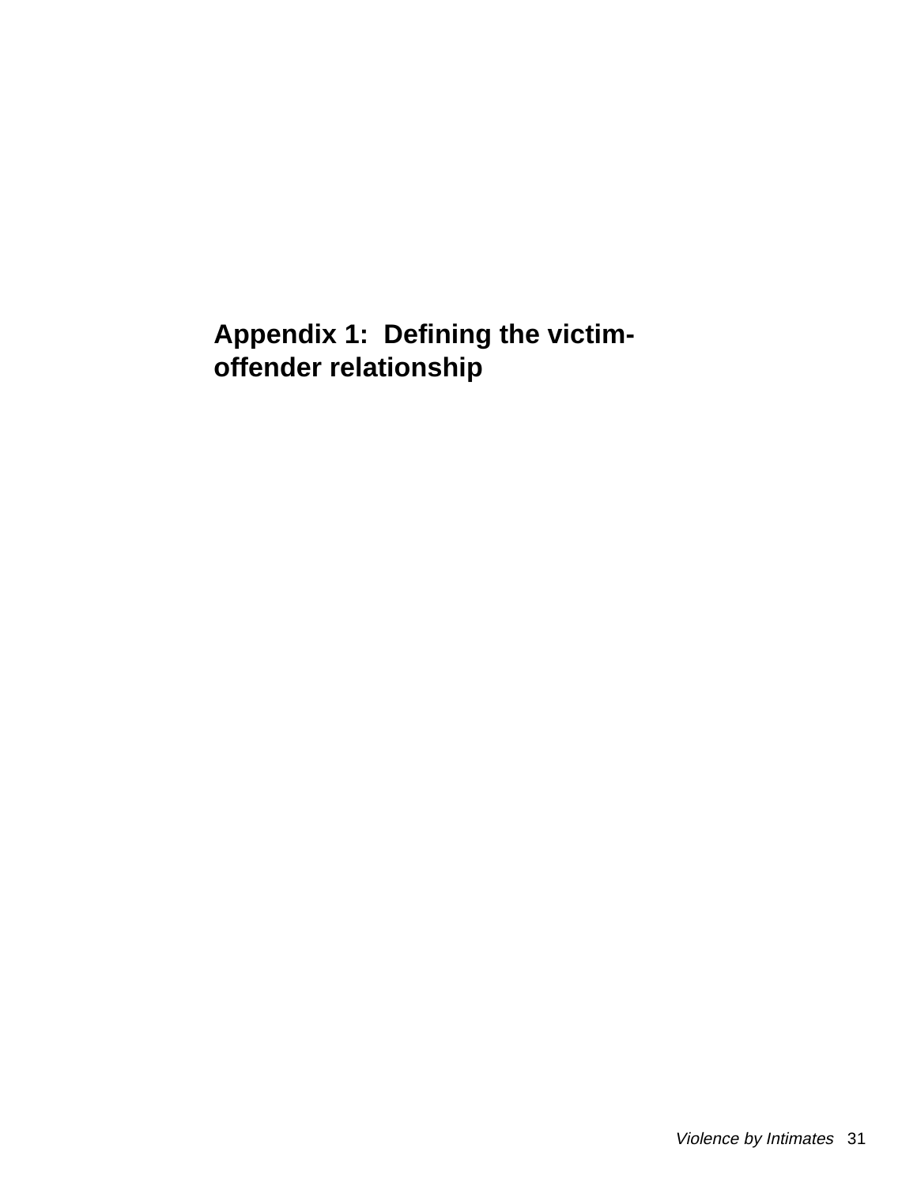# Appendix 1: Defining the victim-offender relationship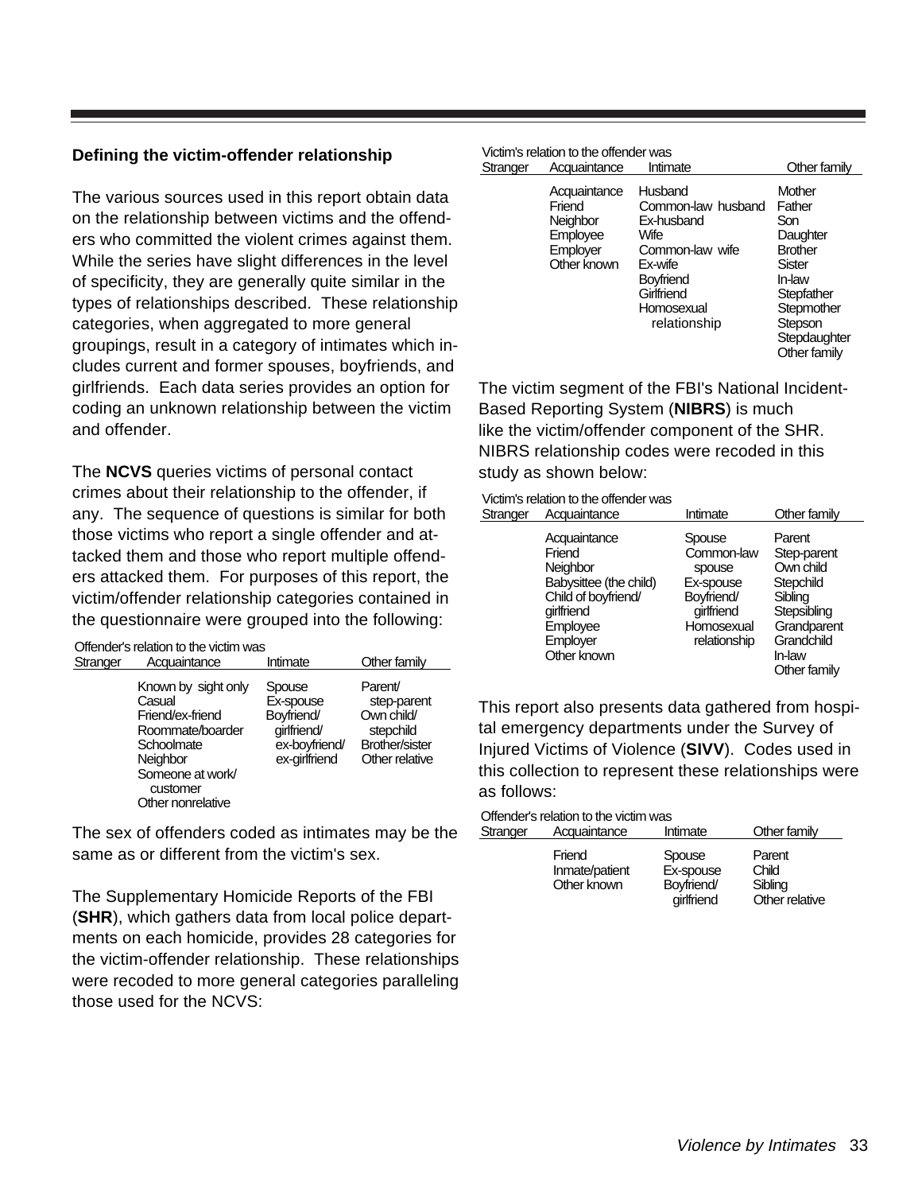### Defining the victim-offender relationship

The various sources used in this report obtain data on the relationship between victims and the offenders who committed the violent crimes against them. While the series have slight differences in the level of specificity, they are generally quite similar in the types of relationships described. These relationship categories, when aggregated to more general groupings, result in a category of intimates which includes current and former spouses, boyfriends, and girlfriends. Each data series provides an option for coding an unknown relationship between the victim and offender.

The **NCVS** queries victims of personal contact crimes about their relationship to the offender, if any. The sequence of questions is similar for both those victims who report a single offender and attacked them and those who report multiple offenders attacked them. For purposes of this report, the victim/offender relationship categories contained in the questionnaire were grouped into the following:

Offender's relation to the victim was

| Stranger | Acquaintance | Intimate | Other family |
|---|---|---|---|
| | Known by sight only<br>Casual<br>Friend/ex-friend<br>Roommate/boarder<br>Schoolmate<br>Neighbor<br>Someone at work/ customer<br>Other nonrelative | Spouse<br>Ex-spouse<br>Boyfriend/ girlfriend/ ex-boyfriend/ ex-girlfriend | Parent/ step-parent<br>Own child/ stepchild<br>Brother/sister<br>Other relative |

The sex of offenders coded as intimates may be the same as or different from the victim's sex.

The Supplementary Homicide Reports of the FBI (**SHR**), which gathers data from local police departments on each homicide, provides 28 categories for the victim-offender relationship. These relationships were recoded to more general categories paralleling those used for the NCVS:

Victim's relation to the offender was

| Stranger | Acquaintance | Intimate | Other family |
|---|---|---|---|
| | Acquaintance<br>Friend<br>Neighbor<br>Employee<br>Employer<br>Other known | Husband<br>Common-law husband<br>Ex-husband<br>Wife<br>Common-law wife<br>Ex-wife<br>Boyfriend<br>Girlfriend<br>Homosexual relationship | Mother<br>Father<br>Son<br>Daughter<br>Brother<br>Sister<br>In-law<br>Stepfather<br>Stepmother<br>Stepson<br>Stepdaughter<br>Other family |

The victim segment of the FBI's National Incident-Based Reporting System (**NIBRS**) is much like the victim/offender component of the SHR. NIBRS relationship codes were recoded in this study as shown below:

Victim's relation to the offender was

| Stranger | Acquaintance | Intimate | Other family |
|---|---|---|---|
| | Acquaintance<br>Friend<br>Neighbor<br>Babysittee (the child)<br>Child of boyfriend/ girlfriend<br>Employee<br>Employer<br>Other known | Spouse<br>Common-law spouse<br>Ex-spouse<br>Boyfriend/ girlfriend<br>Homosexual relationship | Parent<br>Step-parent<br>Own child<br>Stepchild<br>Sibling<br>Stepsibling<br>Grandparent<br>Grandchild<br>In-law<br>Other family |

This report also presents data gathered from hospital emergency departments under the Survey of Injured Victims of Violence (**SIVV**). Codes used in this collection to represent these relationships were as follows:

Offender's relation to the victim was

| Stranger | Acquaintance | Intimate | Other family |
|---|---|---|---|
| | Friend<br>Inmate/patient<br>Other known | Spouse<br>Ex-spouse<br>Boyfriend/ girlfriend | Parent<br>Child<br>Sibling<br>Other relative |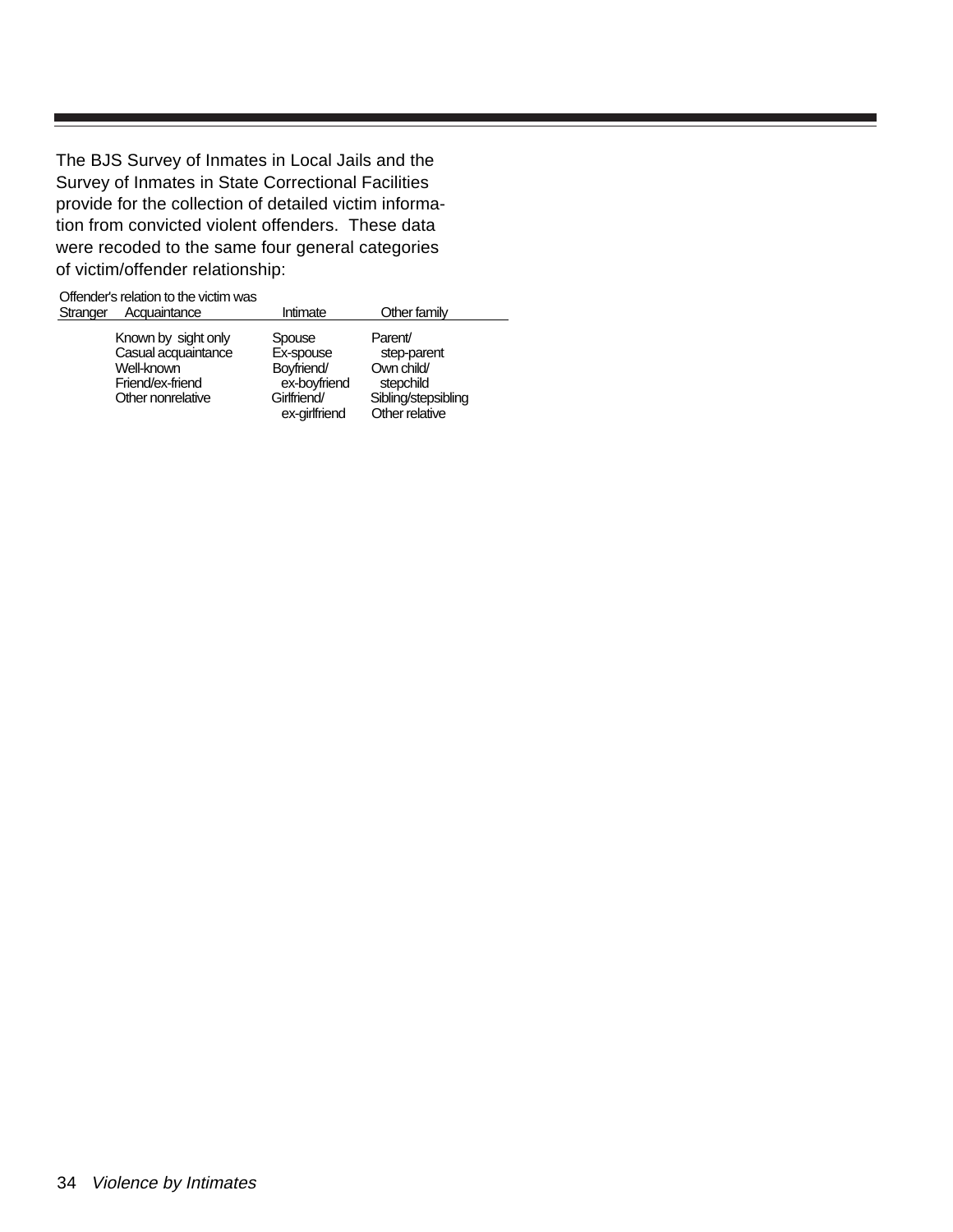The BJS Survey of Inmates in Local Jails and the Survey of Inmates in State Correctional Facilities provide for the collection of detailed victim information from convicted violent offenders. These data were recoded to the same four general categories of victim/offender relationship:

| Offender's relation to the victim was | | | |
|---|---|---|---|
| Stranger | Acquaintance | Intimate | Other family |
| | Known by sight only<br>Casual acquaintance<br>Well-known<br>Friend/ex-friend<br>Other nonrelative | Spouse<br>Ex-spouse<br>Boyfriend/ ex-boyfriend<br>Girlfriend/ ex-girlfriend | Parent/ step-parent<br>Own child/ stepchild<br>Sibling/stepsibling<br>Other relative |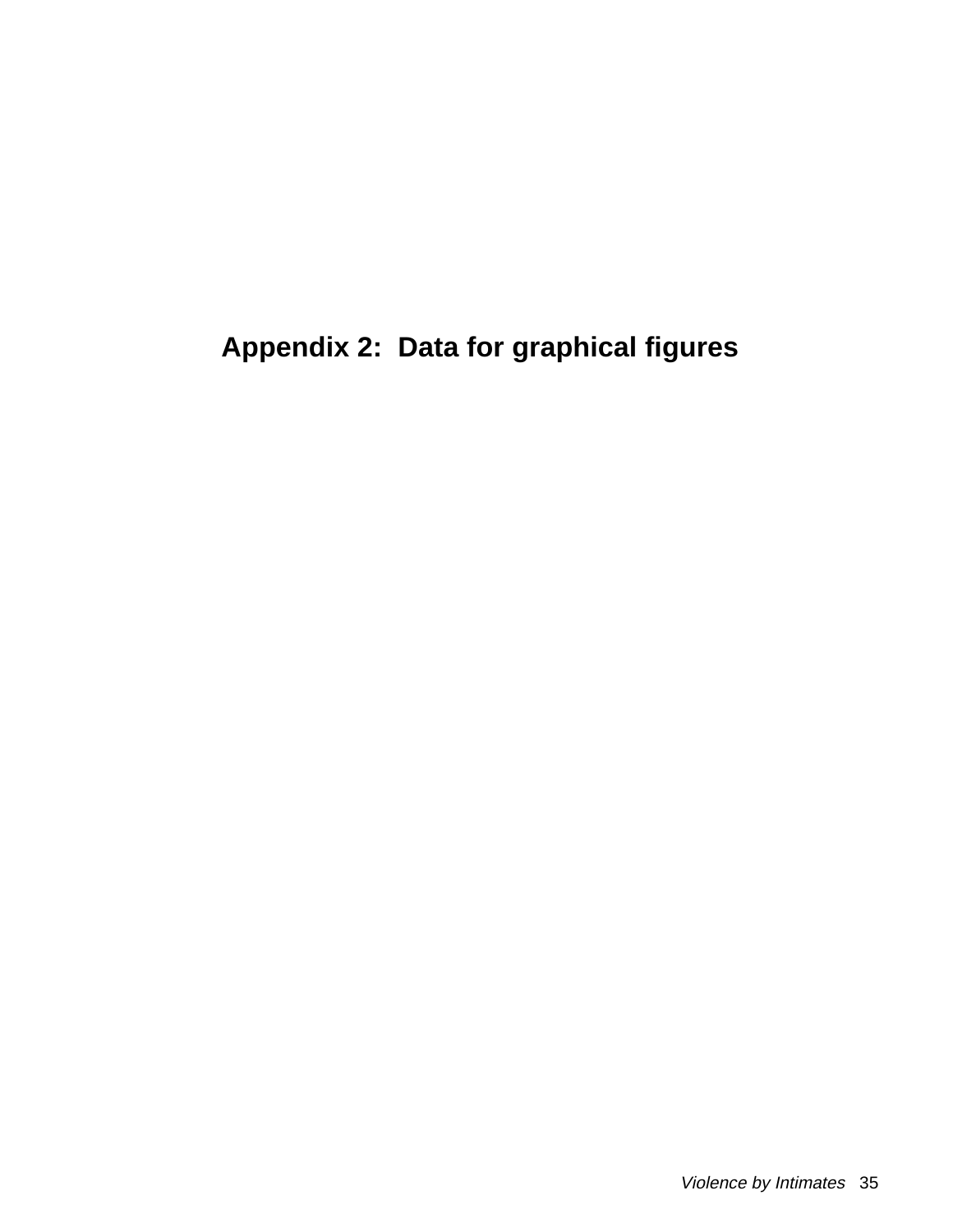# Appendix 2: Data for graphical figures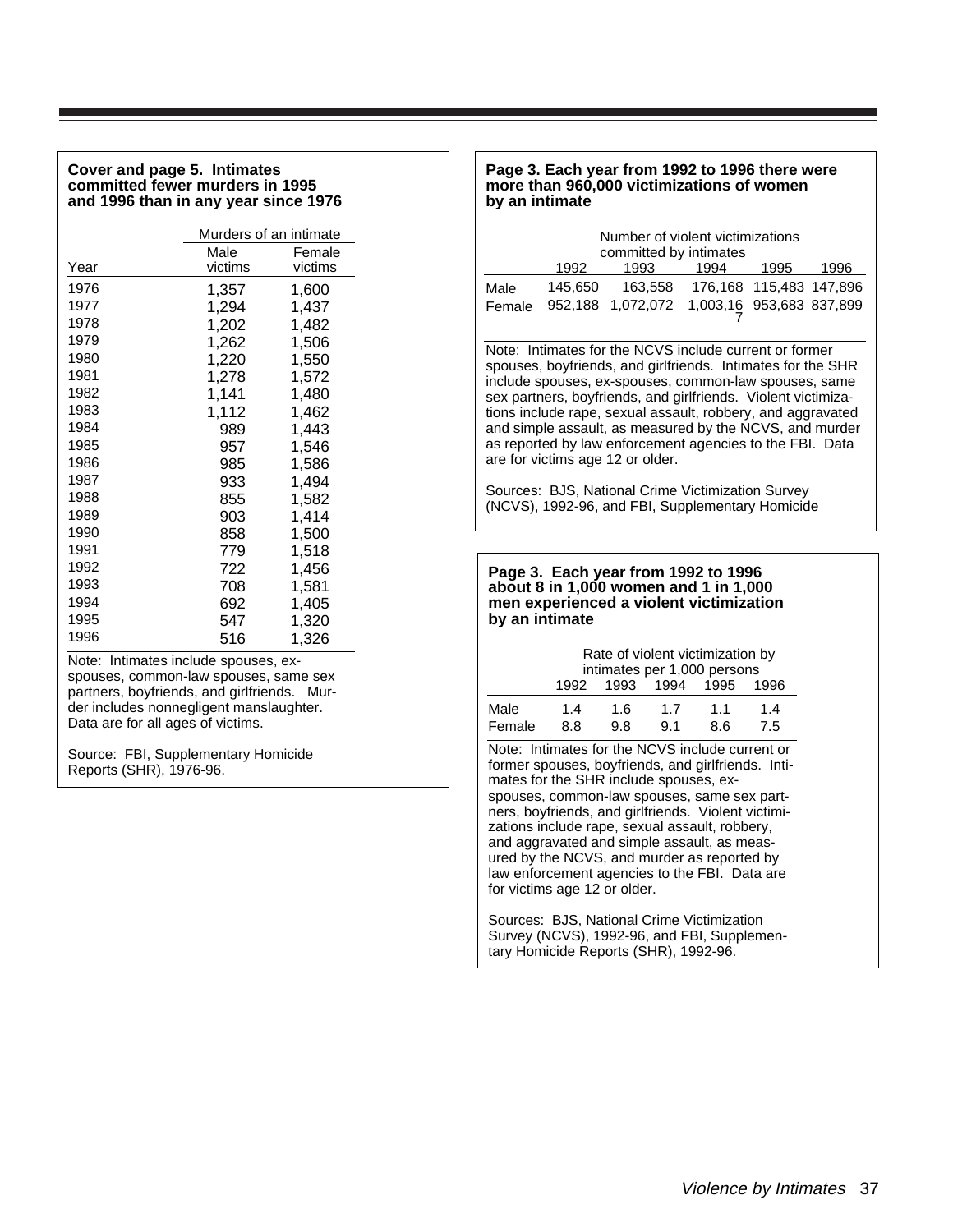### Cover and page 5. Intimates committed fewer murders in 1995 and 1996 than in any year since 1976

| | Murders of an intimate | |
|---|---|---|
| Year | Male victims | Female victims |
| 1976 | 1,357 | 1,600 |
| 1977 | 1,294 | 1,437 |
| 1978 | 1,202 | 1,482 |
| 1979 | 1,262 | 1,506 |
| 1980 | 1,220 | 1,550 |
| 1981 | 1,278 | 1,572 |
| 1982 | 1,141 | 1,480 |
| 1983 | 1,112 | 1,462 |
| 1984 | 989 | 1,443 |
| 1985 | 957 | 1,546 |
| 1986 | 985 | 1,586 |
| 1987 | 933 | 1,494 |
| 1988 | 855 | 1,582 |
| 1989 | 903 | 1,414 |
| 1990 | 858 | 1,500 |
| 1991 | 779 | 1,518 |
| 1992 | 722 | 1,456 |
| 1993 | 708 | 1,581 |
| 1994 | 692 | 1,405 |
| 1995 | 547 | 1,320 |
| 1996 | 516 | 1,326 |

Note: Intimates include spouses, ex-spouses, common-law spouses, same sex partners, boyfriends, and girlfriends. Murder includes nonnegligent manslaughter. Data are for all ages of victims.

Source: FBI, Supplementary Homicide Reports (SHR), 1976-96.

### Page 3. Each year from 1992 to 1996 there were more than 960,000 victimizations of women by an intimate

| | Number of violent victimizations committed by intimates | | | | |
|---|---|---|---|---|---|
| | 1992 | 1993 | 1994 | 1995 | 1996 |
| Male | 145,650 | 163,558 | 176,168 | 115,483 | 147,896 |
| Female | 952,188 | 1,072,072 | 1,003,167 | 953,683 | 837,899 |

Note: Intimates for the NCVS include current or former spouses, boyfriends, and girlfriends. Intimates for the SHR include spouses, ex-spouses, common-law spouses, same sex partners, boyfriends, and girlfriends. Violent victimizations include rape, sexual assault, robbery, and aggravated and simple assault, as measured by the NCVS, and murder as reported by law enforcement agencies to the FBI. Data are for victims age 12 or older.

Sources: BJS, National Crime Victimization Survey (NCVS), 1992-96, and FBI, Supplementary Homicide

### Page 3. Each year from 1992 to 1996 about 8 in 1,000 women and 1 in 1,000 men experienced a violent victimization by an intimate

| | Rate of violent victimization by intimates per 1,000 persons | | | | |
|---|---|---|---|---|---|
| | 1992 | 1993 | 1994 | 1995 | 1996 |
| Male | 1.4 | 1.6 | 1.7 | 1.1 | 1.4 |
| Female | 8.8 | 9.8 | 9.1 | 8.6 | 7.5 |

Note: Intimates for the NCVS include current or former spouses, boyfriends, and girlfriends. Intimates for the SHR include spouses, ex-spouses, common-law spouses, same sex partners, boyfriends, and girlfriends. Violent victimizations include rape, sexual assault, robbery, and aggravated and simple assault, as measured by the NCVS, and murder as reported by law enforcement agencies to the FBI. Data are for victims age 12 or older.

Sources: BJS, National Crime Victimization Survey (NCVS), 1992-96, and FBI, Supplementary Homicide Reports (SHR), 1992-96.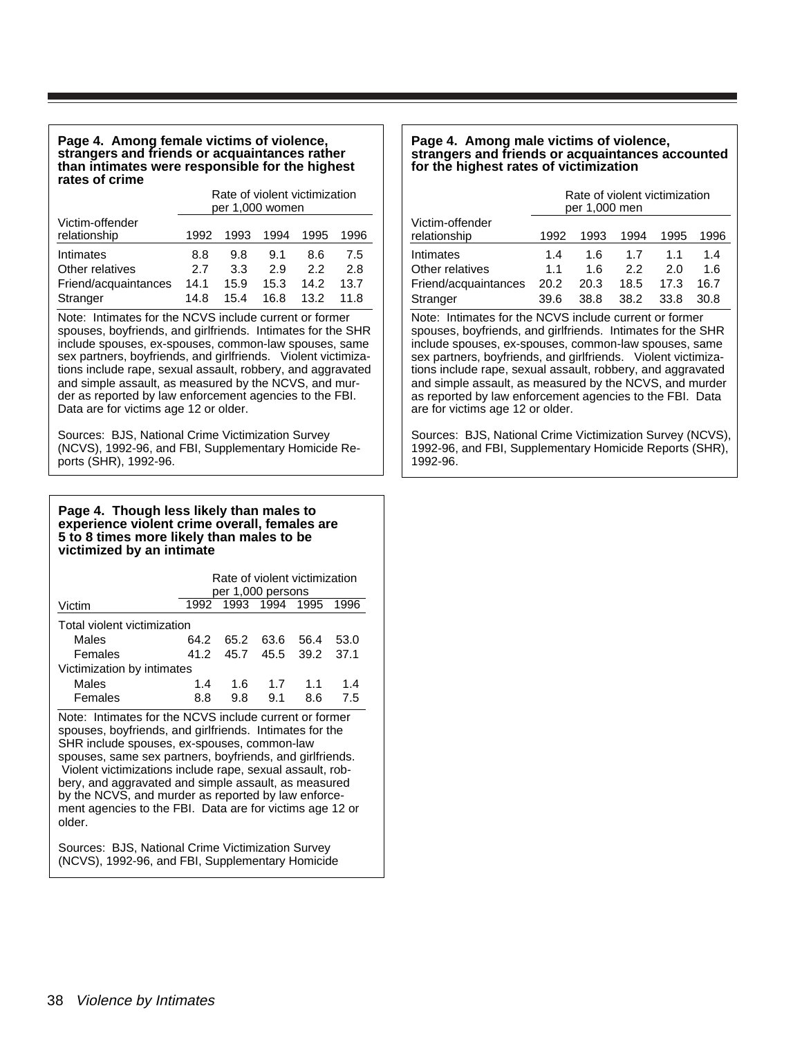**Page 4. Among female victims of violence, strangers and friends or acquaintances rather than intimates were responsible for the highest rates of crime**

| Victim-offender relationship | Rate of violent victimization per 1,000 women | | | | |
|---|---|---|---|---|---|
| | 1992 | 1993 | 1994 | 1995 | 1996 |
| Intimates | 8.8 | 9.8 | 9.1 | 8.6 | 7.5 |
| Other relatives | 2.7 | 3.3 | 2.9 | 2.2 | 2.8 |
| Friend/acquaintances | 14.1 | 15.9 | 15.3 | 14.2 | 13.7 |
| Stranger | 14.8 | 15.4 | 16.8 | 13.2 | 11.8 |

Note: Intimates for the NCVS include current or former spouses, boyfriends, and girlfriends. Intimates for the SHR include spouses, ex-spouses, common-law spouses, same sex partners, boyfriends, and girlfriends. Violent victimizations include rape, sexual assault, robbery, and aggravated and simple assault, as measured by the NCVS, and murder as reported by law enforcement agencies to the FBI. Data are for victims age 12 or older.

Sources: BJS, National Crime Victimization Survey (NCVS), 1992-96, and FBI, Supplementary Homicide Reports (SHR), 1992-96.

**Page 4. Though less likely than males to experience violent crime overall, females are 5 to 8 times more likely than males to be victimized by an intimate**

| Victim | Rate of violent victimization per 1,000 persons | | | | |
|---|---|---|---|---|---|
| | 1992 | 1993 | 1994 | 1995 | 1996 |
| Total violent victimization | | | | | |
| Males | 64.2 | 65.2 | 63.6 | 56.4 | 53.0 |
| Females | 41.2 | 45.7 | 45.5 | 39.2 | 37.1 |
| Victimization by intimates | | | | | |
| Males | 1.4 | 1.6 | 1.7 | 1.1 | 1.4 |
| Females | 8.8 | 9.8 | 9.1 | 8.6 | 7.5 |

Note: Intimates for the NCVS include current or former spouses, boyfriends, and girlfriends. Intimates for the SHR include spouses, ex-spouses, common-law spouses, same sex partners, boyfriends, and girlfriends. Violent victimizations include rape, sexual assault, robbery, and aggravated and simple assault, as measured by the NCVS, and murder as reported by law enforcement agencies to the FBI. Data are for victims age 12 or older.

Sources: BJS, National Crime Victimization Survey (NCVS), 1992-96, and FBI, Supplementary Homicide

**Page 4. Among male victims of violence, strangers and friends or acquaintances accounted for the highest rates of victimization**

| Victim-offender relationship | Rate of violent victimization per 1,000 men | | | | |
|---|---|---|---|---|---|
| | 1992 | 1993 | 1994 | 1995 | 1996 |
| Intimates | 1.4 | 1.6 | 1.7 | 1.1 | 1.4 |
| Other relatives | 1.1 | 1.6 | 2.2 | 2.0 | 1.6 |
| Friend/acquaintances | 20.2 | 20.3 | 18.5 | 17.3 | 16.7 |
| Stranger | 39.6 | 38.8 | 38.2 | 33.8 | 30.8 |

Note: Intimates for the NCVS include current or former spouses, boyfriends, and girlfriends. Intimates for the SHR include spouses, ex-spouses, common-law spouses, same sex partners, boyfriends, and girlfriends. Violent victimizations include rape, sexual assault, robbery, and aggravated and simple assault, as measured by the NCVS, and murder as reported by law enforcement agencies to the FBI. Data are for victims age 12 or older.

Sources: BJS, National Crime Victimization Survey (NCVS), 1992-96, and FBI, Supplementary Homicide Reports (SHR), 1992-96.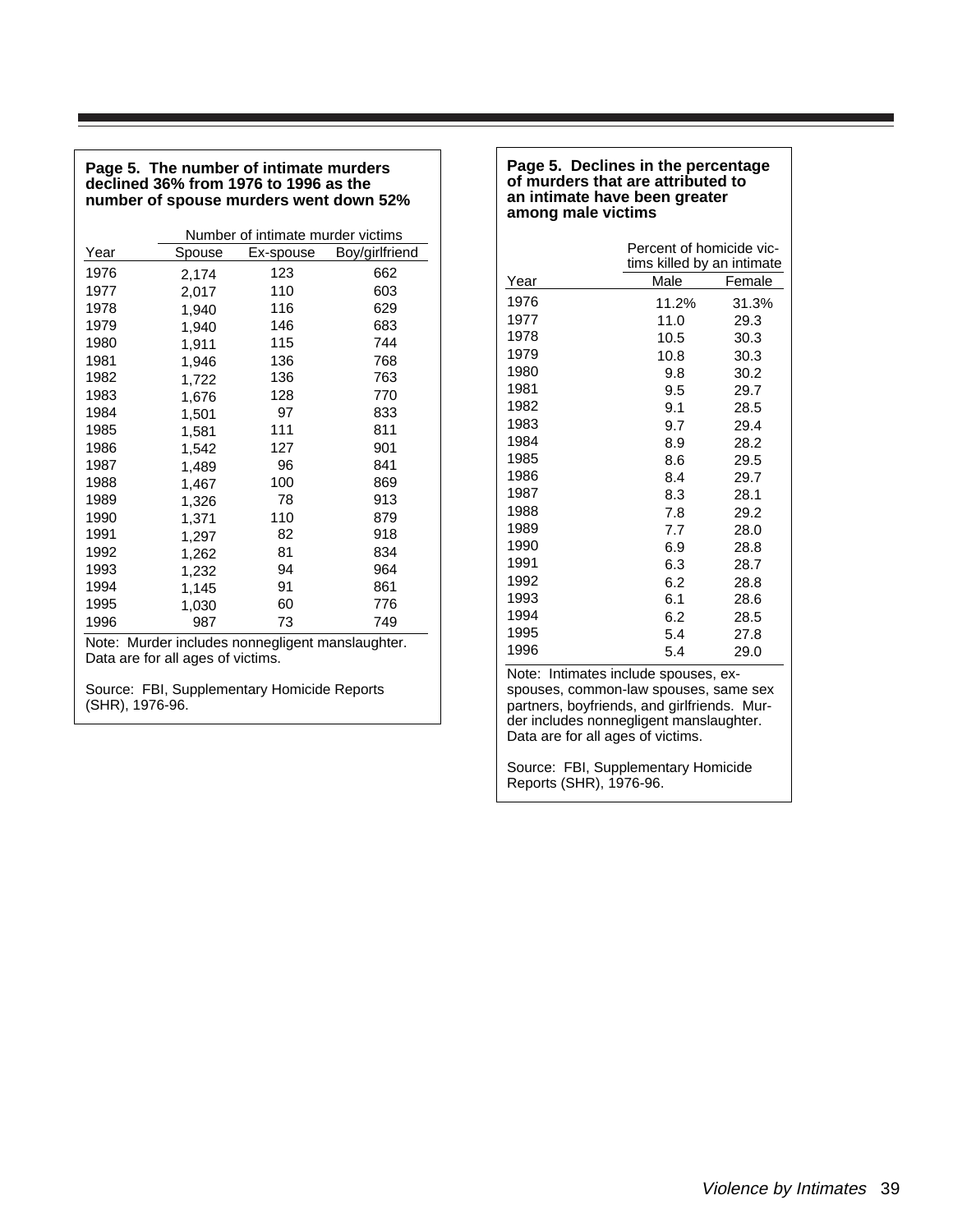**Page 5. The number of intimate murders declined 36% from 1976 to 1996 as the number of spouse murders went down 52%**

| | Number of intimate murder victims | | |
|---|---|---|---|
| Year | Spouse | Ex-spouse | Boy/girlfriend |
| 1976 | 2,174 | 123 | 662 |
| 1977 | 2,017 | 110 | 603 |
| 1978 | 1,940 | 116 | 629 |
| 1979 | 1,940 | 146 | 683 |
| 1980 | 1,911 | 115 | 744 |
| 1981 | 1,946 | 136 | 768 |
| 1982 | 1,722 | 136 | 763 |
| 1983 | 1,676 | 128 | 770 |
| 1984 | 1,501 | 97 | 833 |
| 1985 | 1,581 | 111 | 811 |
| 1986 | 1,542 | 127 | 901 |
| 1987 | 1,489 | 96 | 841 |
| 1988 | 1,467 | 100 | 869 |
| 1989 | 1,326 | 78 | 913 |
| 1990 | 1,371 | 110 | 879 |
| 1991 | 1,297 | 82 | 918 |
| 1992 | 1,262 | 81 | 834 |
| 1993 | 1,232 | 94 | 964 |
| 1994 | 1,145 | 91 | 861 |
| 1995 | 1,030 | 60 | 776 |
| 1996 | 987 | 73 | 749 |

Note: Murder includes nonnegligent manslaughter. Data are for all ages of victims.

Source: FBI, Supplementary Homicide Reports (SHR), 1976-96.

**Page 5. Declines in the percentage of murders that are attributed to an intimate have been greater among male victims**

| | Percent of homicide victims killed by an intimate | |
|---|---|---|
| Year | Male | Female |
| 1976 | 11.2% | 31.3% |
| 1977 | 11.0 | 29.3 |
| 1978 | 10.5 | 30.3 |
| 1979 | 10.8 | 30.3 |
| 1980 | 9.8 | 30.2 |
| 1981 | 9.5 | 29.7 |
| 1982 | 9.1 | 28.5 |
| 1983 | 9.7 | 29.4 |
| 1984 | 8.9 | 28.2 |
| 1985 | 8.6 | 29.5 |
| 1986 | 8.4 | 29.7 |
| 1987 | 8.3 | 28.1 |
| 1988 | 7.8 | 29.2 |
| 1989 | 7.7 | 28.0 |
| 1990 | 6.9 | 28.8 |
| 1991 | 6.3 | 28.7 |
| 1992 | 6.2 | 28.8 |
| 1993 | 6.1 | 28.6 |
| 1994 | 6.2 | 28.5 |
| 1995 | 5.4 | 27.8 |
| 1996 | 5.4 | 29.0 |

Note: Intimates include spouses, ex-spouses, common-law spouses, same sex partners, boyfriends, and girlfriends. Murder includes nonnegligent manslaughter. Data are for all ages of victims.

Source: FBI, Supplementary Homicide Reports (SHR), 1976-96.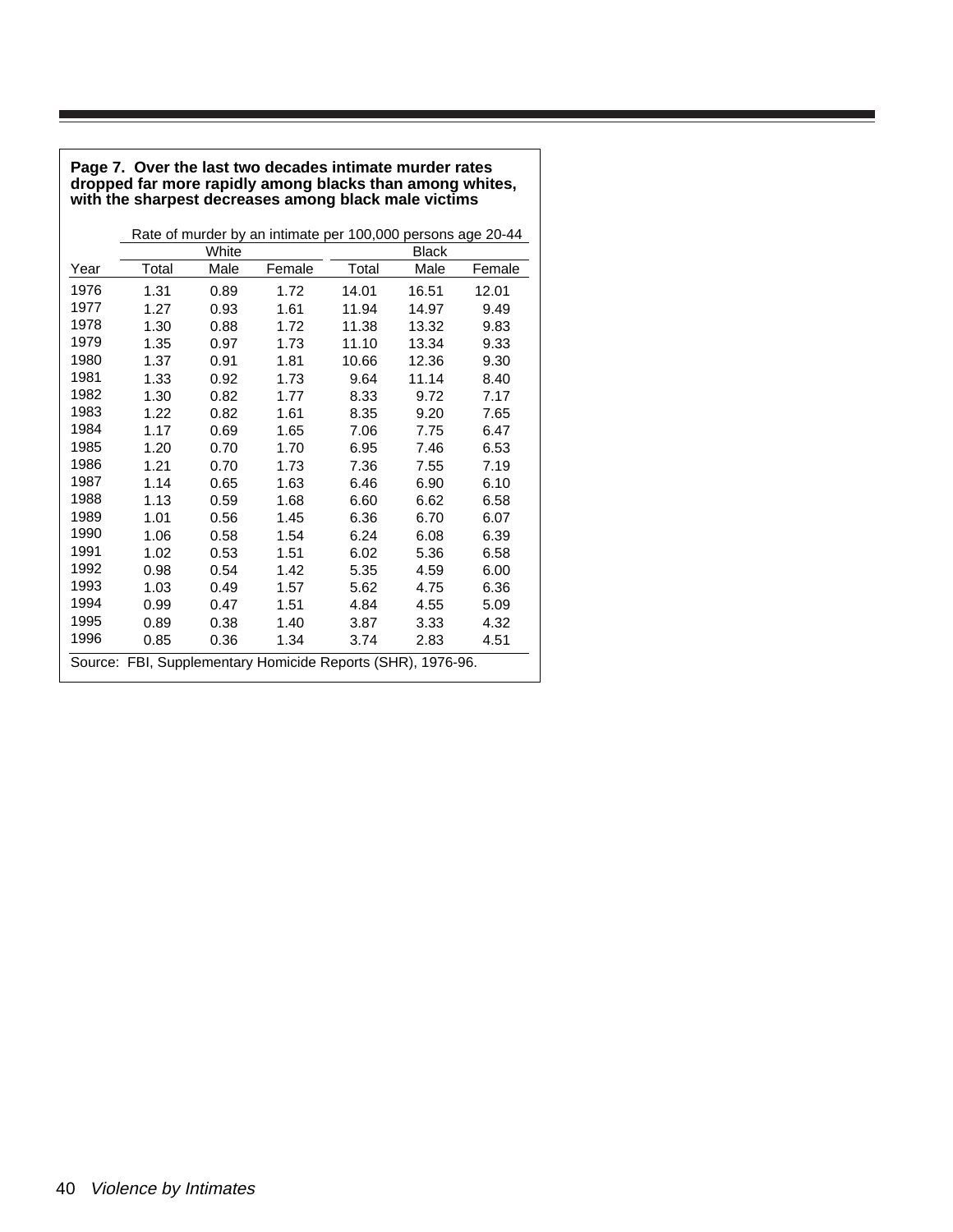**Page 7. Over the last two decades intimate murder rates dropped far more rapidly among blacks than among whites, with the sharpest decreases among black male victims**

| | Rate of murder by an intimate per 100,000 persons age 20-44 | | | | | |
|---|---|---|---|---|---|---|
| | White | | | Black | | |
| Year | Total | Male | Female | Total | Male | Female |
| 1976 | 1.31 | 0.89 | 1.72 | 14.01 | 16.51 | 12.01 |
| 1977 | 1.27 | 0.93 | 1.61 | 11.94 | 14.97 | 9.49 |
| 1978 | 1.30 | 0.88 | 1.72 | 11.38 | 13.32 | 9.83 |
| 1979 | 1.35 | 0.97 | 1.73 | 11.10 | 13.34 | 9.33 |
| 1980 | 1.37 | 0.91 | 1.81 | 10.66 | 12.36 | 9.30 |
| 1981 | 1.33 | 0.92 | 1.73 | 9.64 | 11.14 | 8.40 |
| 1982 | 1.30 | 0.82 | 1.77 | 8.33 | 9.72 | 7.17 |
| 1983 | 1.22 | 0.82 | 1.61 | 8.35 | 9.20 | 7.65 |
| 1984 | 1.17 | 0.69 | 1.65 | 7.06 | 7.75 | 6.47 |
| 1985 | 1.20 | 0.70 | 1.70 | 6.95 | 7.46 | 6.53 |
| 1986 | 1.21 | 0.70 | 1.73 | 7.36 | 7.55 | 7.19 |
| 1987 | 1.14 | 0.65 | 1.63 | 6.46 | 6.90 | 6.10 |
| 1988 | 1.13 | 0.59 | 1.68 | 6.60 | 6.62 | 6.58 |
| 1989 | 1.01 | 0.56 | 1.45 | 6.36 | 6.70 | 6.07 |
| 1990 | 1.06 | 0.58 | 1.54 | 6.24 | 6.08 | 6.39 |
| 1991 | 1.02 | 0.53 | 1.51 | 6.02 | 5.36 | 6.58 |
| 1992 | 0.98 | 0.54 | 1.42 | 5.35 | 4.59 | 6.00 |
| 1993 | 1.03 | 0.49 | 1.57 | 5.62 | 4.75 | 6.36 |
| 1994 | 0.99 | 0.47 | 1.51 | 4.84 | 4.55 | 5.09 |
| 1995 | 0.89 | 0.38 | 1.40 | 3.87 | 3.33 | 4.32 |
| 1996 | 0.85 | 0.36 | 1.34 | 3.74 | 2.83 | 4.51 |

Source: FBI, Supplementary Homicide Reports (SHR), 1976-96.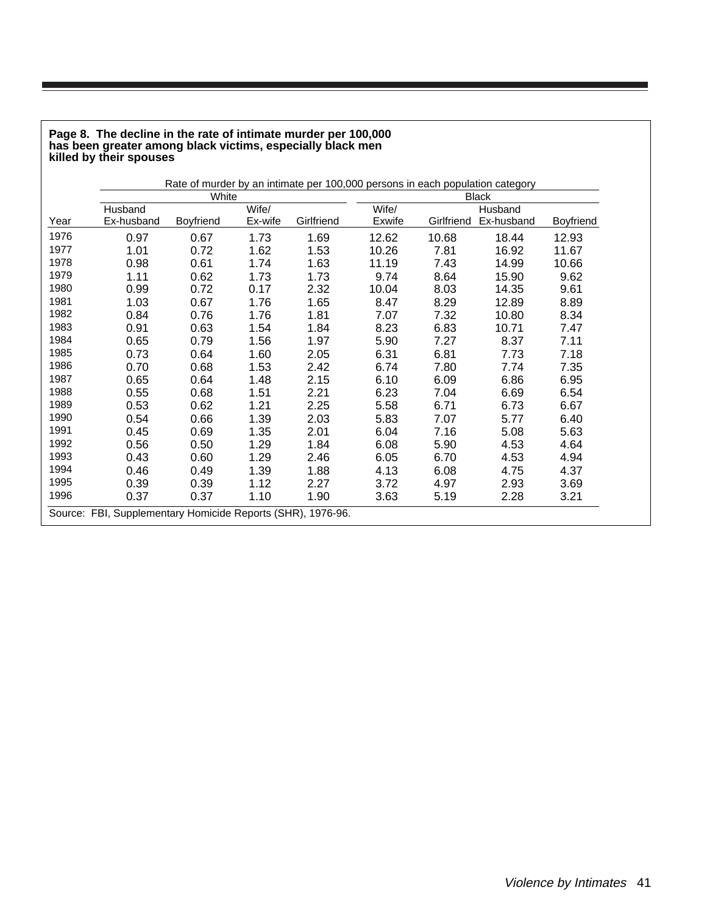**Page 8. The decline in the rate of intimate murder per 100,000 has been greater among black victims, especially black men killed by their spouses**

| | Rate of murder by an intimate per 100,000 persons in each population category | | | | | | | |
|---|---|---|---|---|---|---|---|---|
| | White | | | | Black | | | |
| Year | Husband Ex-husband | Boyfriend | Wife/ Ex-wife | Girlfriend | Wife/ Exwife | Girlfriend | Husband Ex-husband | Boyfriend |
| 1976 | 0.97 | 0.67 | 1.73 | 1.69 | 12.62 | 10.68 | 18.44 | 12.93 |
| 1977 | 1.01 | 0.72 | 1.62 | 1.53 | 10.26 | 7.81 | 16.92 | 11.67 |
| 1978 | 0.98 | 0.61 | 1.74 | 1.63 | 11.19 | 7.43 | 14.99 | 10.66 |
| 1979 | 1.11 | 0.62 | 1.73 | 1.73 | 9.74 | 8.64 | 15.90 | 9.62 |
| 1980 | 0.99 | 0.72 | 0.17 | 2.32 | 10.04 | 8.03 | 14.35 | 9.61 |
| 1981 | 1.03 | 0.67 | 1.76 | 1.65 | 8.47 | 8.29 | 12.89 | 8.89 |
| 1982 | 0.84 | 0.76 | 1.76 | 1.81 | 7.07 | 7.32 | 10.80 | 8.34 |
| 1983 | 0.91 | 0.63 | 1.54 | 1.84 | 8.23 | 6.83 | 10.71 | 7.47 |
| 1984 | 0.65 | 0.79 | 1.56 | 1.97 | 5.90 | 7.27 | 8.37 | 7.11 |
| 1985 | 0.73 | 0.64 | 1.60 | 2.05 | 6.31 | 6.81 | 7.73 | 7.18 |
| 1986 | 0.70 | 0.68 | 1.53 | 2.42 | 6.74 | 7.80 | 7.74 | 7.35 |
| 1987 | 0.65 | 0.64 | 1.48 | 2.15 | 6.10 | 6.09 | 6.86 | 6.95 |
| 1988 | 0.55 | 0.68 | 1.51 | 2.21 | 6.23 | 7.04 | 6.69 | 6.54 |
| 1989 | 0.53 | 0.62 | 1.21 | 2.25 | 5.58 | 6.71 | 6.73 | 6.67 |
| 1990 | 0.54 | 0.66 | 1.39 | 2.03 | 5.83 | 7.07 | 5.77 | 6.40 |
| 1991 | 0.45 | 0.69 | 1.35 | 2.01 | 6.04 | 7.16 | 5.08 | 5.63 |
| 1992 | 0.56 | 0.50 | 1.29 | 1.84 | 6.08 | 5.90 | 4.53 | 4.64 |
| 1993 | 0.43 | 0.60 | 1.29 | 2.46 | 6.05 | 6.70 | 4.53 | 4.94 |
| 1994 | 0.46 | 0.49 | 1.39 | 1.88 | 4.13 | 6.08 | 4.75 | 4.37 |
| 1995 | 0.39 | 0.39 | 1.12 | 2.27 | 3.72 | 4.97 | 2.93 | 3.69 |
| 1996 | 0.37 | 0.37 | 1.10 | 1.90 | 3.63 | 5.19 | 2.28 | 3.21 |

Source: FBI, Supplementary Homicide Reports (SHR), 1976-96.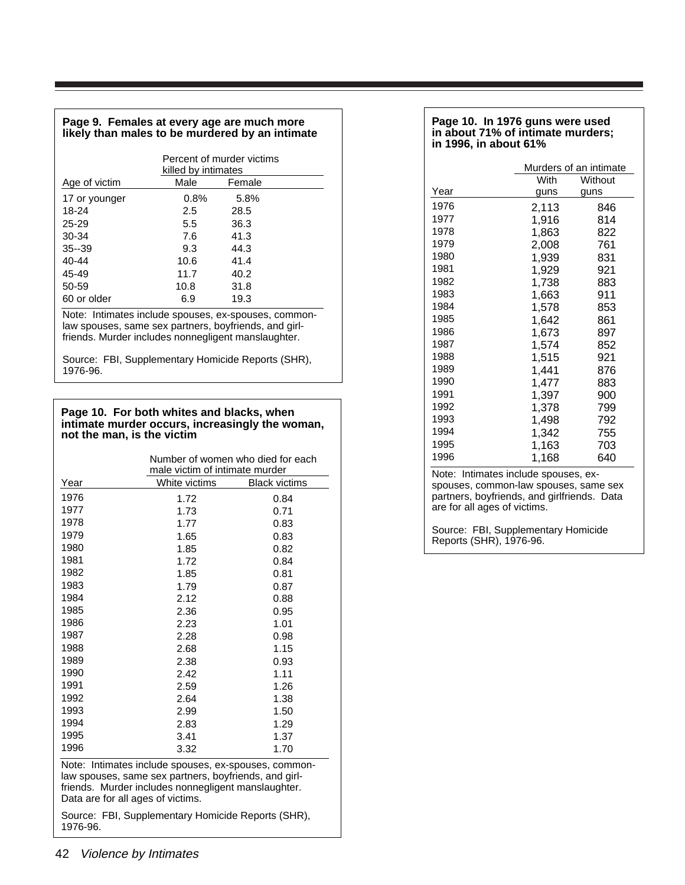**Page 9. Females at every age are much more likely than males to be murdered by an intimate**

| | Percent of murder victims killed by intimates | |
|---|---|---|
| Age of victim | Male | Female |
| 17 or younger | 0.8% | 5.8% |
| 18-24 | 2.5 | 28.5 |
| 25-29 | 5.5 | 36.3 |
| 30-34 | 7.6 | 41.3 |
| 35--39 | 9.3 | 44.3 |
| 40-44 | 10.6 | 41.4 |
| 45-49 | 11.7 | 40.2 |
| 50-59 | 10.8 | 31.8 |
| 60 or older | 6.9 | 19.3 |

Note: Intimates include spouses, ex-spouses, common-law spouses, same sex partners, boyfriends, and girlfriends. Murder includes nonnegligent manslaughter.

Source: FBI, Supplementary Homicide Reports (SHR), 1976-96.

**Page 10. For both whites and blacks, when intimate murder occurs, increasingly the woman, not the man, is the victim**

| | Number of women who died for each male victim of intimate murder | |
|---|---|---|
| Year | White victims | Black victims |
| 1976 | 1.72 | 0.84 |
| 1977 | 1.73 | 0.71 |
| 1978 | 1.77 | 0.83 |
| 1979 | 1.65 | 0.83 |
| 1980 | 1.85 | 0.82 |
| 1981 | 1.72 | 0.84 |
| 1982 | 1.85 | 0.81 |
| 1983 | 1.79 | 0.87 |
| 1984 | 2.12 | 0.88 |
| 1985 | 2.36 | 0.95 |
| 1986 | 2.23 | 1.01 |
| 1987 | 2.28 | 0.98 |
| 1988 | 2.68 | 1.15 |
| 1989 | 2.38 | 0.93 |
| 1990 | 2.42 | 1.11 |
| 1991 | 2.59 | 1.26 |
| 1992 | 2.64 | 1.38 |
| 1993 | 2.99 | 1.50 |
| 1994 | 2.83 | 1.29 |
| 1995 | 3.41 | 1.37 |
| 1996 | 3.32 | 1.70 |

Note: Intimates include spouses, ex-spouses, common-law spouses, same sex partners, boyfriends, and girlfriends. Murder includes nonnegligent manslaughter. Data are for all ages of victims.

Source: FBI, Supplementary Homicide Reports (SHR), 1976-96.

**Page 10. In 1976 guns were used in about 71% of intimate murders; in 1996, in about 61%**

| | Murders of an intimate | |
|---|---|---|
| Year | With guns | Without guns |
| 1976 | 2,113 | 846 |
| 1977 | 1,916 | 814 |
| 1978 | 1,863 | 822 |
| 1979 | 2,008 | 761 |
| 1980 | 1,939 | 831 |
| 1981 | 1,929 | 921 |
| 1982 | 1,738 | 883 |
| 1983 | 1,663 | 911 |
| 1984 | 1,578 | 853 |
| 1985 | 1,642 | 861 |
| 1986 | 1,673 | 897 |
| 1987 | 1,574 | 852 |
| 1988 | 1,515 | 921 |
| 1989 | 1,441 | 876 |
| 1990 | 1,477 | 883 |
| 1991 | 1,397 | 900 |
| 1992 | 1,378 | 799 |
| 1993 | 1,498 | 792 |
| 1994 | 1,342 | 755 |
| 1995 | 1,163 | 703 |
| 1996 | 1,168 | 640 |

Note: Intimates include spouses, ex-spouses, common-law spouses, same sex partners, boyfriends, and girlfriends. Data are for all ages of victims.

Source: FBI, Supplementary Homicide Reports (SHR), 1976-96.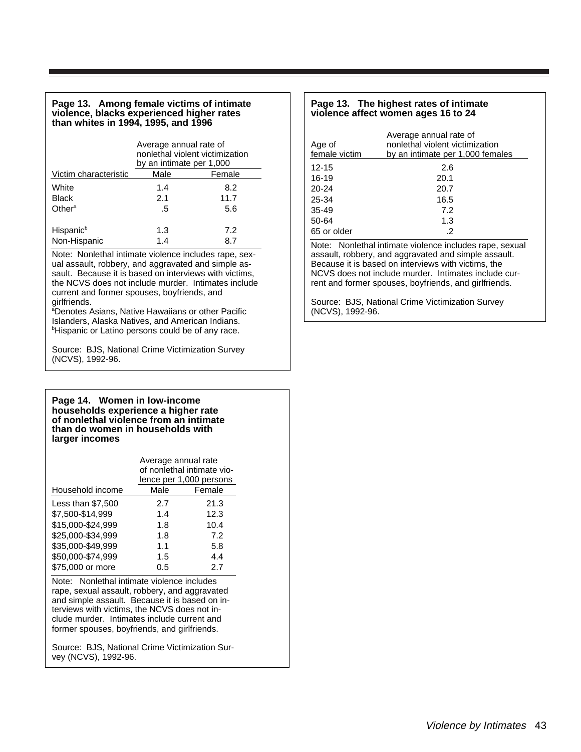### Page 13. Among female victims of intimate violence, blacks experienced higher rates than whites in 1994, 1995, and 1996

| Victim characteristic | Average annual rate of nonlethal violent victimization by an intimate per 1,000 | |
|---|---|---|
| | Male | Female |
| White | 1.4 | 8.2 |
| Black | 2.1 | 11.7 |
| Other[a] | .5 | 5.6 |
| Hispanic[b] | 1.3 | 7.2 |
| Non-Hispanic | 1.4 | 8.7 |

Note: Nonlethal intimate violence includes rape, sexual assault, robbery, and aggravated and simple assault. Because it is based on interviews with victims, the NCVS does not include murder. Intimates include current and former spouses, boyfriends, and girlfriends.
[a]Denotes Asians, Native Hawaiians or other Pacific Islanders, Alaska Natives, and American Indians.
[b]Hispanic or Latino persons could be of any race.

Source: BJS, National Crime Victimization Survey (NCVS), 1992-96.

### Page 14. Women in low-income households experience a higher rate of nonlethal violence from an intimate than do women in households with larger incomes

| Household income | Average annual rate of nonlethal intimate violence per 1,000 persons | |
|---|---|---|
| | Male | Female |
| Less than $7,500 | 2.7 | 21.3 |
| $7,500-$14,999 | 1.4 | 12.3 |
| $15,000-$24,999 | 1.8 | 10.4 |
| $25,000-$34,999 | 1.8 | 7.2 |
| $35,000-$49,999 | 1.1 | 5.8 |
| $50,000-$74,999 | 1.5 | 4.4 |
| $75,000 or more | 0.5 | 2.7 |

Note: Nonlethal intimate violence includes rape, sexual assault, robbery, and aggravated and simple assault. Because it is based on interviews with victims, the NCVS does not include murder. Intimates include current and former spouses, boyfriends, and girlfriends.

Source: BJS, National Crime Victimization Survey (NCVS), 1992-96.

### Page 13. The highest rates of intimate violence affect women ages 16 to 24

| Age of female victim | Average annual rate of nonlethal violent victimization by an intimate per 1,000 females |
|---|---|
| 12-15 | 2.6 |
| 16-19 | 20.1 |
| 20-24 | 20.7 |
| 25-34 | 16.5 |
| 35-49 | 7.2 |
| 50-64 | 1.3 |
| 65 or older | .2 |

Note: Nonlethal intimate violence includes rape, sexual assault, robbery, and aggravated and simple assault. Because it is based on interviews with victims, the NCVS does not include murder. Intimates include current and former spouses, boyfriends, and girlfriends.

Source: BJS, National Crime Victimization Survey (NCVS), 1992-96.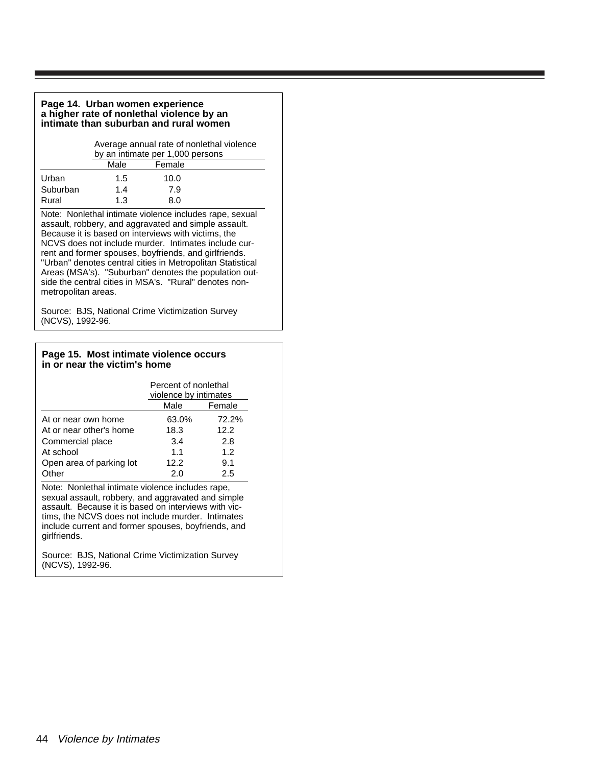### Page 14. Urban women experience a higher rate of nonlethal violence by an intimate than suburban and rural women

| | Average annual rate of nonlethal violence by an intimate per 1,000 persons | |
|---|---|---|
| | Male | Female |
| Urban | 1.5 | 10.0 |
| Suburban | 1.4 | 7.9 |
| Rural | 1.3 | 8.0 |

Note: Nonlethal intimate violence includes rape, sexual assault, robbery, and aggravated and simple assault. Because it is based on interviews with victims, the NCVS does not include murder. Intimates include current and former spouses, boyfriends, and girlfriends. "Urban" denotes central cities in Metropolitan Statistical Areas (MSA's). "Suburban" denotes the population outside the central cities in MSA's. "Rural" denotes nonmetropolitan areas.

Source: BJS, National Crime Victimization Survey (NCVS), 1992-96.

### Page 15. Most intimate violence occurs in or near the victim's home

| | Percent of nonlethal violence by intimates | |
|---|---|---|
| | Male | Female |
| At or near own home | 63.0% | 72.2% |
| At or near other's home | 18.3 | 12.2 |
| Commercial place | 3.4 | 2.8 |
| At school | 1.1 | 1.2 |
| Open area of parking lot | 12.2 | 9.1 |
| Other | 2.0 | 2.5 |

Note: Nonlethal intimate violence includes rape, sexual assault, robbery, and aggravated and simple assault. Because it is based on interviews with victims, the NCVS does not include murder. Intimates include current and former spouses, boyfriends, and girlfriends.

Source: BJS, National Crime Victimization Survey (NCVS), 1992-96.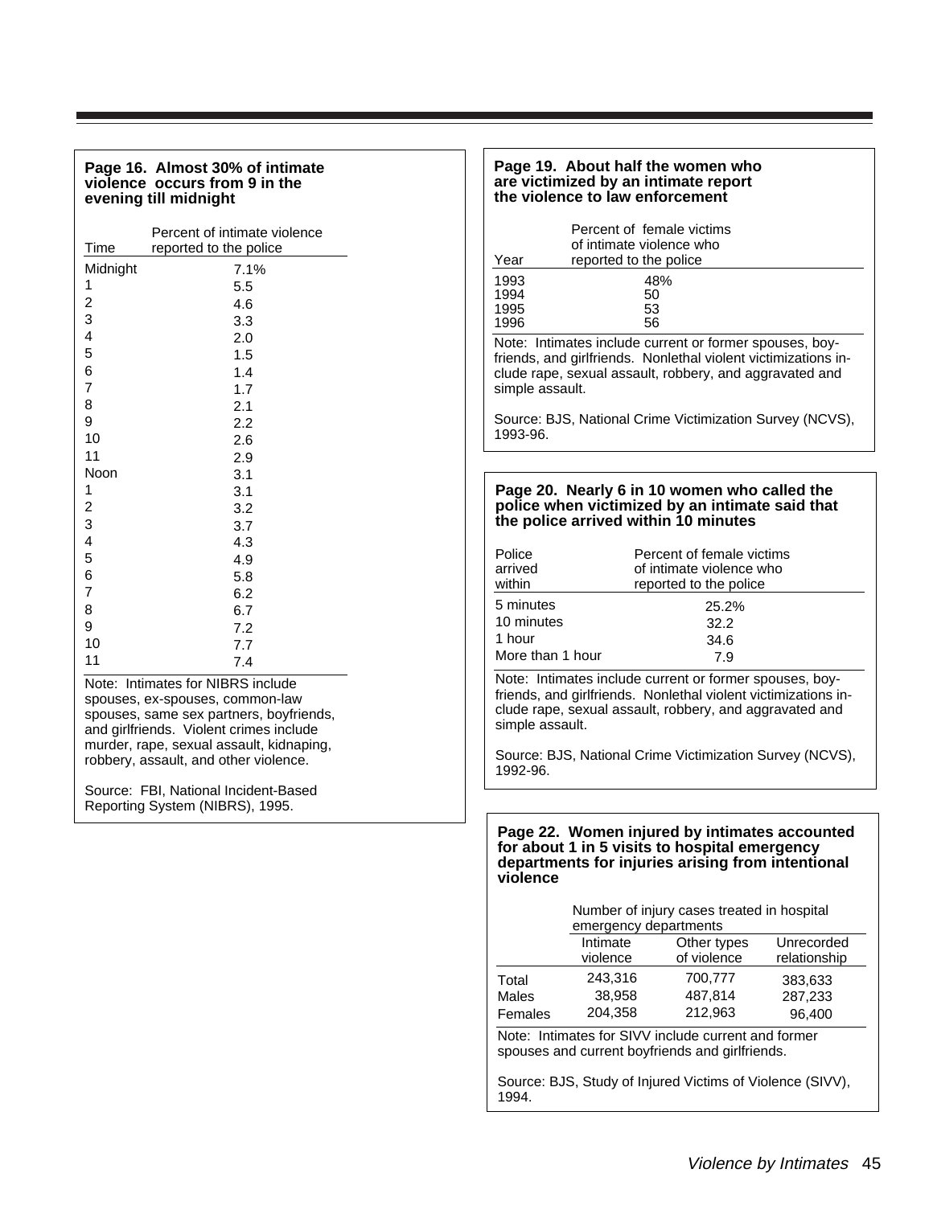**Page 16. Almost 30% of intimate violence occurs from 9 in the evening till midnight**

| Time | Percent of intimate violence reported to the police |
|---|---|
| Midnight | 7.1% |
| 1 | 5.5 |
| 2 | 4.6 |
| 3 | 3.3 |
| 4 | 2.0 |
| 5 | 1.5 |
| 6 | 1.4 |
| 7 | 1.7 |
| 8 | 2.1 |
| 9 | 2.2 |
| 10 | 2.6 |
| 11 | 2.9 |
| Noon | 3.1 |
| 1 | 3.1 |
| 2 | 3.2 |
| 3 | 3.7 |
| 4 | 4.3 |
| 5 | 4.9 |
| 6 | 5.8 |
| 7 | 6.2 |
| 8 | 6.7 |
| 9 | 7.2 |
| 10 | 7.7 |
| 11 | 7.4 |

Note: Intimates for NIBRS include spouses, ex-spouses, common-law spouses, same sex partners, boyfriends, and girlfriends. Violent crimes include murder, rape, sexual assault, kidnaping, robbery, assault, and other violence.

Source: FBI, National Incident-Based Reporting System (NIBRS), 1995.

**Page 19. About half the women who are victimized by an intimate report the violence to law enforcement**

| Year | Percent of female victims of intimate violence who reported to the police |
|---|---|
| 1993 | 48% |
| 1994 | 50 |
| 1995 | 53 |
| 1996 | 56 |

Note: Intimates include current or former spouses, boyfriends, and girlfriends. Nonlethal violent victimizations include rape, sexual assault, robbery, and aggravated and simple assault.

Source: BJS, National Crime Victimization Survey (NCVS), 1993-96.

**Page 20. Nearly 6 in 10 women who called the police when victimized by an intimate said that the police arrived within 10 minutes**

| Police arrived within | Percent of female victims of intimate violence who reported to the police |
|---|---|
| 5 minutes | 25.2% |
| 10 minutes | 32.2 |
| 1 hour | 34.6 |
| More than 1 hour | 7.9 |

Note: Intimates include current or former spouses, boyfriends, and girlfriends. Nonlethal violent victimizations include rape, sexual assault, robbery, and aggravated and simple assault.

Source: BJS, National Crime Victimization Survey (NCVS), 1992-96.

**Page 22. Women injured by intimates accounted for about 1 in 5 visits to hospital emergency departments for injuries arising from intentional violence**

| | Number of injury cases treated in hospital emergency departments | | |
|---|---|---|---|
| | Intimate violence | Other types of violence | Unrecorded relationship |
| Total | 243,316 | 700,777 | 383,633 |
| Males | 38,958 | 487,814 | 287,233 |
| Females | 204,358 | 212,963 | 96,400 |

Note: Intimates for SIVV include current and former spouses and current boyfriends and girlfriends.

Source: BJS, Study of Injured Victims of Violence (SIVV), 1994.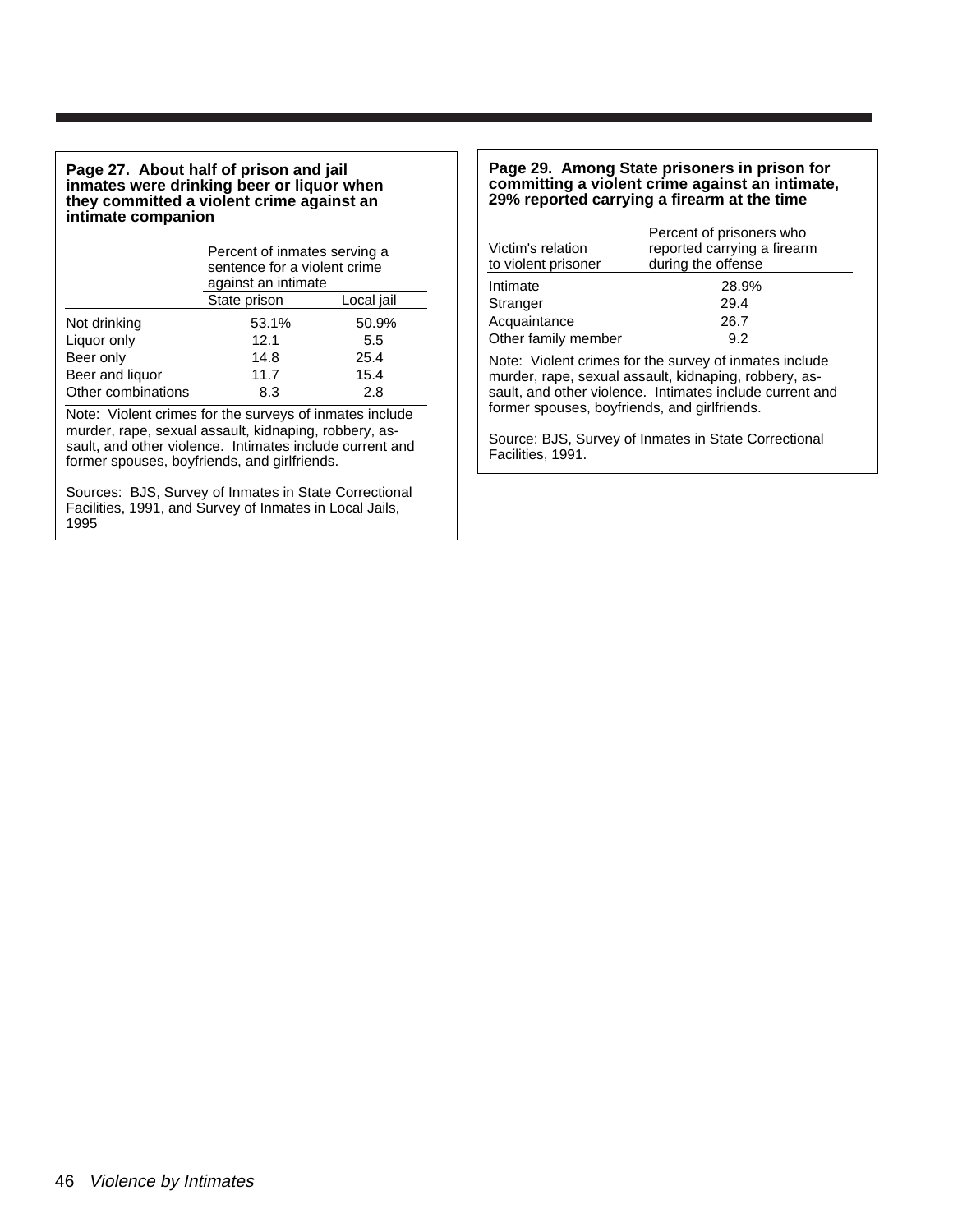**Page 27. About half of prison and jail inmates were drinking beer or liquor when they committed a violent crime against an intimate companion**

| | Percent of inmates serving a sentence for a violent crime against an intimate | |
|---|---|---|
| | State prison | Local jail |
| Not drinking | 53.1% | 50.9% |
| Liquor only | 12.1 | 5.5 |
| Beer only | 14.8 | 25.4 |
| Beer and liquor | 11.7 | 15.4 |
| Other combinations | 8.3 | 2.8 |

Note: Violent crimes for the surveys of inmates include murder, rape, sexual assault, kidnaping, robbery, assault, and other violence. Intimates include current and former spouses, boyfriends, and girlfriends.

Sources: BJS, Survey of Inmates in State Correctional Facilities, 1991, and Survey of Inmates in Local Jails, 1995

**Page 29. Among State prisoners in prison for committing a violent crime against an intimate, 29% reported carrying a firearm at the time**

| Victim's relation to violent prisoner | Percent of prisoners who reported carrying a firearm during the offense |
|---|---|
| Intimate | 28.9% |
| Stranger | 29.4 |
| Acquaintance | 26.7 |
| Other family member | 9.2 |

Note: Violent crimes for the survey of inmates include murder, rape, sexual assault, kidnaping, robbery, assault, and other violence. Intimates include current and former spouses, boyfriends, and girlfriends.

Source: BJS, Survey of Inmates in State Correctional Facilities, 1991.